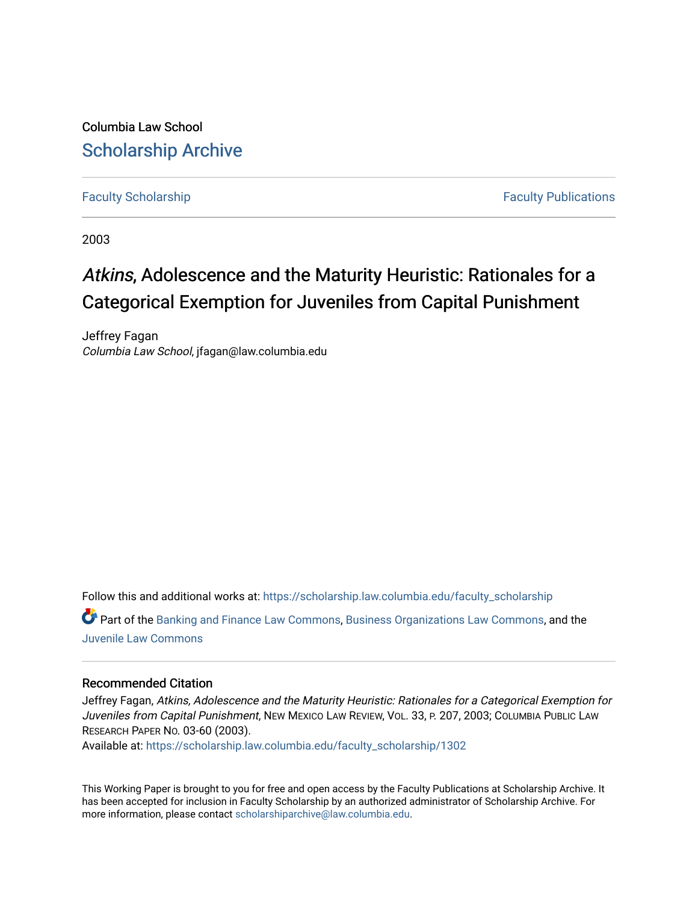Columbia Law School

# Scholarship Archive

Faculty Scholarship | Faculty Publications

2003

# *Atkins*, Adolescence and the Maturity Heuristic: Rationales for a Categorical Exemption for Juveniles from Capital Punishment

Jeffrey Fagan
*Columbia Law School*, jfagan@law.columbia.edu

Follow this and additional works at: https://scholarship.law.columbia.edu/faculty_scholarship

Part of the Banking and Finance Law Commons, Business Organizations Law Commons, and the Juvenile Law Commons

### Recommended Citation

Jeffrey Fagan, *Atkins, Adolescence and the Maturity Heuristic: Rationales for a Categorical Exemption for Juveniles from Capital Punishment*, New Mexico Law Review, Vol. 33, p. 207, 2003; Columbia Public Law Research Paper No. 03-60 (2003).
Available at: https://scholarship.law.columbia.edu/faculty_scholarship/1302

This Working Paper is brought to you for free and open access by the Faculty Publications at Scholarship Archive. It has been accepted for inclusion in Faculty Scholarship by an authorized administrator of Scholarship Archive. For more information, please contact scholarshiparchive@law.columbia.edu.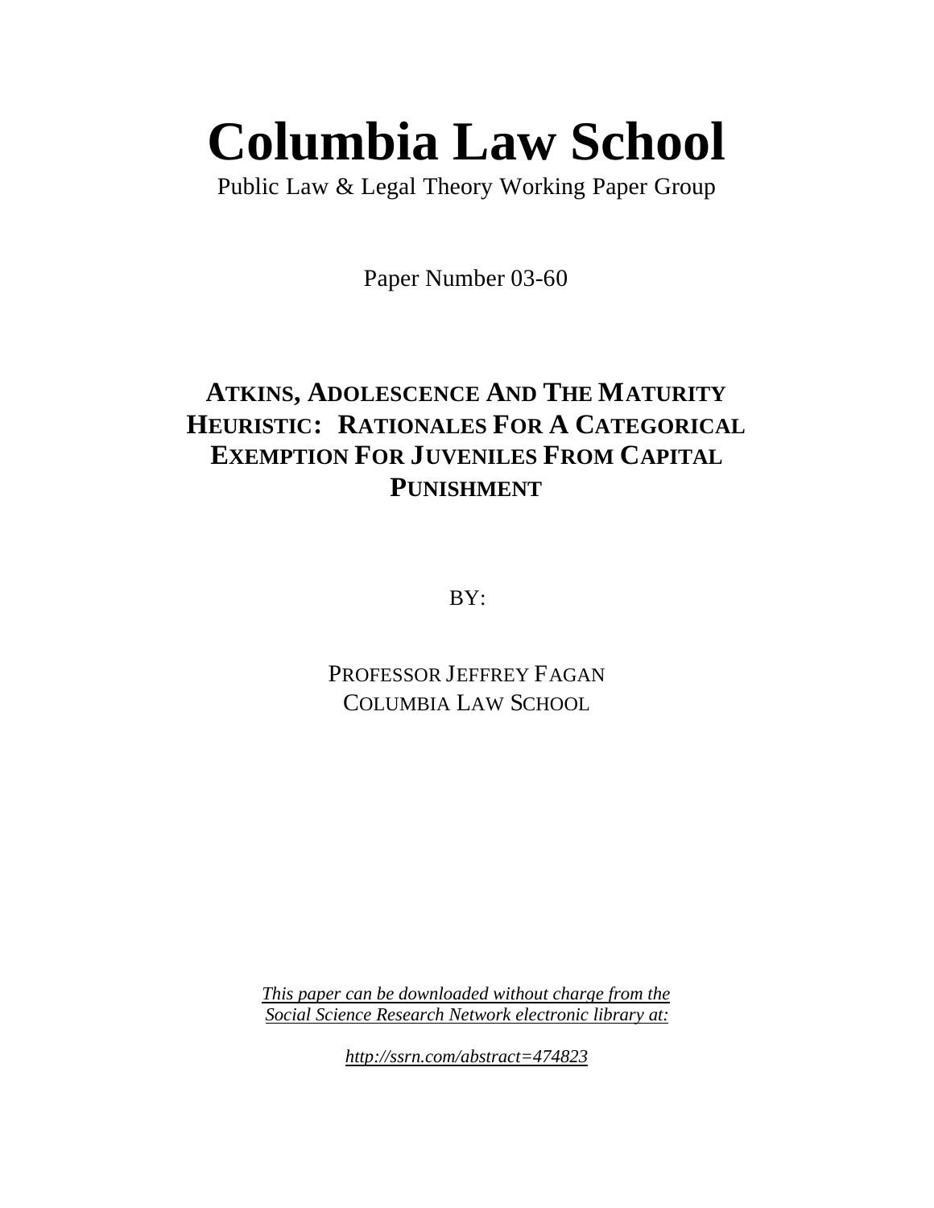# Columbia Law School

Public Law & Legal Theory Working Paper Group

Paper Number 03-60

## ATKINS, ADOLESCENCE AND THE MATURITY HEURISTIC: RATIONALES FOR A CATEGORICAL EXEMPTION FOR JUVENILES FROM CAPITAL PUNISHMENT

BY:

PROFESSOR JEFFREY FAGAN
COLUMBIA LAW SCHOOL

*This paper can be downloaded without charge from the Social Science Research Network electronic library at:*

*http://ssrn.com/abstract=474823*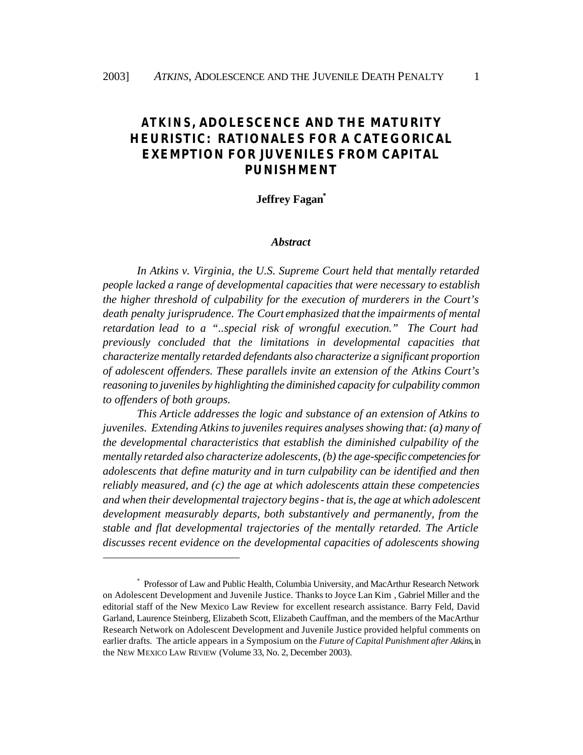# ATKINS, ADOLESCENCE AND THE MATURITY HEURISTIC: RATIONALES FOR A CATEGORICAL EXEMPTION FOR JUVENILES FROM CAPITAL PUNISHMENT

**Jeffrey Fagan***

### *Abstract*

*In Atkins v. Virginia, the U.S. Supreme Court held that mentally retarded people lacked a range of developmental capacities that were necessary to establish the higher threshold of culpability for the execution of murderers in the Court's death penalty jurisprudence. The Court emphasized that the impairments of mental retardation lead to a "..special risk of wrongful execution." The Court had previously concluded that the limitations in developmental capacities that characterize mentally retarded defendants also characterize a significant proportion of adolescent offenders. These parallels invite an extension of the Atkins Court's reasoning to juveniles by highlighting the diminished capacity for culpability common to offenders of both groups.*

*This Article addresses the logic and substance of an extension of Atkins to juveniles. Extending Atkins to juveniles requires analyses showing that: (a) many of the developmental characteristics that establish the diminished culpability of the mentally retarded also characterize adolescents, (b) the age-specific competencies for adolescents that define maturity and in turn culpability can be identified and then reliably measured, and (c) the age at which adolescents attain these competencies and when their developmental trajectory begins - that is, the age at which adolescent development measurably departs, both substantively and permanently, from the stable and flat developmental trajectories of the mentally retarded. The Article discusses recent evidence on the developmental capacities of adolescents showing*

---

\* Professor of Law and Public Health, Columbia University, and MacArthur Research Network on Adolescent Development and Juvenile Justice. Thanks to Joyce Lan Kim , Gabriel Miller and the editorial staff of the New Mexico Law Review for excellent research assistance. Barry Feld, David Garland, Laurence Steinberg, Elizabeth Scott, Elizabeth Cauffman, and the members of the MacArthur Research Network on Adolescent Development and Juvenile Justice provided helpful comments on earlier drafts. The article appears in a Symposium on the *Future of Capital Punishment after Atkins*, in the NEW MEXICO LAW REVIEW (Volume 33, No. 2, December 2003).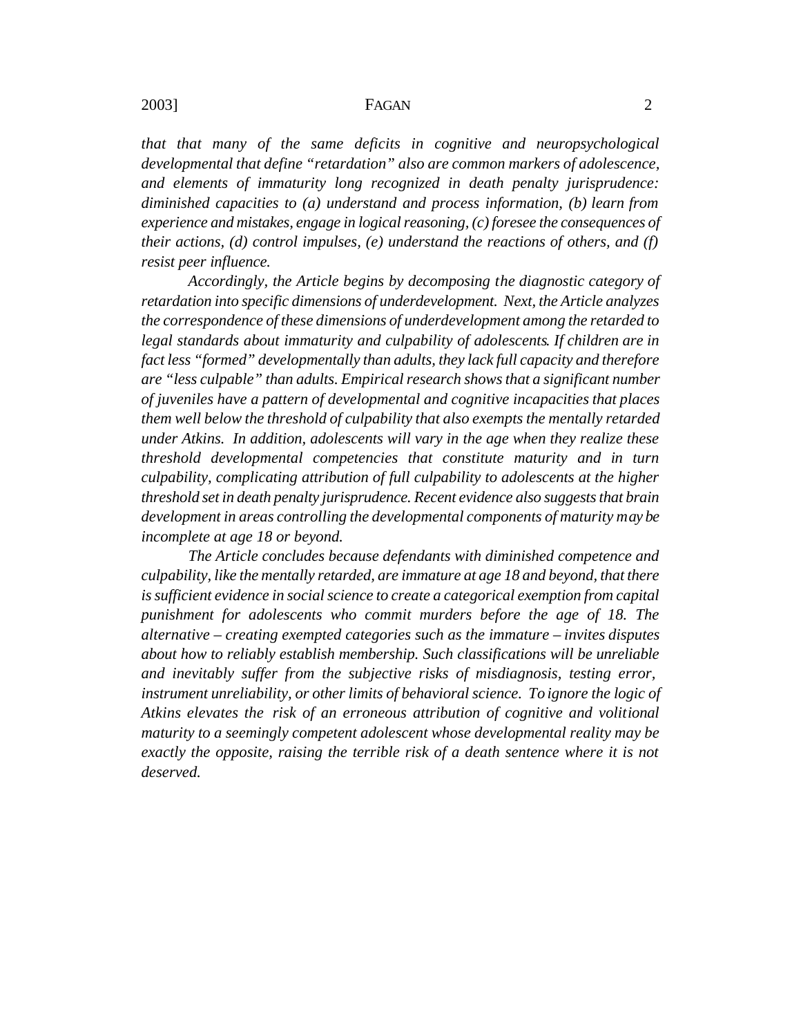*that that many of the same deficits in cognitive and neuropsychological developmental that define "retardation" also are common markers of adolescence, and elements of immaturity long recognized in death penalty jurisprudence: diminished capacities to (a) understand and process information, (b) learn from experience and mistakes, engage in logical reasoning, (c) foresee the consequences of their actions, (d) control impulses, (e) understand the reactions of others, and (f) resist peer influence.*

*Accordingly, the Article begins by decomposing the diagnostic category of retardation into specific dimensions of underdevelopment. Next, the Article analyzes the correspondence of these dimensions of underdevelopment among the retarded to legal standards about immaturity and culpability of adolescents. If children are in fact less "formed" developmentally than adults, they lack full capacity and therefore are "less culpable" than adults. Empirical research shows that a significant number of juveniles have a pattern of developmental and cognitive incapacities that places them well below the threshold of culpability that also exempts the mentally retarded under Atkins. In addition, adolescents will vary in the age when they realize these threshold developmental competencies that constitute maturity and in turn culpability, complicating attribution of full culpability to adolescents at the higher threshold set in death penalty jurisprudence. Recent evidence also suggests that brain development in areas controlling the developmental components of maturity may be incomplete at age 18 or beyond.*

*The Article concludes because defendants with diminished competence and culpability, like the mentally retarded, are immature at age 18 and beyond, that there is sufficient evidence in social science to create a categorical exemption from capital punishment for adolescents who commit murders before the age of 18. The alternative – creating exempted categories such as the immature – invites disputes about how to reliably establish membership. Such classifications will be unreliable and inevitably suffer from the subjective risks of misdiagnosis, testing error, instrument unreliability, or other limits of behavioral science. To ignore the logic of Atkins elevates the risk of an erroneous attribution of cognitive and volitional maturity to a seemingly competent adolescent whose developmental reality may be exactly the opposite, raising the terrible risk of a death sentence where it is not deserved.*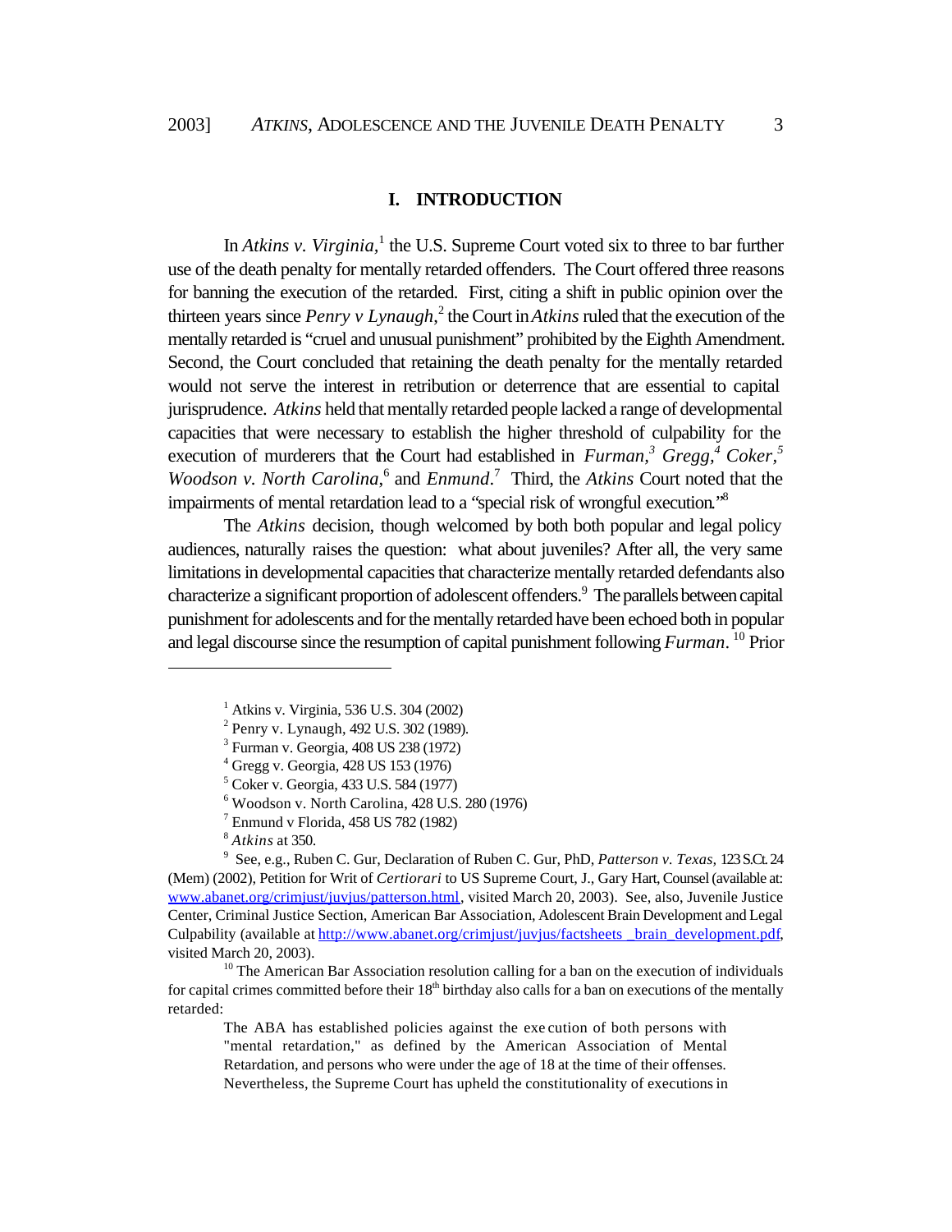## I. INTRODUCTION

In *Atkins v. Virginia*,[1] the U.S. Supreme Court voted six to three to bar further use of the death penalty for mentally retarded offenders. The Court offered three reasons for banning the execution of the retarded. First, citing a shift in public opinion over the thirteen years since *Penry v Lynaugh*,[2] the Court in *Atkins* ruled that the execution of the mentally retarded is "cruel and unusual punishment" prohibited by the Eighth Amendment. Second, the Court concluded that retaining the death penalty for the mentally retarded would not serve the interest in retribution or deterrence that are essential to capital jurisprudence. *Atkins* held that mentally retarded people lacked a range of developmental capacities that were necessary to establish the higher threshold of culpability for the execution of murderers that the Court had established in *Furman*,[3] *Gregg*,[4] *Coker*,[5] *Woodson v. North Carolina*,[6] and *Enmund*.[7] Third, the *Atkins* Court noted that the impairments of mental retardation lead to a "special risk of wrongful execution."[8]

The *Atkins* decision, though welcomed by both both popular and legal policy audiences, naturally raises the question: what about juveniles? After all, the very same limitations in developmental capacities that characterize mentally retarded defendants also characterize a significant proportion of adolescent offenders.[9] The parallels between capital punishment for adolescents and for the mentally retarded have been echoed both in popular and legal discourse since the resumption of capital punishment following *Furman*.[10] Prior

---

[1] Atkins v. Virginia, 536 U.S. 304 (2002)

[2] Penry v. Lynaugh, 492 U.S. 302 (1989).

[3] Furman v. Georgia, 408 US 238 (1972)

[4] Gregg v. Georgia, 428 US 153 (1976)

[5] Coker v. Georgia, 433 U.S. 584 (1977)

[6] Woodson v. North Carolina, 428 U.S. 280 (1976)

[7] Enmund v Florida, 458 US 782 (1982)

[8] *Atkins* at 350.

[9] See, e.g., Ruben C. Gur, Declaration of Ruben C. Gur, PhD, *Patterson v. Texas,* 123 S.Ct. 24 (Mem) (2002), Petition for Writ of *Certiorari* to US Supreme Court, J., Gary Hart, Counsel (available at: www.abanet.org/crimjust/juvjus/patterson.html, visited March 20, 2003). See, also, Juvenile Justice Center, Criminal Justice Section, American Bar Association, Adolescent Brain Development and Legal Culpability (available at http://www.abanet.org/crimjust/juvjus/factsheets _brain_development.pdf, visited March 20, 2003).

[10] The American Bar Association resolution calling for a ban on the execution of individuals for capital crimes committed before their 18th birthday also calls for a ban on executions of the mentally retarded:

> The ABA has established policies against the execution of both persons with "mental retardation," as defined by the American Association of Mental Retardation, and persons who were under the age of 18 at the time of their offenses. Nevertheless, the Supreme Court has upheld the constitutionality of executions in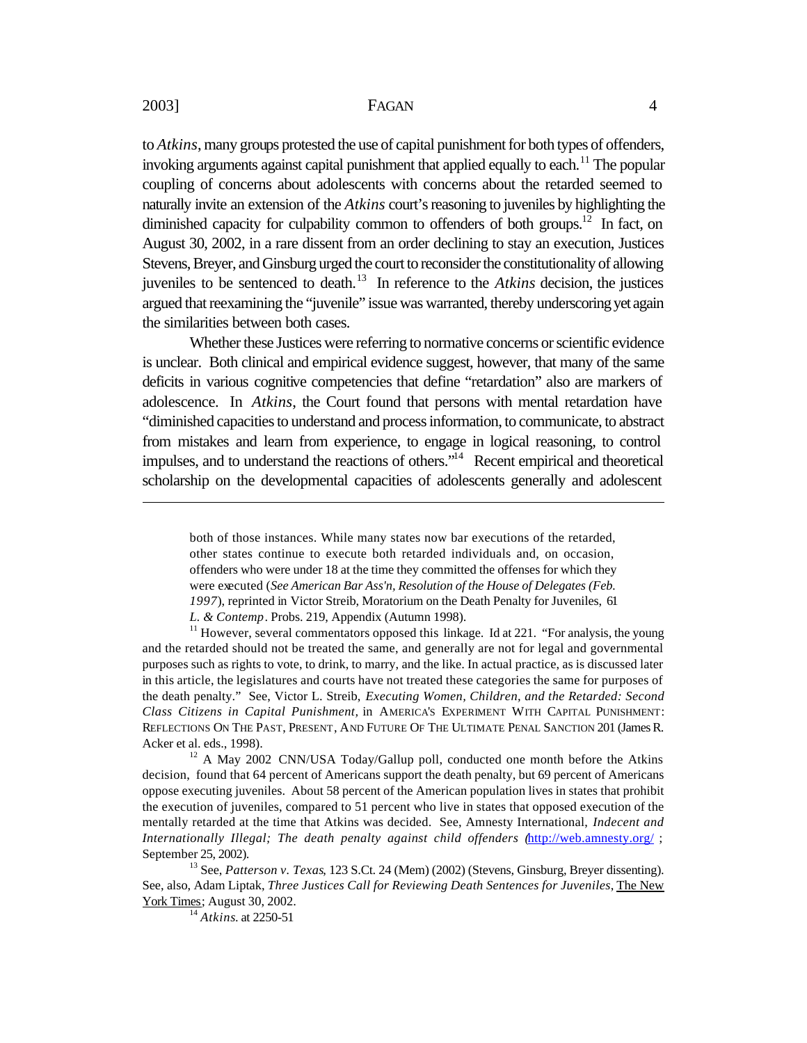to *Atkins*, many groups protested the use of capital punishment for both types of offenders, invoking arguments against capital punishment that applied equally to each.[11] The popular coupling of concerns about adolescents with concerns about the retarded seemed to naturally invite an extension of the *Atkins* court's reasoning to juveniles by highlighting the diminished capacity for culpability common to offenders of both groups.[12] In fact, on August 30, 2002, in a rare dissent from an order declining to stay an execution, Justices Stevens, Breyer, and Ginsburg urged the court to reconsider the constitutionality of allowing juveniles to be sentenced to death.[13] In reference to the *Atkins* decision, the justices argued that reexamining the "juvenile" issue was warranted, thereby underscoring yet again the similarities between both cases.

Whether these Justices were referring to normative concerns or scientific evidence is unclear. Both clinical and empirical evidence suggest, however, that many of the same deficits in various cognitive competencies that define "retardation" also are markers of adolescence. In *Atkins*, the Court found that persons with mental retardation have "diminished capacities to understand and process information, to communicate, to abstract from mistakes and learn from experience, to engage in logical reasoning, to control impulses, and to understand the reactions of others."[14] Recent empirical and theoretical scholarship on the developmental capacities of adolescents generally and adolescent

---

both of those instances. While many states now bar executions of the retarded, other states continue to execute both retarded individuals and, on occasion, offenders who were under 18 at the time they committed the offenses for which they were executed (*See American Bar Ass'n, Resolution of the House of Delegates (Feb. 1997)*), reprinted in Victor Streib, Moratorium on the Death Penalty for Juveniles, 61 *L. & Contemp*. Probs. 219, Appendix (Autumn 1998).

[11] However, several commentators opposed this linkage. Id at 221. "For analysis, the young and the retarded should not be treated the same, and generally are not for legal and governmental purposes such as rights to vote, to drink, to marry, and the like. In actual practice, as is discussed later in this article, the legislatures and courts have not treated these categories the same for purposes of the death penalty." See, Victor L. Streib, *Executing Women, Children, and the Retarded: Second Class Citizens in Capital Punishment,* in AMERICA'S EXPERIMENT WITH CAPITAL PUNISHMENT: REFLECTIONS ON THE PAST, PRESENT, AND FUTURE OF THE ULTIMATE PENAL SANCTION 201 (James R. Acker et al. eds., 1998).

[12] A May 2002 CNN/USA Today/Gallup poll, conducted one month before the Atkins decision, found that 64 percent of Americans support the death penalty, but 69 percent of Americans oppose executing juveniles. About 58 percent of the American population lives in states that prohibit the execution of juveniles, compared to 51 percent who live in states that opposed execution of the mentally retarded at the time that Atkins was decided. See, Amnesty International, *Indecent and Internationally Illegal; The death penalty against child offenders* (http://web.amnesty.org/ ; September 25, 2002).

[13] See, *Patterson v. Texas*, 123 S.Ct. 24 (Mem) (2002) (Stevens, Ginsburg, Breyer dissenting). See, also, Adam Liptak, *Three Justices Call for Reviewing Death Sentences for Juveniles*, The New York Times; August 30, 2002.

[14] *Atkins.* at 2250-51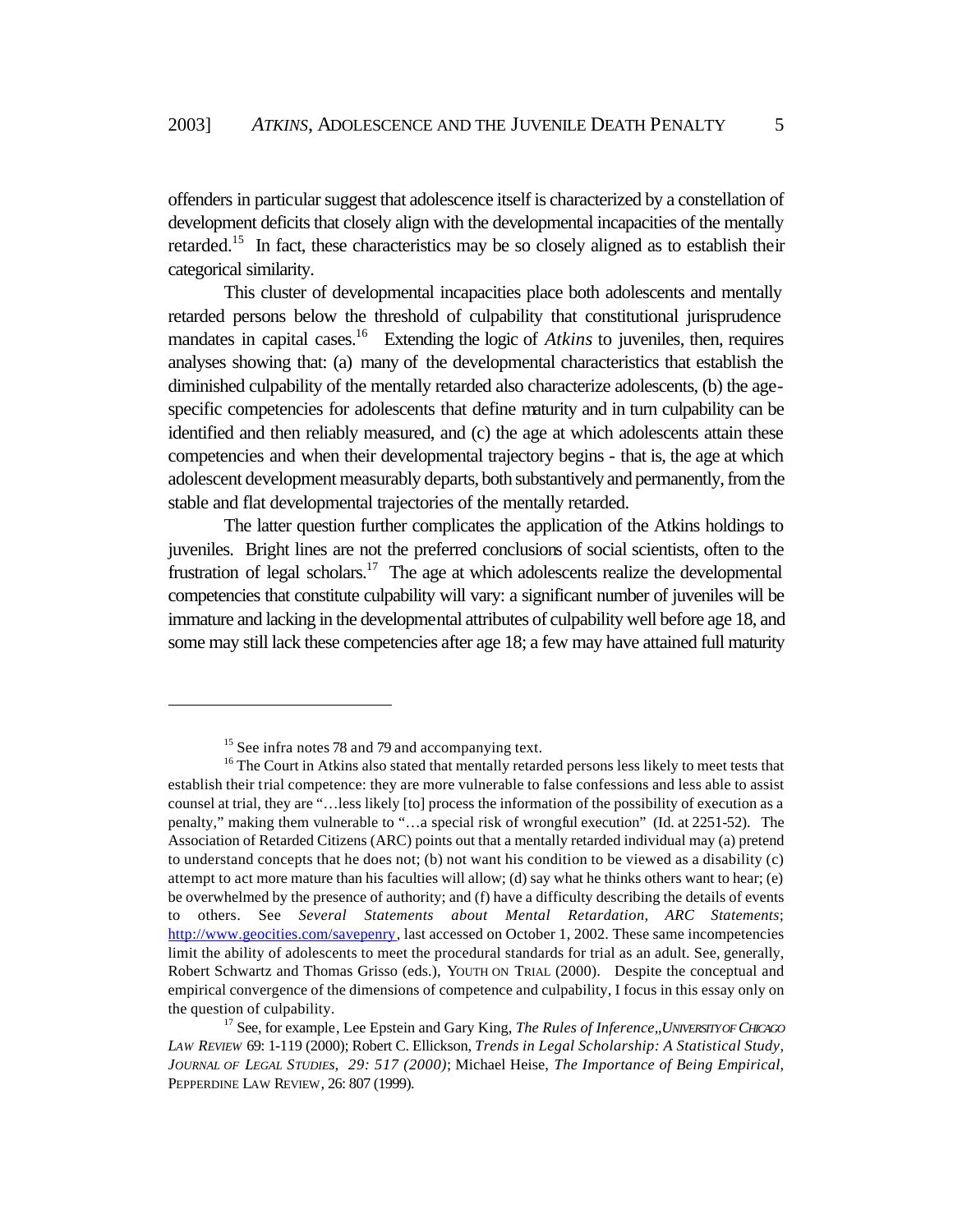offenders in particular suggest that adolescence itself is characterized by a constellation of development deficits that closely align with the developmental incapacities of the mentally retarded.[15] In fact, these characteristics may be so closely aligned as to establish their categorical similarity.

This cluster of developmental incapacities place both adolescents and mentally retarded persons below the threshold of culpability that constitutional jurisprudence mandates in capital cases.[16] Extending the logic of *Atkins* to juveniles, then, requires analyses showing that: (a) many of the developmental characteristics that establish the diminished culpability of the mentally retarded also characterize adolescents, (b) the age-specific competencies for adolescents that define maturity and in turn culpability can be identified and then reliably measured, and (c) the age at which adolescents attain these competencies and when their developmental trajectory begins - that is, the age at which adolescent development measurably departs, both substantively and permanently, from the stable and flat developmental trajectories of the mentally retarded.

The latter question further complicates the application of the Atkins holdings to juveniles. Bright lines are not the preferred conclusions of social scientists, often to the frustration of legal scholars.[17] The age at which adolescents realize the developmental competencies that constitute culpability will vary: a significant number of juveniles will be immature and lacking in the developmental attributes of culpability well before age 18, and some may still lack these competencies after age 18; a few may have attained full maturity

---

[15] See infra notes 78 and 79 and accompanying text.

[16] The Court in Atkins also stated that mentally retarded persons less likely to meet tests that establish their trial competence: they are more vulnerable to false confessions and less able to assist counsel at trial, they are "…less likely [to] process the information of the possibility of execution as a penalty," making them vulnerable to "…a special risk of wrongful execution" (Id. at 2251-52). The Association of Retarded Citizens (ARC) points out that a mentally retarded individual may (a) pretend to understand concepts that he does not; (b) not want his condition to be viewed as a disability (c) attempt to act more mature than his faculties will allow; (d) say what he thinks others want to hear; (e) be overwhelmed by the presence of authority; and (f) have a difficulty describing the details of events to others. See *Several Statements about Mental Retardation, ARC Statements*; http://www.geocities.com/savepenry, last accessed on October 1, 2002. These same incompetencies limit the ability of adolescents to meet the procedural standards for trial as an adult. See, generally, Robert Schwartz and Thomas Grisso (eds.), YOUTH ON TRIAL (2000). Despite the conceptual and empirical convergence of the dimensions of competence and culpability, I focus in this essay only on the question of culpability.

[17] See, for example, Lee Epstein and Gary King, *The Rules of Inference*,,*UNIVERSITY OF CHICAGO LAW REVIEW* 69: 1-119 (2000); Robert C. Ellickson, *Trends in Legal Scholarship: A Statistical Study, JOURNAL OF LEGAL STUDIES, 29: 517 (2000)*; Michael Heise, *The Importance of Being Empirical,* PEPPERDINE LAW REVIEW, 26: 807 (1999).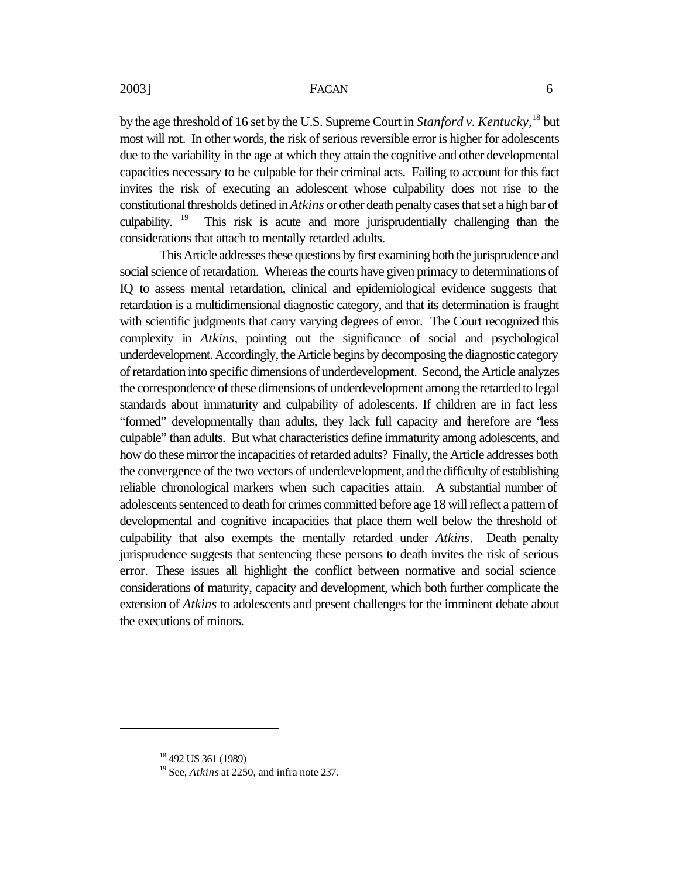by the age threshold of 16 set by the U.S. Supreme Court in *Stanford v. Kentucky*,[18] but most will not. In other words, the risk of serious reversible error is higher for adolescents due to the variability in the age at which they attain the cognitive and other developmental capacities necessary to be culpable for their criminal acts. Failing to account for this fact invites the risk of executing an adolescent whose culpability does not rise to the constitutional thresholds defined in *Atkins* or other death penalty cases that set a high bar of culpability. [19] This risk is acute and more jurisprudentially challenging than the considerations that attach to mentally retarded adults.

This Article addresses these questions by first examining both the jurisprudence and social science of retardation. Whereas the courts have given primacy to determinations of IQ to assess mental retardation, clinical and epidemiological evidence suggests that retardation is a multidimensional diagnostic category, and that its determination is fraught with scientific judgments that carry varying degrees of error. The Court recognized this complexity in *Atkins*, pointing out the significance of social and psychological underdevelopment. Accordingly, the Article begins by decomposing the diagnostic category of retardation into specific dimensions of underdevelopment. Second, the Article analyzes the correspondence of these dimensions of underdevelopment among the retarded to legal standards about immaturity and culpability of adolescents. If children are in fact less "formed" developmentally than adults, they lack full capacity and therefore are "less culpable" than adults. But what characteristics define immaturity among adolescents, and how do these mirror the incapacities of retarded adults? Finally, the Article addresses both the convergence of the two vectors of underdevelopment, and the difficulty of establishing reliable chronological markers when such capacities attain. A substantial number of adolescents sentenced to death for crimes committed before age 18 will reflect a pattern of developmental and cognitive incapacities that place them well below the threshold of culpability that also exempts the mentally retarded under *Atkins*. Death penalty jurisprudence suggests that sentencing these persons to death invites the risk of serious error. These issues all highlight the conflict between normative and social science considerations of maturity, capacity and development, which both further complicate the extension of *Atkins* to adolescents and present challenges for the imminent debate about the executions of minors.

---

[18] 492 US 361 (1989)

[19] See, *Atkins* at 2250, and infra note 237.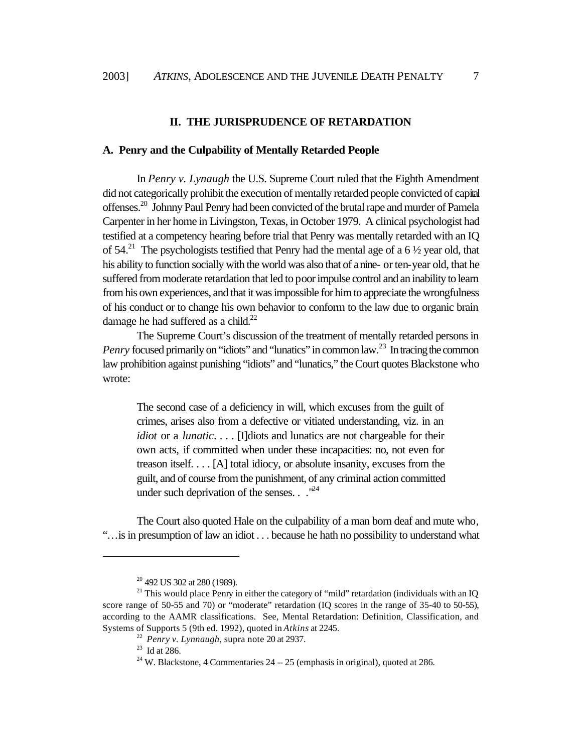## II. THE JURISPRUDENCE OF RETARDATION

### A. Penry and the Culpability of Mentally Retarded People

In *Penry v. Lynaugh* the U.S. Supreme Court ruled that the Eighth Amendment did not categorically prohibit the execution of mentally retarded people convicted of capital offenses.[20] Johnny Paul Penry had been convicted of the brutal rape and murder of Pamela Carpenter in her home in Livingston, Texas, in October 1979. A clinical psychologist had testified at a competency hearing before trial that Penry was mentally retarded with an IQ of 54.[21] The psychologists testified that Penry had the mental age of a 6 ½ year old, that his ability to function socially with the world was also that of a nine- or ten-year old, that he suffered from moderate retardation that led to poor impulse control and an inability to learn from his own experiences, and that it was impossible for him to appreciate the wrongfulness of his conduct or to change his own behavior to conform to the law due to organic brain damage he had suffered as a child.[22]

The Supreme Court's discussion of the treatment of mentally retarded persons in *Penry* focused primarily on "idiots" and "lunatics" in common law.[23] In tracing the common law prohibition against punishing "idiots" and "lunatics," the Court quotes Blackstone who wrote:

> The second case of a deficiency in will, which excuses from the guilt of crimes, arises also from a defective or vitiated understanding, viz. in an *idiot* or a *lunatic*. . . . [I]diots and lunatics are not chargeable for their own acts, if committed when under these incapacities: no, not even for treason itself. . . . [A] total idiocy, or absolute insanity, excuses from the guilt, and of course from the punishment, of any criminal action committed under such deprivation of the senses. . ."[24]

The Court also quoted Hale on the culpability of a man born deaf and mute who, "…is in presumption of law an idiot . . . because he hath no possibility to understand what

---

[20] 492 US 302 at 280 (1989).

[21] This would place Penry in either the category of "mild" retardation (individuals with an IQ score range of 50-55 and 70) or "moderate" retardation (IQ scores in the range of 35-40 to 50-55), according to the AAMR classifications. See, Mental Retardation: Definition, Classification, and Systems of Supports 5 (9th ed. 1992), quoted in *Atkins* at 2245.

[22] *Penry v. Lynnaugh*, supra note 20 at 2937.

[23] Id at 286.

[24] W. Blackstone, 4 Commentaries 24 -- 25 (emphasis in original), quoted at 286.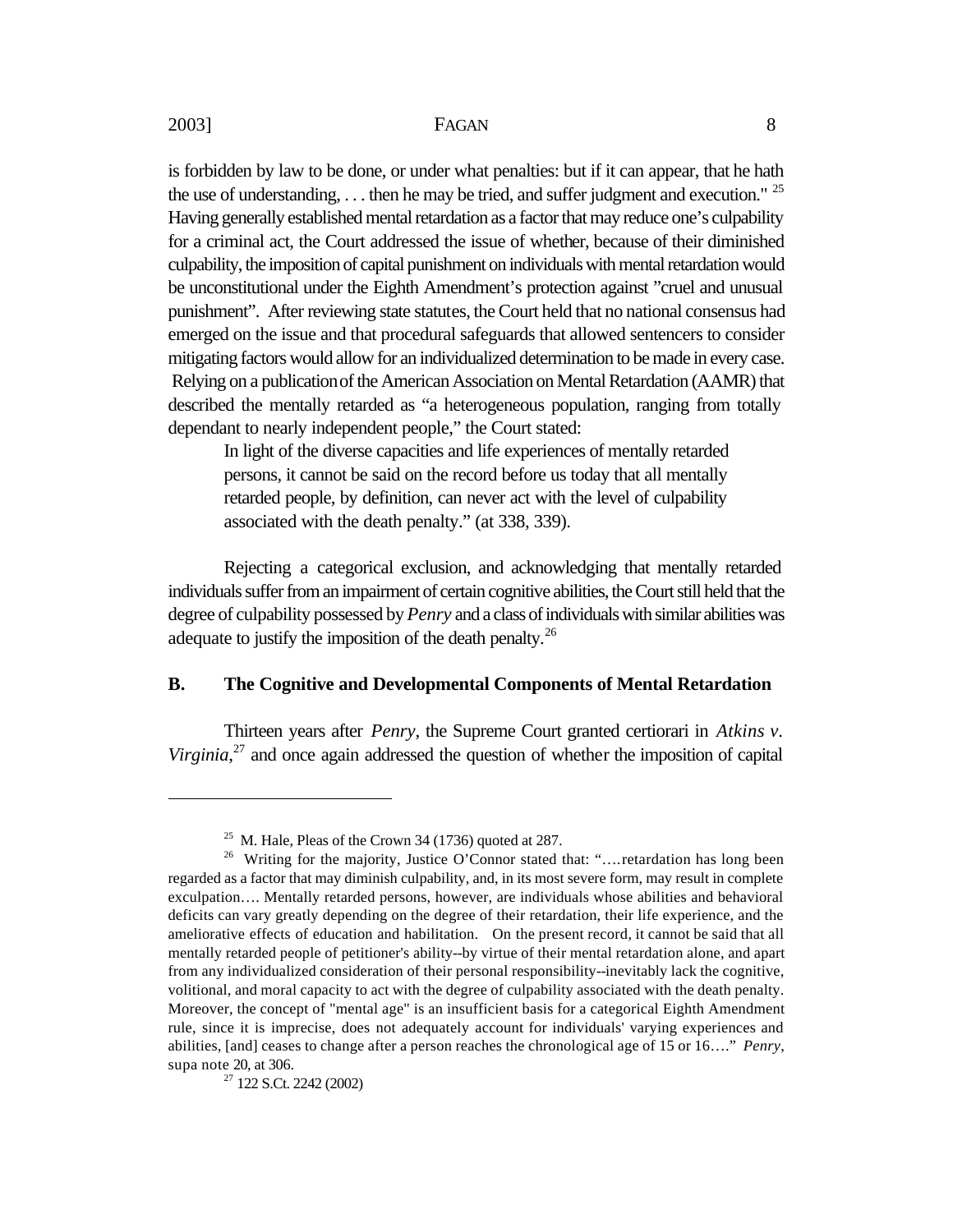is forbidden by law to be done, or under what penalties: but if it can appear, that he hath the use of understanding, . . . then he may be tried, and suffer judgment and execution." [25] Having generally established mental retardation as a factor that may reduce one's culpability for a criminal act, the Court addressed the issue of whether, because of their diminished culpability, the imposition of capital punishment on individuals with mental retardation would be unconstitutional under the Eighth Amendment's protection against "cruel and unusual punishment". After reviewing state statutes, the Court held that no national consensus had emerged on the issue and that procedural safeguards that allowed sentencers to consider mitigating factors would allow for an individualized determination to be made in every case. Relying on a publication of the American Association on Mental Retardation (AAMR) that described the mentally retarded as "a heterogeneous population, ranging from totally dependant to nearly independent people," the Court stated:

> In light of the diverse capacities and life experiences of mentally retarded persons, it cannot be said on the record before us today that all mentally retarded people, by definition, can never act with the level of culpability associated with the death penalty." (at 338, 339).

Rejecting a categorical exclusion, and acknowledging that mentally retarded individuals suffer from an impairment of certain cognitive abilities, the Court still held that the degree of culpability possessed by *Penry* and a class of individuals with similar abilities was adequate to justify the imposition of the death penalty.[26]

## B. The Cognitive and Developmental Components of Mental Retardation

Thirteen years after *Penry*, the Supreme Court granted certiorari in *Atkins v. Virginia*,[27] and once again addressed the question of whether the imposition of capital

---

[25] M. Hale, Pleas of the Crown 34 (1736) quoted at 287.

[26] Writing for the majority, Justice O'Connor stated that: "….retardation has long been regarded as a factor that may diminish culpability, and, in its most severe form, may result in complete exculpation…. Mentally retarded persons, however, are individuals whose abilities and behavioral deficits can vary greatly depending on the degree of their retardation, their life experience, and the ameliorative effects of education and habilitation. On the present record, it cannot be said that all mentally retarded people of petitioner's ability--by virtue of their mental retardation alone, and apart from any individualized consideration of their personal responsibility--inevitably lack the cognitive, volitional, and moral capacity to act with the degree of culpability associated with the death penalty. Moreover, the concept of "mental age" is an insufficient basis for a categorical Eighth Amendment rule, since it is imprecise, does not adequately account for individuals' varying experiences and abilities, [and] ceases to change after a person reaches the chronological age of 15 or 16…." *Penry*, supa note 20, at 306.

[27] 122 S.Ct. 2242 (2002)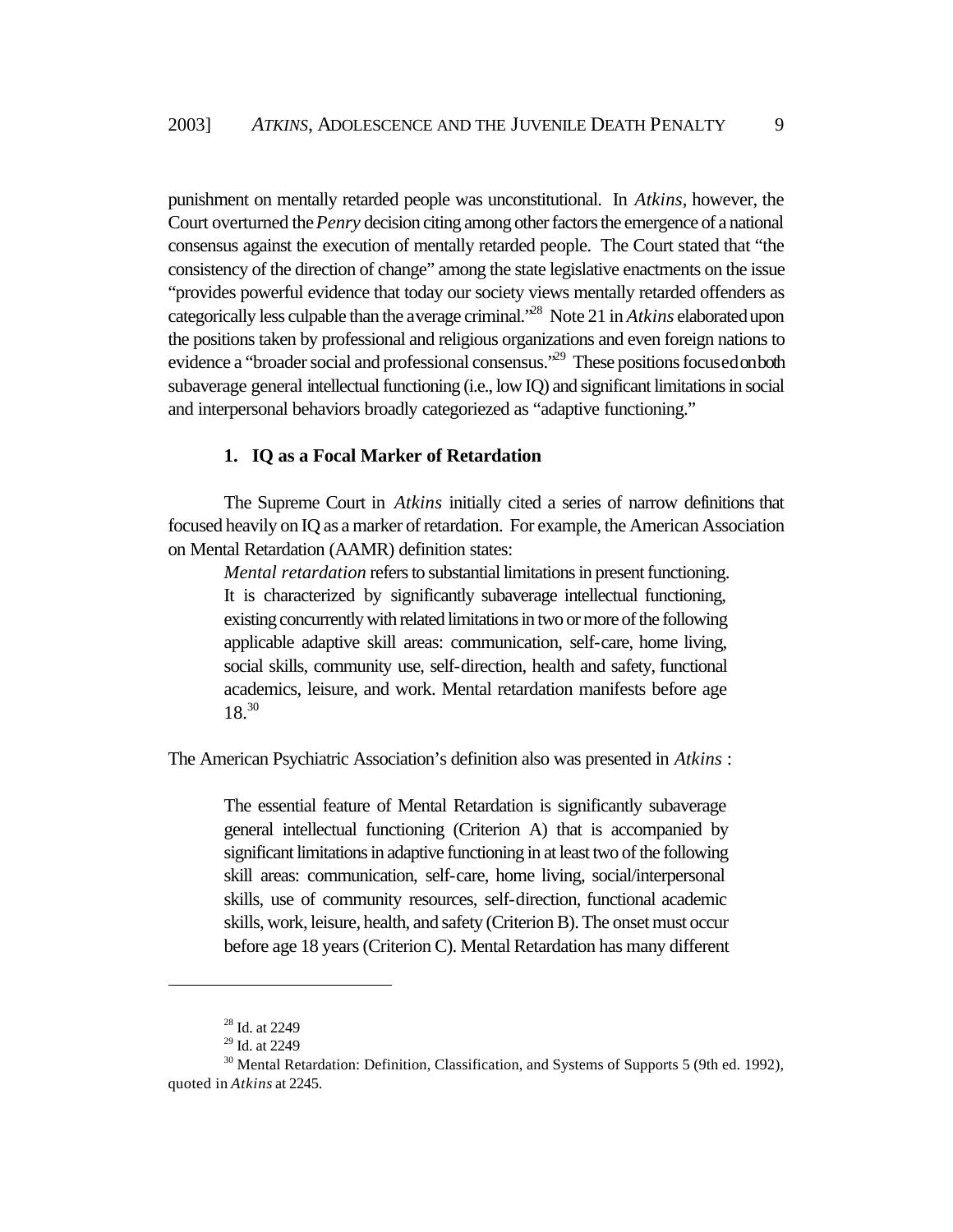punishment on mentally retarded people was unconstitutional. In *Atkins*, however, the Court overturned the *Penry* decision citing among other factors the emergence of a national consensus against the execution of mentally retarded people. The Court stated that "the consistency of the direction of change" among the state legislative enactments on the issue "provides powerful evidence that today our society views mentally retarded offenders as categorically less culpable than the average criminal."[28] Note 21 in *Atkins* elaborated upon the positions taken by professional and religious organizations and even foreign nations to evidence a "broader social and professional consensus."[29] These positions focused on both subaverage general intellectual functioning (i.e., low IQ) and significant limitations in social and interpersonal behaviors broadly categoriezed as "adaptive functioning."

### 1. IQ as a Focal Marker of Retardation

The Supreme Court in *Atkins* initially cited a series of narrow definitions that focused heavily on IQ as a marker of retardation. For example, the American Association on Mental Retardation (AAMR) definition states:

> *Mental retardation* refers to substantial limitations in present functioning. It is characterized by significantly subaverage intellectual functioning, existing concurrently with related limitations in two or more of the following applicable adaptive skill areas: communication, self-care, home living, social skills, community use, self-direction, health and safety, functional academics, leisure, and work. Mental retardation manifests before age 18.[30]

The American Psychiatric Association's definition also was presented in *Atkins* :

> The essential feature of Mental Retardation is significantly subaverage general intellectual functioning (Criterion A) that is accompanied by significant limitations in adaptive functioning in at least two of the following skill areas: communication, self-care, home living, social/interpersonal skills, use of community resources, self-direction, functional academic skills, work, leisure, health, and safety (Criterion B). The onset must occur before age 18 years (Criterion C). Mental Retardation has many different

---

[28] Id. at 2249

[29] Id. at 2249

[30] Mental Retardation: Definition, Classification, and Systems of Supports 5 (9th ed. 1992), quoted in *Atkins* at 2245.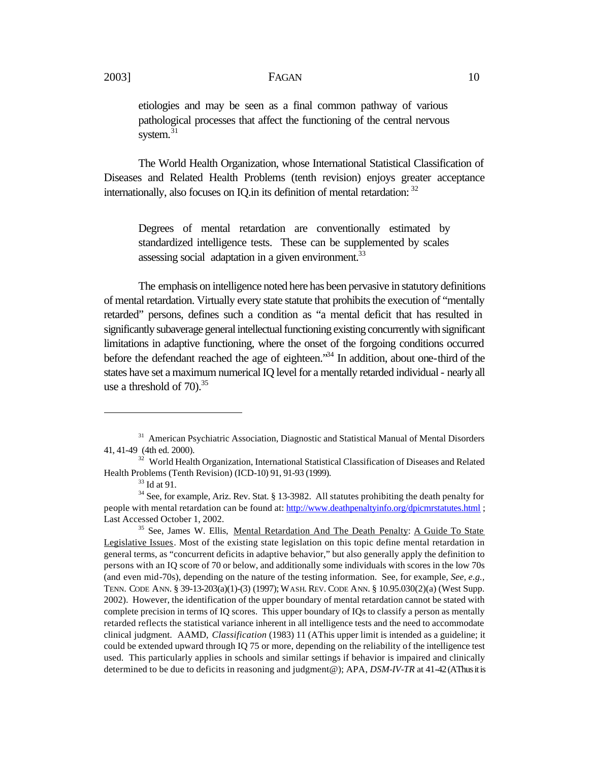> etiologies and may be seen as a final common pathway of various pathological processes that affect the functioning of the central nervous system.[31]

The World Health Organization, whose International Statistical Classification of Diseases and Related Health Problems (tenth revision) enjoys greater acceptance internationally, also focuses on IQ.in its definition of mental retardation: [32]

> Degrees of mental retardation are conventionally estimated by standardized intelligence tests. These can be supplemented by scales assessing social adaptation in a given environment.[33]

The emphasis on intelligence noted here has been pervasive in statutory definitions of mental retardation. Virtually every state statute that prohibits the execution of "mentally retarded" persons, defines such a condition as "a mental deficit that has resulted in significantly subaverage general intellectual functioning existing concurrently with significant limitations in adaptive functioning, where the onset of the forgoing conditions occurred before the defendant reached the age of eighteen."[34] In addition, about one-third of the states have set a maximum numerical IQ level for a mentally retarded individual - nearly all use a threshold of 70).[35]

---

[31] American Psychiatric Association, Diagnostic and Statistical Manual of Mental Disorders 41, 41-49 (4th ed. 2000).

[32] World Health Organization, International Statistical Classification of Diseases and Related Health Problems (Tenth Revision) (ICD-10) 91, 91-93 (1999).

[33] Id at 91.

[34] See, for example, Ariz. Rev. Stat. § 13-3982. All statutes prohibiting the death penalty for people with mental retardation can be found at: http://www.deathpenaltyinfo.org/dpicmrstatutes.html ; Last Accessed October 1, 2002.

[35] See, James W. Ellis, Mental Retardation And The Death Penalty: A Guide To State Legislative Issues. Most of the existing state legislation on this topic define mental retardation in general terms, as "concurrent deficits in adaptive behavior," but also generally apply the definition to persons with an IQ score of 70 or below, and additionally some individuals with scores in the low 70s (and even mid-70s), depending on the nature of the testing information. See, for example, *See, e.g.*, TENN. CODE ANN. § 39-13-203(a)(1)-(3) (1997); WASH. REV. CODE ANN. § 10.95.030(2)(a) (West Supp. 2002). However, the identification of the upper boundary of mental retardation cannot be stated with complete precision in terms of IQ scores. This upper boundary of IQs to classify a person as mentally retarded reflects the statistical variance inherent in all intelligence tests and the need to accommodate clinical judgment. AAMD, *Classification* (1983) 11 (AThis upper limit is intended as a guideline; it could be extended upward through IQ 75 or more, depending on the reliability of the intelligence test used. This particularly applies in schools and similar settings if behavior is impaired and clinically determined to be due to deficits in reasoning and judgment@); APA, *DSM-IV-TR* at 41-42 (AThus it is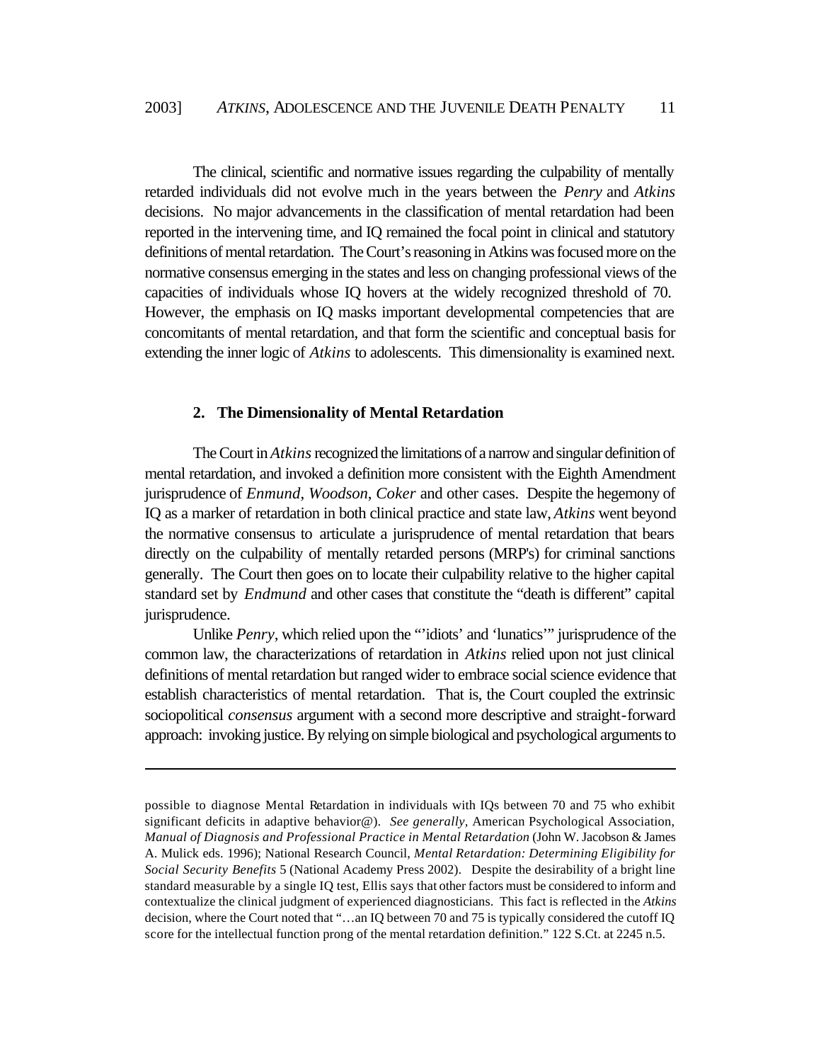The clinical, scientific and normative issues regarding the culpability of mentally retarded individuals did not evolve much in the years between the *Penry* and *Atkins* decisions. No major advancements in the classification of mental retardation had been reported in the intervening time, and IQ remained the focal point in clinical and statutory definitions of mental retardation. The Court's reasoning in Atkins was focused more on the normative consensus emerging in the states and less on changing professional views of the capacities of individuals whose IQ hovers at the widely recognized threshold of 70. However, the emphasis on IQ masks important developmental competencies that are concomitants of mental retardation, and that form the scientific and conceptual basis for extending the inner logic of *Atkins* to adolescents. This dimensionality is examined next.

### 2. The Dimensionality of Mental Retardation

The Court in *Atkins* recognized the limitations of a narrow and singular definition of mental retardation, and invoked a definition more consistent with the Eighth Amendment jurisprudence of *Enmund*, *Woodson*, *Coker* and other cases. Despite the hegemony of IQ as a marker of retardation in both clinical practice and state law, *Atkins* went beyond the normative consensus to articulate a jurisprudence of mental retardation that bears directly on the culpability of mentally retarded persons (MRP's) for criminal sanctions generally. The Court then goes on to locate their culpability relative to the higher capital standard set by *Endmund* and other cases that constitute the "death is different" capital jurisprudence.

Unlike *Penry*, which relied upon the "'idiots' and 'lunatics'" jurisprudence of the common law, the characterizations of retardation in *Atkins* relied upon not just clinical definitions of mental retardation but ranged wider to embrace social science evidence that establish characteristics of mental retardation. That is, the Court coupled the extrinsic sociopolitical *consensus* argument with a second more descriptive and straight-forward approach: invoking justice. By relying on simple biological and psychological arguments to

---

possible to diagnose Mental Retardation in individuals with IQs between 70 and 75 who exhibit significant deficits in adaptive behavior@). *See generally*, American Psychological Association, *Manual of Diagnosis and Professional Practice in Mental Retardation* (John W. Jacobson & James A. Mulick eds. 1996); National Research Council, *Mental Retardation: Determining Eligibility for Social Security Benefits* 5 (National Academy Press 2002). Despite the desirability of a bright line standard measurable by a single IQ test, Ellis says that other factors must be considered to inform and contextualize the clinical judgment of experienced diagnosticians. This fact is reflected in the *Atkins* decision, where the Court noted that "…an IQ between 70 and 75 is typically considered the cutoff IQ score for the intellectual function prong of the mental retardation definition." 122 S.Ct. at 2245 n.5.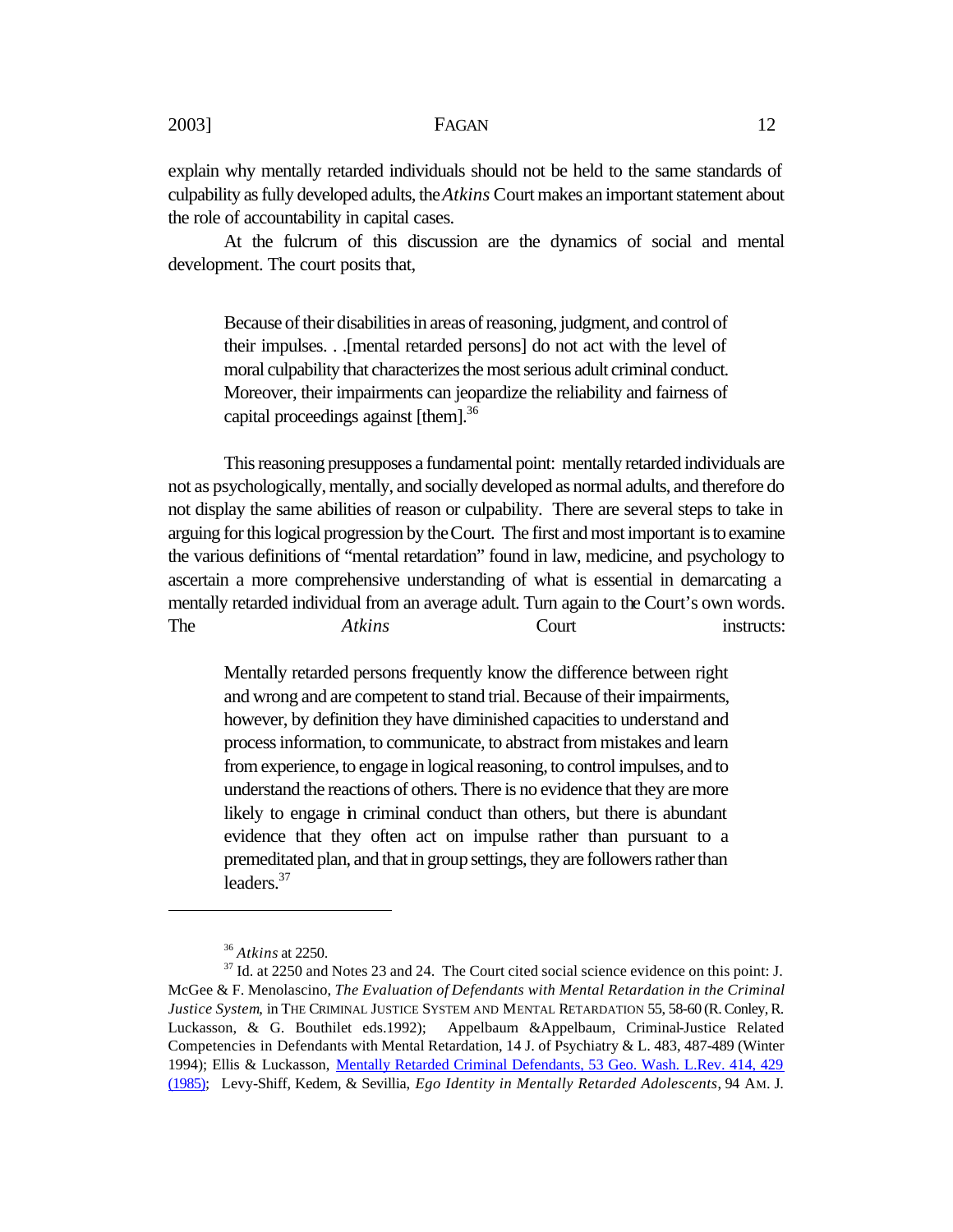explain why mentally retarded individuals should not be held to the same standards of culpability as fully developed adults, the *Atkins* Court makes an important statement about the role of accountability in capital cases.

At the fulcrum of this discussion are the dynamics of social and mental development. The court posits that,

> Because of their disabilities in areas of reasoning, judgment, and control of their impulses. . .[mental retarded persons] do not act with the level of moral culpability that characterizes the most serious adult criminal conduct. Moreover, their impairments can jeopardize the reliability and fairness of capital proceedings against [them].[36]

This reasoning presupposes a fundamental point: mentally retarded individuals are not as psychologically, mentally, and socially developed as normal adults, and therefore do not display the same abilities of reason or culpability. There are several steps to take in arguing for this logical progression by the Court. The first and most important is to examine the various definitions of "mental retardation" found in law, medicine, and psychology to ascertain a more comprehensive understanding of what is essential in demarcating a mentally retarded individual from an average adult. Turn again to the Court's own words. The *Atkins* Court instructs:

> Mentally retarded persons frequently know the difference between right and wrong and are competent to stand trial. Because of their impairments, however, by definition they have diminished capacities to understand and process information, to communicate, to abstract from mistakes and learn from experience, to engage in logical reasoning, to control impulses, and to understand the reactions of others. There is no evidence that they are more likely to engage in criminal conduct than others, but there is abundant evidence that they often act on impulse rather than pursuant to a premeditated plan, and that in group settings, they are followers rather than leaders.[37]

---

[36] *Atkins* at 2250.

[37] Id. at 2250 and Notes 23 and 24. The Court cited social science evidence on this point: J. McGee & F. Menolascino, *The Evaluation of Defendants with Mental Retardation in the Criminal Justice System*, in THE CRIMINAL JUSTICE SYSTEM AND MENTAL RETARDATION 55, 58-60 (R. Conley, R. Luckasson, & G. Bouthilet eds.1992); Appelbaum &Appelbaum, Criminal-Justice Related Competencies in Defendants with Mental Retardation, 14 J. of Psychiatry & L. 483, 487-489 (Winter 1994); Ellis & Luckasson, Mentally Retarded Criminal Defendants, 53 Geo. Wash. L.Rev. 414, 429 (1985); Levy-Shiff, Kedem, & Sevillia, *Ego Identity in Mentally Retarded Adolescents*, 94 AM. J.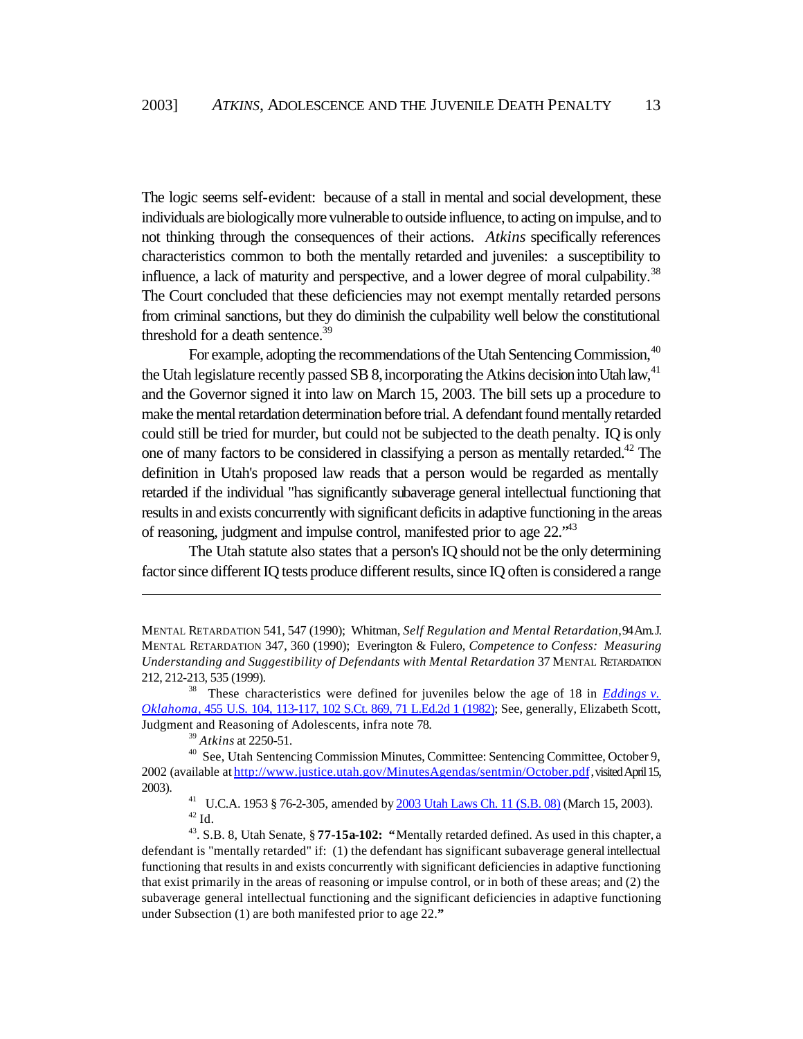The logic seems self-evident: because of a stall in mental and social development, these individuals are biologically more vulnerable to outside influence, to acting on impulse, and to not thinking through the consequences of their actions. *Atkins* specifically references characteristics common to both the mentally retarded and juveniles: a susceptibility to influence, a lack of maturity and perspective, and a lower degree of moral culpability.[38] The Court concluded that these deficiencies may not exempt mentally retarded persons from criminal sanctions, but they do diminish the culpability well below the constitutional threshold for a death sentence.[39]

For example, adopting the recommendations of the Utah Sentencing Commission,[40] the Utah legislature recently passed SB 8, incorporating the Atkins decision into Utah law,[41] and the Governor signed it into law on March 15, 2003. The bill sets up a procedure to make the mental retardation determination before trial. A defendant found mentally retarded could still be tried for murder, but could not be subjected to the death penalty. IQ is only one of many factors to be considered in classifying a person as mentally retarded.[42] The definition in Utah's proposed law reads that a person would be regarded as mentally retarded if the individual "has significantly subaverage general intellectual functioning that results in and exists concurrently with significant deficits in adaptive functioning in the areas of reasoning, judgment and impulse control, manifested prior to age 22."[43]

The Utah statute also states that a person's IQ should not be the only determining factor since different IQ tests produce different results, since IQ often is considered a range

---

MENTAL RETARDATION 541, 547 (1990); Whitman, *Self Regulation and Mental Retardation*, 94 Am. J. MENTAL RETARDATION 347, 360 (1990); Everington & Fulero, *Competence to Confess: Measuring Understanding and Suggestibility of Defendants with Mental Retardation* 37 MENTAL RETARDATION 212, 212-213, 535 (1999).

[38] These characteristics were defined for juveniles below the age of 18 in *Eddings v. Oklahoma*, 455 U.S. 104, 113-117, 102 S.Ct. 869, 71 L.Ed.2d 1 (1982); See, generally, Elizabeth Scott, Judgment and Reasoning of Adolescents, infra note 78.

[39] *Atkins* at 2250-51.

[40] See, Utah Sentencing Commission Minutes, Committee: Sentencing Committee, October 9, 2002 (available at http://www.justice.utah.gov/MinutesAgendas/sentmin/October.pdf, visited April 15, 2003).

[41] U.C.A. 1953 § 76-2-305, amended by 2003 Utah Laws Ch. 11 (S.B. 08) (March 15, 2003).

[42] Id.

[43]. S.B. 8, Utah Senate, § **77-15a-102:** **"**Mentally retarded defined. As used in this chapter, a defendant is "mentally retarded" if: (1) the defendant has significant subaverage general intellectual functioning that results in and exists concurrently with significant deficiencies in adaptive functioning that exist primarily in the areas of reasoning or impulse control, or in both of these areas; and (2) the subaverage general intellectual functioning and the significant deficiencies in adaptive functioning under Subsection (1) are both manifested prior to age 22.**"**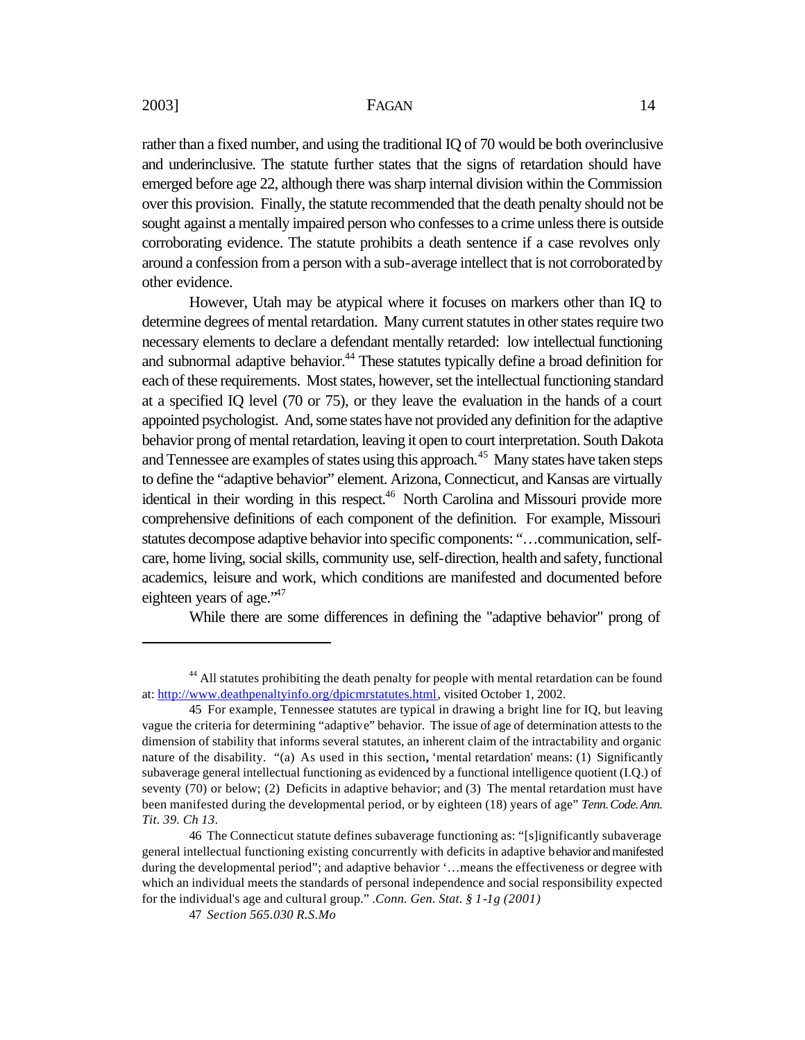rather than a fixed number, and using the traditional IQ of 70 would be both overinclusive and underinclusive. The statute further states that the signs of retardation should have emerged before age 22, although there was sharp internal division within the Commission over this provision. Finally, the statute recommended that the death penalty should not be sought against a mentally impaired person who confesses to a crime unless there is outside corroborating evidence. The statute prohibits a death sentence if a case revolves only around a confession from a person with a sub-average intellect that is not corroborated by other evidence.

However, Utah may be atypical where it focuses on markers other than IQ to determine degrees of mental retardation. Many current statutes in other states require two necessary elements to declare a defendant mentally retarded: low intellectual functioning and subnormal adaptive behavior.[44] These statutes typically define a broad definition for each of these requirements. Most states, however, set the intellectual functioning standard at a specified IQ level (70 or 75), or they leave the evaluation in the hands of a court appointed psychologist. And, some states have not provided any definition for the adaptive behavior prong of mental retardation, leaving it open to court interpretation. South Dakota and Tennessee are examples of states using this approach.[45] Many states have taken steps to define the "adaptive behavior" element. Arizona, Connecticut, and Kansas are virtually identical in their wording in this respect.[46] North Carolina and Missouri provide more comprehensive definitions of each component of the definition. For example, Missouri statutes decompose adaptive behavior into specific components: "…communication, self-care, home living, social skills, community use, self-direction, health and safety, functional academics, leisure and work, which conditions are manifested and documented before eighteen years of age."[47]

While there are some differences in defining the "adaptive behavior" prong of

---

[44] All statutes prohibiting the death penalty for people with mental retardation can be found at: http://www.deathpenaltyinfo.org/dpicmrstatutes.html, visited October 1, 2002.

[45] For example, Tennessee statutes are typical in drawing a bright line for IQ, but leaving vague the criteria for determining "adaptive" behavior. The issue of age of determination attests to the dimension of stability that informs several statutes, an inherent claim of the intractability and organic nature of the disability. "(a) As used in this section**,** 'mental retardation' means: (1) Significantly subaverage general intellectual functioning as evidenced by a functional intelligence quotient (I.Q.) of seventy (70) or below; (2) Deficits in adaptive behavior; and (3) The mental retardation must have been manifested during the developmental period, or by eighteen (18) years of age" *Tenn. Code. Ann. Tit. 39. Ch 13*.

[46] The Connecticut statute defines subaverage functioning as: "[s]ignificantly subaverage general intellectual functioning existing concurrently with deficits in adaptive behavior and manifested during the developmental period"; and adaptive behavior '…means the effectiveness or degree with which an individual meets the standards of personal independence and social responsibility expected for the individual's age and cultural group." .*Conn. Gen. Stat. § 1-1g (2001)*

[47] *Section 565.030 R.S.Mo*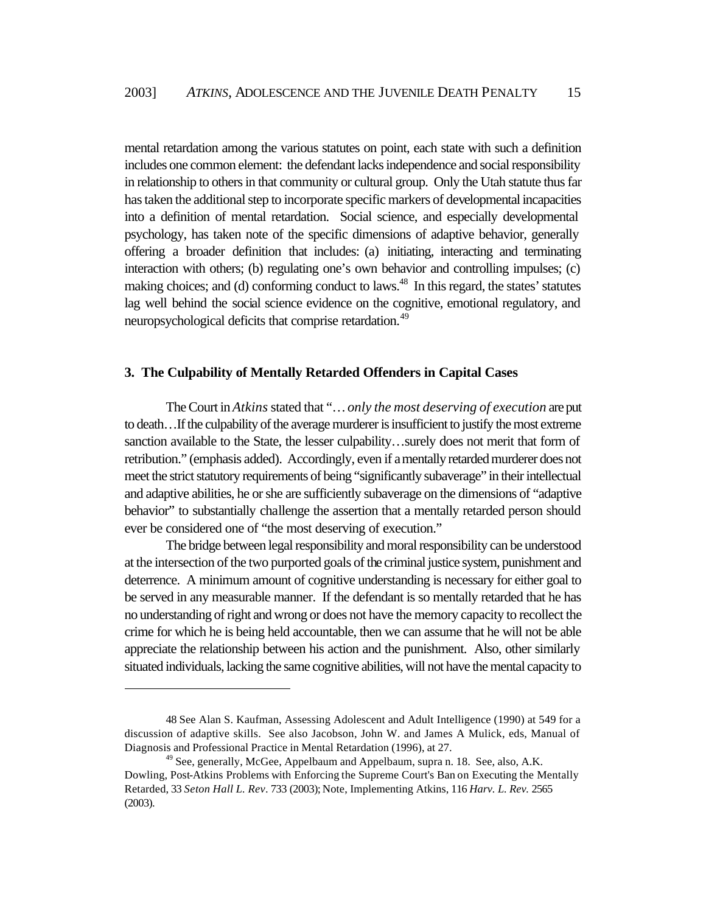mental retardation among the various statutes on point, each state with such a definition includes one common element: the defendant lacks independence and social responsibility in relationship to others in that community or cultural group. Only the Utah statute thus far has taken the additional step to incorporate specific markers of developmental incapacities into a definition of mental retardation. Social science, and especially developmental psychology, has taken note of the specific dimensions of adaptive behavior, generally offering a broader definition that includes: (a) initiating, interacting and terminating interaction with others; (b) regulating one's own behavior and controlling impulses; (c) making choices; and (d) conforming conduct to laws.[48] In this regard, the states' statutes lag well behind the social science evidence on the cognitive, emotional regulatory, and neuropsychological deficits that comprise retardation.[49]

### 3. The Culpability of Mentally Retarded Offenders in Capital Cases

The Court in *Atkins* stated that "… *only the most deserving of execution* are put to death…If the culpability of the average murderer is insufficient to justify the most extreme sanction available to the State, the lesser culpability…surely does not merit that form of retribution." (emphasis added). Accordingly, even if a mentally retarded murderer does not meet the strict statutory requirements of being "significantly subaverage" in their intellectual and adaptive abilities, he or she are sufficiently subaverage on the dimensions of "adaptive behavior" to substantially challenge the assertion that a mentally retarded person should ever be considered one of "the most deserving of execution."

The bridge between legal responsibility and moral responsibility can be understood at the intersection of the two purported goals of the criminal justice system, punishment and deterrence. A minimum amount of cognitive understanding is necessary for either goal to be served in any measurable manner. If the defendant is so mentally retarded that he has no understanding of right and wrong or does not have the memory capacity to recollect the crime for which he is being held accountable, then we can assume that he will not be able appreciate the relationship between his action and the punishment. Also, other similarly situated individuals, lacking the same cognitive abilities, will not have the mental capacity to

---

48 See Alan S. Kaufman, Assessing Adolescent and Adult Intelligence (1990) at 549 for a discussion of adaptive skills. See also Jacobson, John W. and James A Mulick, eds, Manual of Diagnosis and Professional Practice in Mental Retardation (1996), at 27.

[49] See, generally, McGee, Appelbaum and Appelbaum, supra n. 18. See, also, A.K. Dowling, Post-Atkins Problems with Enforcing the Supreme Court's Ban on Executing the Mentally Retarded, 33 *Seton Hall L. Rev*. 733 (2003); Note, Implementing Atkins, 116 *Harv. L. Rev.* 2565 (2003).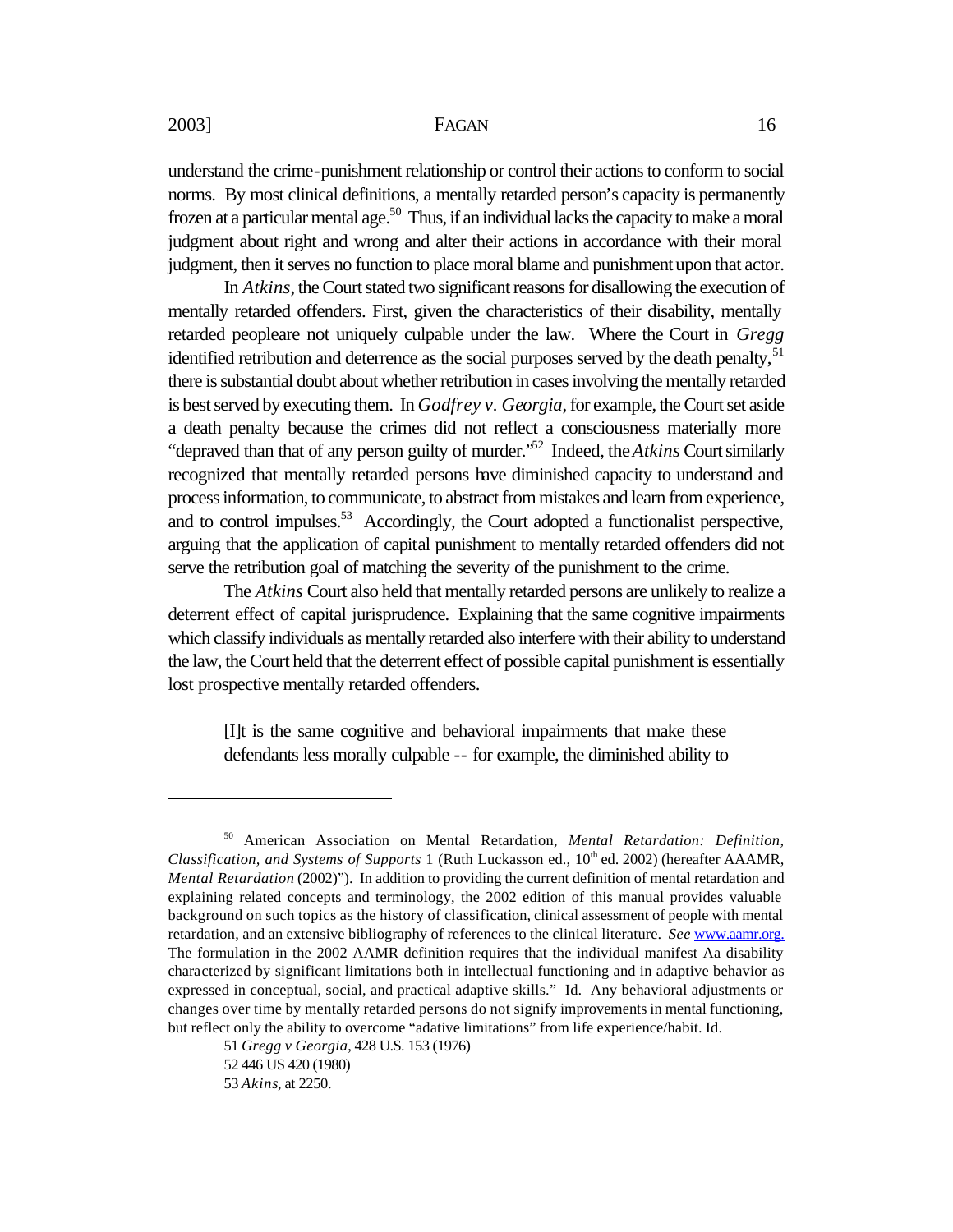understand the crime-punishment relationship or control their actions to conform to social norms. By most clinical definitions, a mentally retarded person's capacity is permanently frozen at a particular mental age.[50] Thus, if an individual lacks the capacity to make a moral judgment about right and wrong and alter their actions in accordance with their moral judgment, then it serves no function to place moral blame and punishment upon that actor.

In *Atkins*, the Court stated two significant reasons for disallowing the execution of mentally retarded offenders. First, given the characteristics of their disability, mentally retarded peopleare not uniquely culpable under the law. Where the Court in *Gregg* identified retribution and deterrence as the social purposes served by the death penalty,[51] there is substantial doubt about whether retribution in cases involving the mentally retarded is best served by executing them. In *Godfrey v. Georgia*, for example, the Court set aside a death penalty because the crimes did not reflect a consciousness materially more "depraved than that of any person guilty of murder."[52] Indeed, the *Atkins* Court similarly recognized that mentally retarded persons have diminished capacity to understand and process information, to communicate, to abstract from mistakes and learn from experience, and to control impulses.[53] Accordingly, the Court adopted a functionalist perspective, arguing that the application of capital punishment to mentally retarded offenders did not serve the retribution goal of matching the severity of the punishment to the crime.

The *Atkins* Court also held that mentally retarded persons are unlikely to realize a deterrent effect of capital jurisprudence. Explaining that the same cognitive impairments which classify individuals as mentally retarded also interfere with their ability to understand the law, the Court held that the deterrent effect of possible capital punishment is essentially lost prospective mentally retarded offenders.

> [I]t is the same cognitive and behavioral impairments that make these defendants less morally culpable -- for example, the diminished ability to

---

[50] American Association on Mental Retardation, *Mental Retardation: Definition, Classification, and Systems of Supports* 1 (Ruth Luckasson ed., 10th ed. 2002) (hereafter AAAMR, *Mental Retardation* (2002)"). In addition to providing the current definition of mental retardation and explaining related concepts and terminology, the 2002 edition of this manual provides valuable background on such topics as the history of classification, clinical assessment of people with mental retardation, and an extensive bibliography of references to the clinical literature. *See* www.aamr.org. The formulation in the 2002 AAMR definition requires that the individual manifest Aa disability characterized by significant limitations both in intellectual functioning and in adaptive behavior as expressed in conceptual, social, and practical adaptive skills." Id. Any behavioral adjustments or changes over time by mentally retarded persons do not signify improvements in mental functioning, but reflect only the ability to overcome "adative limitations" from life experience/habit. Id.

51 *Gregg v Georgia*, 428 U.S. 153 (1976)

52 446 US 420 (1980)

53 *Akins*, at 2250.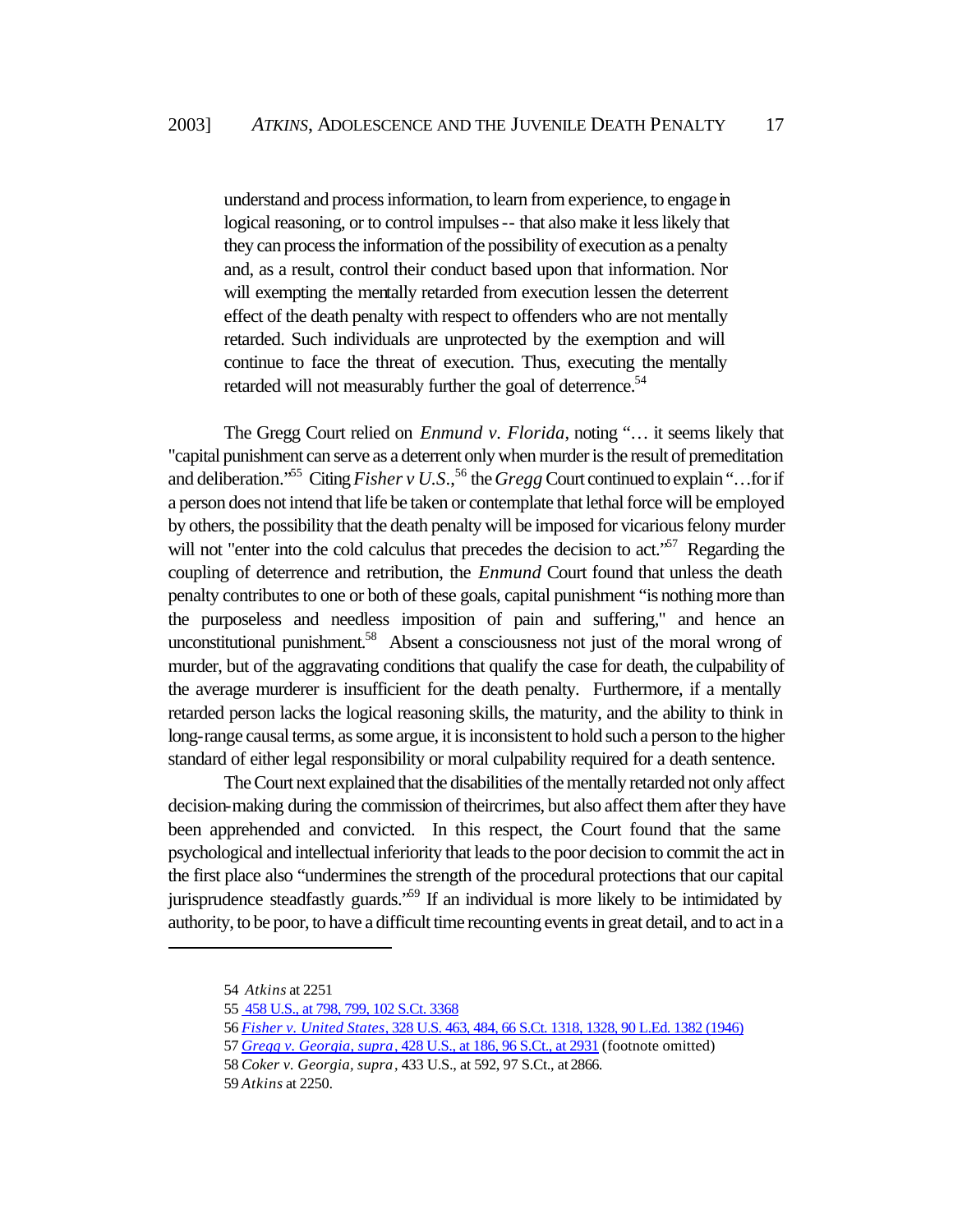understand and process information, to learn from experience, to engage in logical reasoning, or to control impulses -- that also make it less likely that they can process the information of the possibility of execution as a penalty and, as a result, control their conduct based upon that information. Nor will exempting the mentally retarded from execution lessen the deterrent effect of the death penalty with respect to offenders who are not mentally retarded. Such individuals are unprotected by the exemption and will continue to face the threat of execution. Thus, executing the mentally retarded will not measurably further the goal of deterrence.[54]

The Gregg Court relied on *Enmund v. Florida*, noting "… it seems likely that "capital punishment can serve as a deterrent only when murder is the result of premeditation and deliberation."[55] Citing *Fisher v U.S.*,[56] the *Gregg* Court continued to explain "…for if a person does not intend that life be taken or contemplate that lethal force will be employed by others, the possibility that the death penalty will be imposed for vicarious felony murder will not "enter into the cold calculus that precedes the decision to act."[57] Regarding the coupling of deterrence and retribution, the *Enmund* Court found that unless the death penalty contributes to one or both of these goals, capital punishment "is nothing more than the purposeless and needless imposition of pain and suffering," and hence an unconstitutional punishment.[58] Absent a consciousness not just of the moral wrong of murder, but of the aggravating conditions that qualify the case for death, the culpability of the average murderer is insufficient for the death penalty. Furthermore, if a mentally retarded person lacks the logical reasoning skills, the maturity, and the ability to think in long-range causal terms, as some argue, it is inconsistent to hold such a person to the higher standard of either legal responsibility or moral culpability required for a death sentence.

The Court next explained that the disabilities of the mentally retarded not only affect decision-making during the commission of theircrimes, but also affect them after they have been apprehended and convicted. In this respect, the Court found that the same psychological and intellectual inferiority that leads to the poor decision to commit the act in the first place also "undermines the strength of the procedural protections that our capital jurisprudence steadfastly guards."[59] If an individual is more likely to be intimidated by authority, to be poor, to have a difficult time recounting events in great detail, and to act in a

---

54 *Atkins* at 2251

55 458 U.S., at 798, 799, 102 S.Ct. 3368

56 *Fisher v. United States*, 328 U.S. 463, 484, 66 S.Ct. 1318, 1328, 90 L.Ed. 1382 (1946)

57 *Gregg v. Georgia, supra*, 428 U.S., at 186, 96 S.Ct., at 2931 (footnote omitted)

58 *Coker v. Georgia, supra*, 433 U.S., at 592, 97 S.Ct., at 2866.

59 *Atkins* at 2250.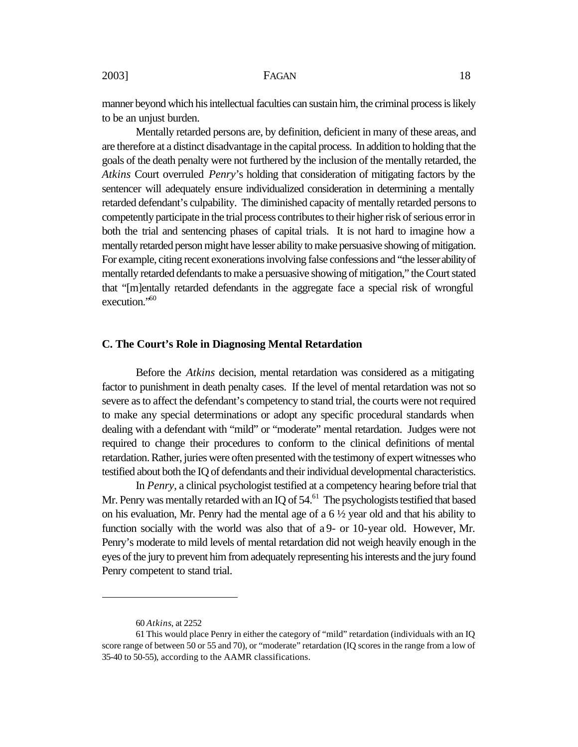manner beyond which his intellectual faculties can sustain him, the criminal process is likely to be an unjust burden.

Mentally retarded persons are, by definition, deficient in many of these areas, and are therefore at a distinct disadvantage in the capital process. In addition to holding that the goals of the death penalty were not furthered by the inclusion of the mentally retarded, the *Atkins* Court overruled *Penry*'s holding that consideration of mitigating factors by the sentencer will adequately ensure individualized consideration in determining a mentally retarded defendant's culpability. The diminished capacity of mentally retarded persons to competently participate in the trial process contributes to their higher risk of serious error in both the trial and sentencing phases of capital trials. It is not hard to imagine how a mentally retarded person might have lesser ability to make persuasive showing of mitigation. For example, citing recent exonerations involving false confessions and "the lesser ability of mentally retarded defendants to make a persuasive showing of mitigation," the Court stated that "[m]entally retarded defendants in the aggregate face a special risk of wrongful execution."[60]

### C. The Court's Role in Diagnosing Mental Retardation

Before the *Atkins* decision, mental retardation was considered as a mitigating factor to punishment in death penalty cases. If the level of mental retardation was not so severe as to affect the defendant's competency to stand trial, the courts were not required to make any special determinations or adopt any specific procedural standards when dealing with a defendant with "mild" or "moderate" mental retardation. Judges were not required to change their procedures to conform to the clinical definitions of mental retardation. Rather, juries were often presented with the testimony of expert witnesses who testified about both the IQ of defendants and their individual developmental characteristics.

In *Penry*, a clinical psychologist testified at a competency hearing before trial that Mr. Penry was mentally retarded with an IQ of 54.[61] The psychologists testified that based on his evaluation, Mr. Penry had the mental age of a 6 ½ year old and that his ability to function socially with the world was also that of a 9- or 10-year old. However, Mr. Penry's moderate to mild levels of mental retardation did not weigh heavily enough in the eyes of the jury to prevent him from adequately representing his interests and the jury found Penry competent to stand trial.

---

60 *Atkins*, at 2252

61 This would place Penry in either the category of "mild" retardation (individuals with an IQ score range of between 50 or 55 and 70), or "moderate" retardation (IQ scores in the range from a low of 35-40 to 50-55), according to the AAMR classifications.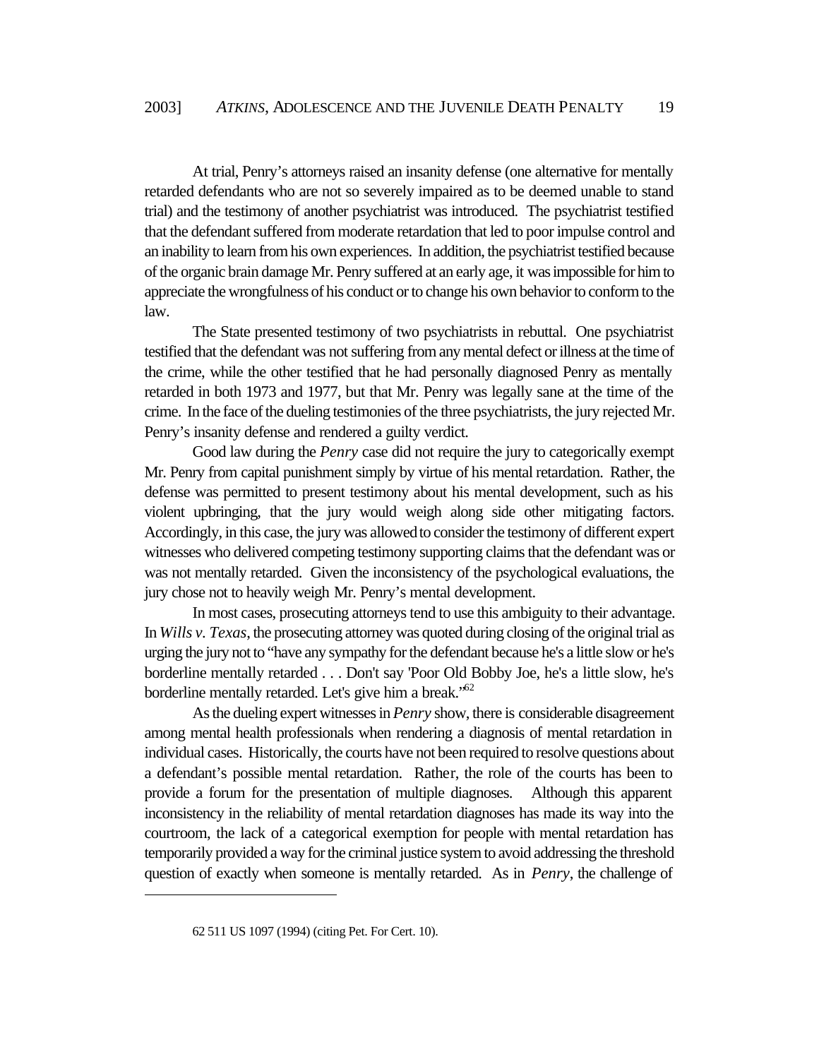At trial, Penry's attorneys raised an insanity defense (one alternative for mentally retarded defendants who are not so severely impaired as to be deemed unable to stand trial) and the testimony of another psychiatrist was introduced. The psychiatrist testified that the defendant suffered from moderate retardation that led to poor impulse control and an inability to learn from his own experiences. In addition, the psychiatrist testified because of the organic brain damage Mr. Penry suffered at an early age, it was impossible for him to appreciate the wrongfulness of his conduct or to change his own behavior to conform to the law.

The State presented testimony of two psychiatrists in rebuttal. One psychiatrist testified that the defendant was not suffering from any mental defect or illness at the time of the crime, while the other testified that he had personally diagnosed Penry as mentally retarded in both 1973 and 1977, but that Mr. Penry was legally sane at the time of the crime. In the face of the dueling testimonies of the three psychiatrists, the jury rejected Mr. Penry's insanity defense and rendered a guilty verdict.

Good law during the *Penry* case did not require the jury to categorically exempt Mr. Penry from capital punishment simply by virtue of his mental retardation. Rather, the defense was permitted to present testimony about his mental development, such as his violent upbringing, that the jury would weigh along side other mitigating factors. Accordingly, in this case, the jury was allowed to consider the testimony of different expert witnesses who delivered competing testimony supporting claims that the defendant was or was not mentally retarded. Given the inconsistency of the psychological evaluations, the jury chose not to heavily weigh Mr. Penry's mental development.

In most cases, prosecuting attorneys tend to use this ambiguity to their advantage. In *Wills v. Texas*, the prosecuting attorney was quoted during closing of the original trial as urging the jury not to "have any sympathy for the defendant because he's a little slow or he's borderline mentally retarded . . . Don't say 'Poor Old Bobby Joe, he's a little slow, he's borderline mentally retarded. Let's give him a break."[62]

As the dueling expert witnesses in *Penry* show, there is considerable disagreement among mental health professionals when rendering a diagnosis of mental retardation in individual cases. Historically, the courts have not been required to resolve questions about a defendant's possible mental retardation. Rather, the role of the courts has been to provide a forum for the presentation of multiple diagnoses. Although this apparent inconsistency in the reliability of mental retardation diagnoses has made its way into the courtroom, the lack of a categorical exemption for people with mental retardation has temporarily provided a way for the criminal justice system to avoid addressing the threshold question of exactly when someone is mentally retarded. As in *Penry*, the challenge of

---

62 511 US 1097 (1994) (citing Pet. For Cert. 10).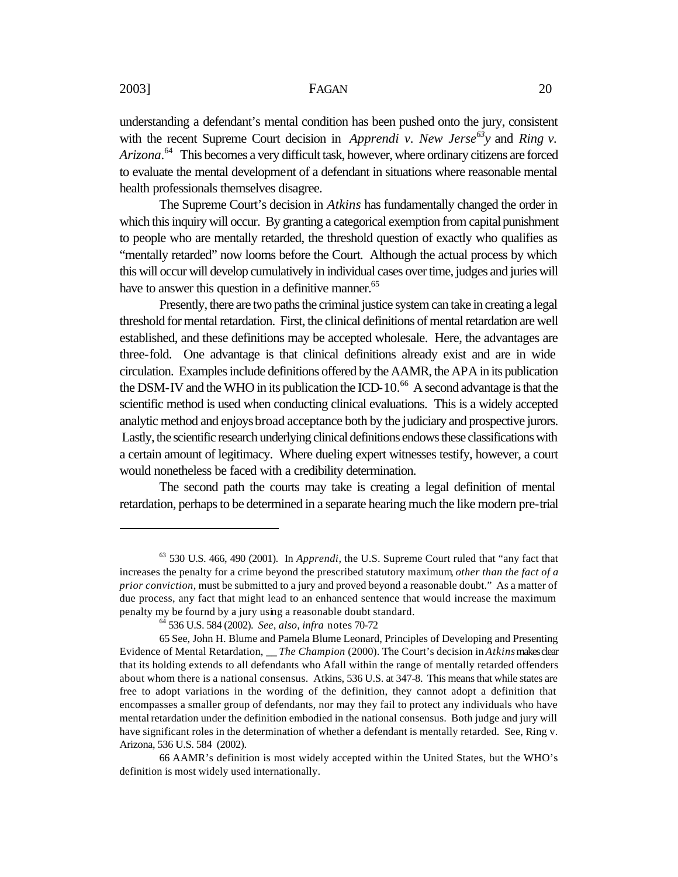understanding a defendant's mental condition has been pushed onto the jury, consistent with the recent Supreme Court decision in *Apprendi v. New Jerse*[63]*y* and *Ring v. Arizona*.[64] This becomes a very difficult task, however, where ordinary citizens are forced to evaluate the mental development of a defendant in situations where reasonable mental health professionals themselves disagree.

The Supreme Court's decision in *Atkins* has fundamentally changed the order in which this inquiry will occur. By granting a categorical exemption from capital punishment to people who are mentally retarded, the threshold question of exactly who qualifies as "mentally retarded" now looms before the Court. Although the actual process by which this will occur will develop cumulatively in individual cases over time, judges and juries will have to answer this question in a definitive manner.[65]

Presently, there are two paths the criminal justice system can take in creating a legal threshold for mental retardation. First, the clinical definitions of mental retardation are well established, and these definitions may be accepted wholesale. Here, the advantages are three-fold. One advantage is that clinical definitions already exist and are in wide circulation. Examples include definitions offered by the AAMR, the APA in its publication the DSM-IV and the WHO in its publication the ICD-10.[66] A second advantage is that the scientific method is used when conducting clinical evaluations. This is a widely accepted analytic method and enjoys broad acceptance both by the judiciary and prospective jurors. Lastly, the scientific research underlying clinical definitions endows these classifications with a certain amount of legitimacy. Where dueling expert witnesses testify, however, a court would nonetheless be faced with a credibility determination.

The second path the courts may take is creating a legal definition of mental retardation, perhaps to be determined in a separate hearing much the like modern pre-trial

---

[63] 530 U.S. 466, 490 (2001). In *Apprendi*, the U.S. Supreme Court ruled that "any fact that increases the penalty for a crime beyond the prescribed statutory maximum, *other than the fact of a prior conviction*, must be submitted to a jury and proved beyond a reasonable doubt." As a matter of due process, any fact that might lead to an enhanced sentence that would increase the maximum penalty my be fournd by a jury using a reasonable doubt standard.

[64] 536 U.S. 584 (2002). *See, also, infra* notes 70-72

65 See, John H. Blume and Pamela Blume Leonard, Principles of Developing and Presenting Evidence of Mental Retardation, __ *The Champion* (2000). The Court's decision in *Atkins* makes clear that its holding extends to all defendants who Afall within the range of mentally retarded offenders about whom there is a national consensus. Atkins, 536 U.S. at 347-8. This means that while states are free to adopt variations in the wording of the definition, they cannot adopt a definition that encompasses a smaller group of defendants, nor may they fail to protect any individuals who have mental retardation under the definition embodied in the national consensus. Both judge and jury will have significant roles in the determination of whether a defendant is mentally retarded. See, Ring v. Arizona, 536 U.S. 584 (2002).

66 AAMR's definition is most widely accepted within the United States, but the WHO's definition is most widely used internationally.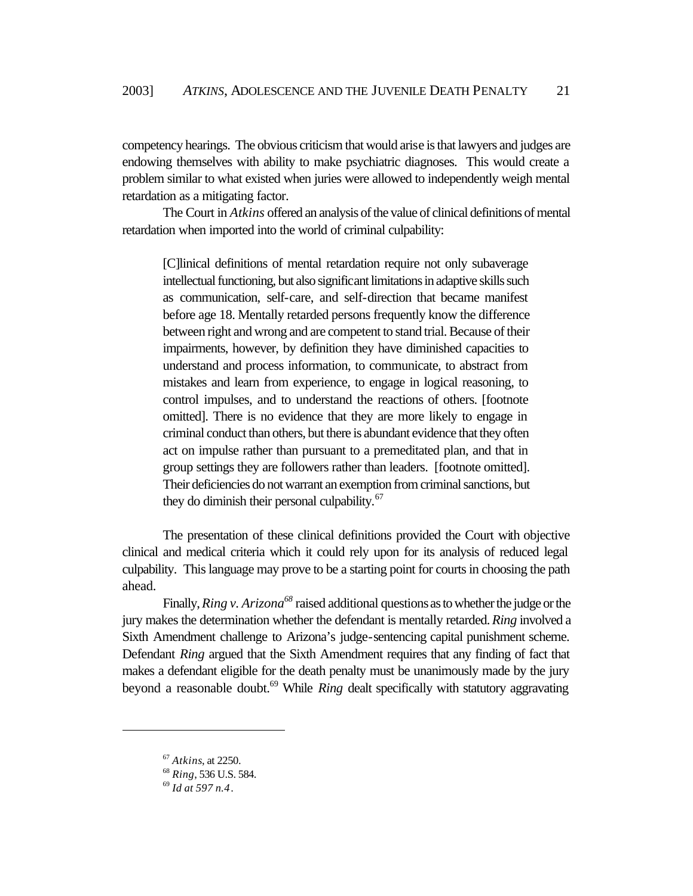competency hearings. The obvious criticism that would arise is that lawyers and judges are endowing themselves with ability to make psychiatric diagnoses. This would create a problem similar to what existed when juries were allowed to independently weigh mental retardation as a mitigating factor.

The Court in *Atkins* offered an analysis of the value of clinical definitions of mental retardation when imported into the world of criminal culpability:

> [C]linical definitions of mental retardation require not only subaverage intellectual functioning, but also significant limitations in adaptive skills such as communication, self-care, and self-direction that became manifest before age 18. Mentally retarded persons frequently know the difference between right and wrong and are competent to stand trial. Because of their impairments, however, by definition they have diminished capacities to understand and process information, to communicate, to abstract from mistakes and learn from experience, to engage in logical reasoning, to control impulses, and to understand the reactions of others. [footnote omitted]. There is no evidence that they are more likely to engage in criminal conduct than others, but there is abundant evidence that they often act on impulse rather than pursuant to a premeditated plan, and that in group settings they are followers rather than leaders. [footnote omitted]. Their deficiencies do not warrant an exemption from criminal sanctions, but they do diminish their personal culpability.[67]

The presentation of these clinical definitions provided the Court with objective clinical and medical criteria which it could rely upon for its analysis of reduced legal culpability. This language may prove to be a starting point for courts in choosing the path ahead.

Finally, *Ring v. Arizona*[68] raised additional questions as to whether the judge or the jury makes the determination whether the defendant is mentally retarded. *Ring* involved a Sixth Amendment challenge to Arizona's judge-sentencing capital punishment scheme. Defendant *Ring* argued that the Sixth Amendment requires that any finding of fact that makes a defendant eligible for the death penalty must be unanimously made by the jury beyond a reasonable doubt.[69] While *Ring* dealt specifically with statutory aggravating

---

[67] *Atkins*, at 2250.

[68] *Ring*, 536 U.S. 584.

[69] *Id at 597 n.4*.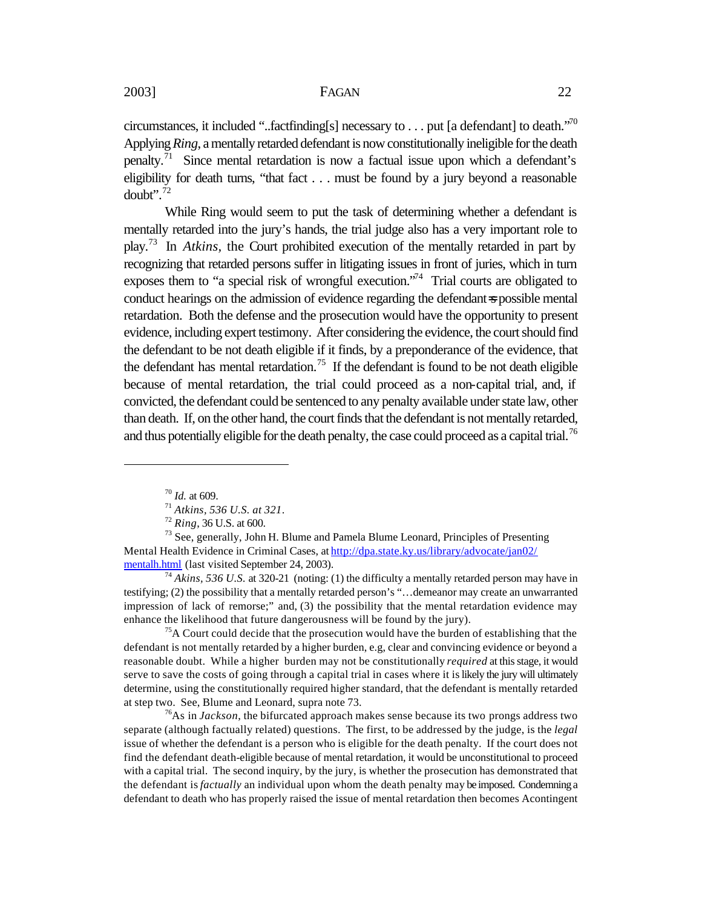circumstances, it included "..factfinding[s] necessary to . . . put [a defendant] to death."[70] Applying *Ring*, a mentally retarded defendant is now constitutionally ineligible for the death penalty.[71] Since mental retardation is now a factual issue upon which a defendant's eligibility for death turns, "that fact . . . must be found by a jury beyond a reasonable doubt".[72]

While Ring would seem to put the task of determining whether a defendant is mentally retarded into the jury's hands, the trial judge also has a very important role to play.[73] In *Atkins*, the Court prohibited execution of the mentally retarded in part by recognizing that retarded persons suffer in litigating issues in front of juries, which in turn exposes them to "a special risk of wrongful execution."[74] Trial courts are obligated to conduct hearings on the admission of evidence regarding the defendant=s possible mental retardation. Both the defense and the prosecution would have the opportunity to present evidence, including expert testimony. After considering the evidence, the court should find the defendant to be not death eligible if it finds, by a preponderance of the evidence, that the defendant has mental retardation.[75] If the defendant is found to be not death eligible because of mental retardation, the trial could proceed as a non-capital trial, and, if convicted, the defendant could be sentenced to any penalty available under state law, other than death. If, on the other hand, the court finds that the defendant is not mentally retarded, and thus potentially eligible for the death penalty, the case could proceed as a capital trial.[76]

---

[70] *Id.* at 609.

[71] *Atkins, 536 U.S. at 321.*

[72] *Ring*, 36 U.S. at 600.

[73] See, generally, John H. Blume and Pamela Blume Leonard, Principles of Presenting Mental Health Evidence in Criminal Cases, at http://dpa.state.ky.us/library/advocate/jan02/mentalh.html (last visited September 24, 2003).

[74] *Akins, 536 U.S.* at 320-21 (noting: (1) the difficulty a mentally retarded person may have in testifying; (2) the possibility that a mentally retarded person's "…demeanor may create an unwarranted impression of lack of remorse;" and, (3) the possibility that the mental retardation evidence may enhance the likelihood that future dangerousness will be found by the jury).

[75] A Court could decide that the prosecution would have the burden of establishing that the defendant is not mentally retarded by a higher burden, e.g, clear and convincing evidence or beyond a reasonable doubt. While a higher burden may not be constitutionally *required* at this stage, it would serve to save the costs of going through a capital trial in cases where it is likely the jury will ultimately determine, using the constitutionally required higher standard, that the defendant is mentally retarded at step two. See, Blume and Leonard, supra note 73.

[76] As in *Jackson*, the bifurcated approach makes sense because its two prongs address two separate (although factually related) questions. The first, to be addressed by the judge, is the *legal* issue of whether the defendant is a person who is eligible for the death penalty. If the court does not find the defendant death-eligible because of mental retardation, it would be unconstitutional to proceed with a capital trial. The second inquiry, by the jury, is whether the prosecution has demonstrated that the defendant is *factually* an individual upon whom the death penalty may be imposed. Condemning a defendant to death who has properly raised the issue of mental retardation then becomes Acontingent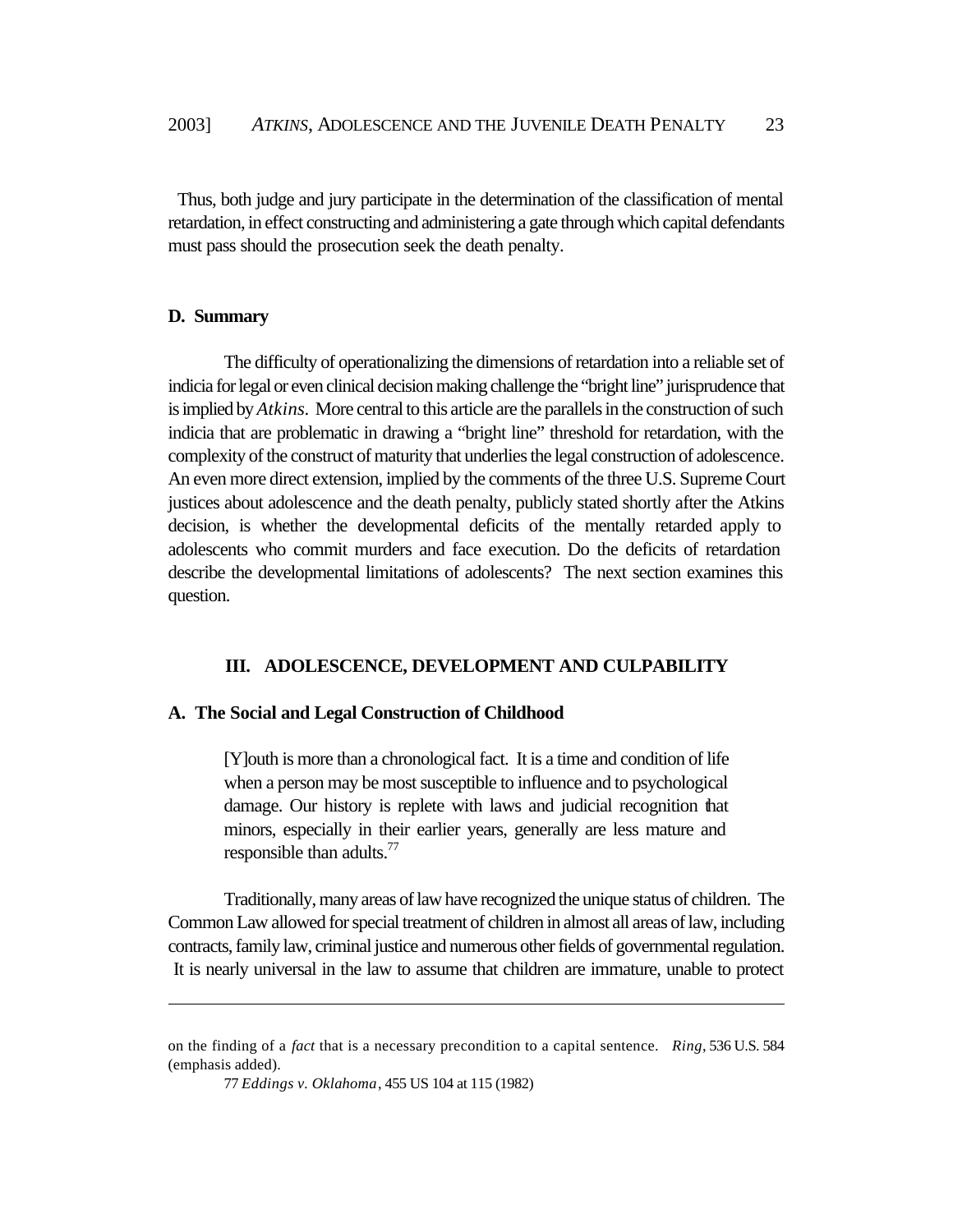Thus, both judge and jury participate in the determination of the classification of mental retardation, in effect constructing and administering a gate through which capital defendants must pass should the prosecution seek the death penalty.

### D. Summary

The difficulty of operationalizing the dimensions of retardation into a reliable set of indicia for legal or even clinical decision making challenge the "bright line" jurisprudence that is implied by *Atkins*. More central to this article are the parallels in the construction of such indicia that are problematic in drawing a "bright line" threshold for retardation, with the complexity of the construct of maturity that underlies the legal construction of adolescence. An even more direct extension, implied by the comments of the three U.S. Supreme Court justices about adolescence and the death penalty, publicly stated shortly after the Atkins decision, is whether the developmental deficits of the mentally retarded apply to adolescents who commit murders and face execution. Do the deficits of retardation describe the developmental limitations of adolescents? The next section examines this question.

## III. ADOLESCENCE, DEVELOPMENT AND CULPABILITY

### A. The Social and Legal Construction of Childhood

> [Y]outh is more than a chronological fact. It is a time and condition of life when a person may be most susceptible to influence and to psychological damage. Our history is replete with laws and judicial recognition that minors, especially in their earlier years, generally are less mature and responsible than adults.[77]

Traditionally, many areas of law have recognized the unique status of children. The Common Law allowed for special treatment of children in almost all areas of law, including contracts, family law, criminal justice and numerous other fields of governmental regulation. It is nearly universal in the law to assume that children are immature, unable to protect

---

on the finding of a *fact* that is a necessary precondition to a capital sentence. *Ring*, 536 U.S. 584 (emphasis added).

77 *Eddings v. Oklahoma*, 455 US 104 at 115 (1982)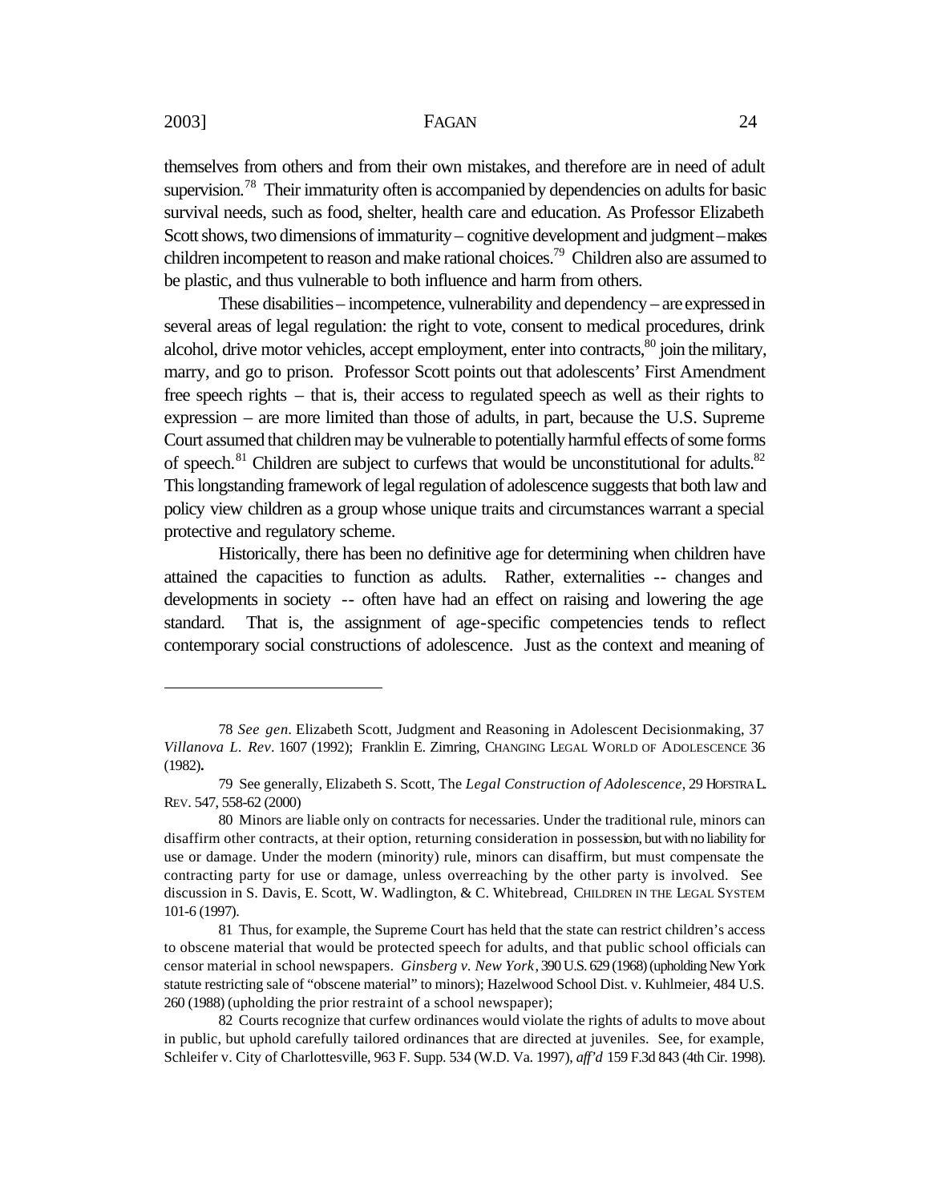themselves from others and from their own mistakes, and therefore are in need of adult supervision.[78] Their immaturity often is accompanied by dependencies on adults for basic survival needs, such as food, shelter, health care and education. As Professor Elizabeth Scott shows, two dimensions of immaturity – cognitive development and judgment – makes children incompetent to reason and make rational choices.[79] Children also are assumed to be plastic, and thus vulnerable to both influence and harm from others.

These disabilities – incompetence, vulnerability and dependency – are expressed in several areas of legal regulation: the right to vote, consent to medical procedures, drink alcohol, drive motor vehicles, accept employment, enter into contracts,[80] join the military, marry, and go to prison. Professor Scott points out that adolescents' First Amendment free speech rights – that is, their access to regulated speech as well as their rights to expression – are more limited than those of adults, in part, because the U.S. Supreme Court assumed that children may be vulnerable to potentially harmful effects of some forms of speech.[81] Children are subject to curfews that would be unconstitutional for adults.[82] This longstanding framework of legal regulation of adolescence suggests that both law and policy view children as a group whose unique traits and circumstances warrant a special protective and regulatory scheme.

Historically, there has been no definitive age for determining when children have attained the capacities to function as adults. Rather, externalities -- changes and developments in society -- often have had an effect on raising and lowering the age standard. That is, the assignment of age-specific competencies tends to reflect contemporary social constructions of adolescence. Just as the context and meaning of

---

78 *See gen.* Elizabeth Scott, Judgment and Reasoning in Adolescent Decisionmaking, 37 *Villanova L. Rev*. 1607 (1992); Franklin E. Zimring, CHANGING LEGAL WORLD OF ADOLESCENCE 36 (1982)**.**

79 See generally, Elizabeth S. Scott, The *Legal Construction of Adolescence*, 29 HOFSTRA L. REV. 547, 558-62 (2000)

80 Minors are liable only on contracts for necessaries. Under the traditional rule, minors can disaffirm other contracts, at their option, returning consideration in possession, but with no liability for use or damage. Under the modern (minority) rule, minors can disaffirm, but must compensate the contracting party for use or damage, unless overreaching by the other party is involved. See discussion in S. Davis, E. Scott, W. Wadlington, & C. Whitebread, CHILDREN IN THE LEGAL SYSTEM 101-6 (1997).

81 Thus, for example, the Supreme Court has held that the state can restrict children's access to obscene material that would be protected speech for adults, and that public school officials can censor material in school newspapers. *Ginsberg v. New York*, 390 U.S. 629 (1968) (upholding New York statute restricting sale of "obscene material" to minors); Hazelwood School Dist. v. Kuhlmeier, 484 U.S. 260 (1988) (upholding the prior restraint of a school newspaper);

82 Courts recognize that curfew ordinances would violate the rights of adults to move about in public, but uphold carefully tailored ordinances that are directed at juveniles. See, for example, Schleifer v. City of Charlottesville, 963 F. Supp. 534 (W.D. Va. 1997), *aff'd* 159 F.3d 843 (4th Cir. 1998).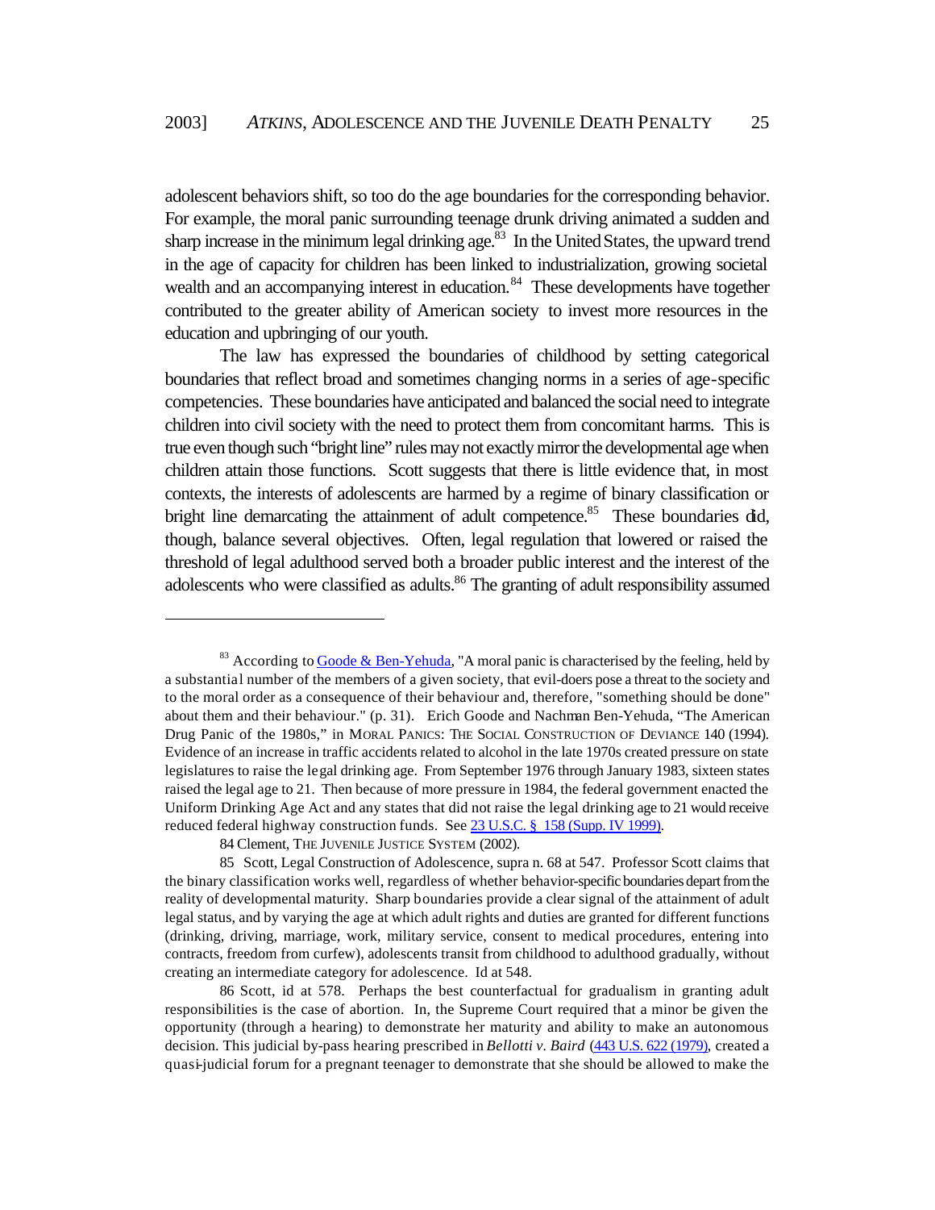adolescent behaviors shift, so too do the age boundaries for the corresponding behavior. For example, the moral panic surrounding teenage drunk driving animated a sudden and sharp increase in the minimum legal drinking age.[83] In the United States, the upward trend in the age of capacity for children has been linked to industrialization, growing societal wealth and an accompanying interest in education.[84] These developments have together contributed to the greater ability of American society to invest more resources in the education and upbringing of our youth.

The law has expressed the boundaries of childhood by setting categorical boundaries that reflect broad and sometimes changing norms in a series of age-specific competencies. These boundaries have anticipated and balanced the social need to integrate children into civil society with the need to protect them from concomitant harms. This is true even though such "bright line" rules may not exactly mirror the developmental age when children attain those functions. Scott suggests that there is little evidence that, in most contexts, the interests of adolescents are harmed by a regime of binary classification or bright line demarcating the attainment of adult competence.[85] These boundaries did, though, balance several objectives. Often, legal regulation that lowered or raised the threshold of legal adulthood served both a broader public interest and the interest of the adolescents who were classified as adults.[86] The granting of adult responsibility assumed

---

[83] According to Goode & Ben-Yehuda, "A moral panic is characterised by the feeling, held by a substantial number of the members of a given society, that evil-doers pose a threat to the society and to the moral order as a consequence of their behaviour and, therefore, "something should be done" about them and their behaviour." (p. 31). Erich Goode and Nachman Ben-Yehuda, "The American Drug Panic of the 1980s," in MORAL PANICS: THE SOCIAL CONSTRUCTION OF DEVIANCE 140 (1994). Evidence of an increase in traffic accidents related to alcohol in the late 1970s created pressure on state legislatures to raise the legal drinking age. From September 1976 through January 1983, sixteen states raised the legal age to 21. Then because of more pressure in 1984, the federal government enacted the Uniform Drinking Age Act and any states that did not raise the legal drinking age to 21 would receive reduced federal highway construction funds. See 23 U.S.C. § 158 (Supp. IV 1999).

84 Clement, THE JUVENILE JUSTICE SYSTEM (2002).

85 Scott, Legal Construction of Adolescence, supra n. 68 at 547. Professor Scott claims that the binary classification works well, regardless of whether behavior-specific boundaries depart from the reality of developmental maturity. Sharp boundaries provide a clear signal of the attainment of adult legal status, and by varying the age at which adult rights and duties are granted for different functions (drinking, driving, marriage, work, military service, consent to medical procedures, entering into contracts, freedom from curfew), adolescents transit from childhood to adulthood gradually, without creating an intermediate category for adolescence. Id at 548.

86 Scott, id at 578. Perhaps the best counterfactual for gradualism in granting adult responsibilities is the case of abortion. In, the Supreme Court required that a minor be given the opportunity (through a hearing) to demonstrate her maturity and ability to make an autonomous decision. This judicial by-pass hearing prescribed in *Bellotti v. Baird* (443 U.S. 622 (1979), created a quasi-judicial forum for a pregnant teenager to demonstrate that she should be allowed to make the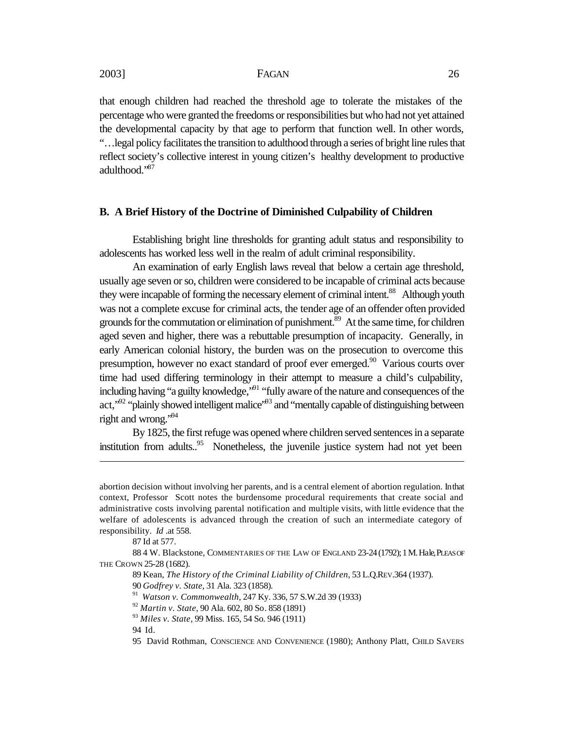that enough children had reached the threshold age to tolerate the mistakes of the percentage who were granted the freedoms or responsibilities but who had not yet attained the developmental capacity by that age to perform that function well. In other words, "…legal policy facilitates the transition to adulthood through a series of bright line rules that reflect society's collective interest in young citizen's healthy development to productive adulthood."[87]

### B. A Brief History of the Doctrine of Diminished Culpability of Children

Establishing bright line thresholds for granting adult status and responsibility to adolescents has worked less well in the realm of adult criminal responsibility.

An examination of early English laws reveal that below a certain age threshold, usually age seven or so, children were considered to be incapable of criminal acts because they were incapable of forming the necessary element of criminal intent.[88] Although youth was not a complete excuse for criminal acts, the tender age of an offender often provided grounds for the commutation or elimination of punishment.[89] At the same time, for children aged seven and higher, there was a rebuttable presumption of incapacity. Generally, in early American colonial history, the burden was on the prosecution to overcome this presumption, however no exact standard of proof ever emerged.[90] Various courts over time had used differing terminology in their attempt to measure a child's culpability, including having "a guilty knowledge,"[91] "fully aware of the nature and consequences of the act,"[92] "plainly showed intelligent malice"[93] and "mentally capable of distinguishing between right and wrong."[94]

By 1825, the first refuge was opened where children served sentences in a separate institution from adults..[95] Nonetheless, the juvenile justice system had not yet been

---

abortion decision without involving her parents, and is a central element of abortion regulation. In that context, Professor Scott notes the burdensome procedural requirements that create social and administrative costs involving parental notification and multiple visits, with little evidence that the welfare of adolescents is advanced through the creation of such an intermediate category of responsibility. *Id* .at 558.

87 Id at 577.

88 4 W. Blackstone, COMMENTARIES OF THE LAW OF ENGLAND 23-24 (1792); 1 M. Hale, PLEAS OF THE CROWN 25-28 (1682).

89 Kean, *The History of the Criminal Liability of Children*, 53 L.Q.REV.364 (1937).

90 *Godfrey v. State*, 31 Ala. 323 (1858).

91 *Watson v. Commonwealth*, 247 Ky. 336, 57 S.W.2d 39 (1933)

92 *Martin v. State*, 90 Ala. 602, 80 So. 858 (1891)

93 *Miles v. State*, 99 Miss. 165, 54 So. 946 (1911)

94 Id.

95 David Rothman, CONSCIENCE AND CONVENIENCE (1980); Anthony Platt, CHILD SAVERS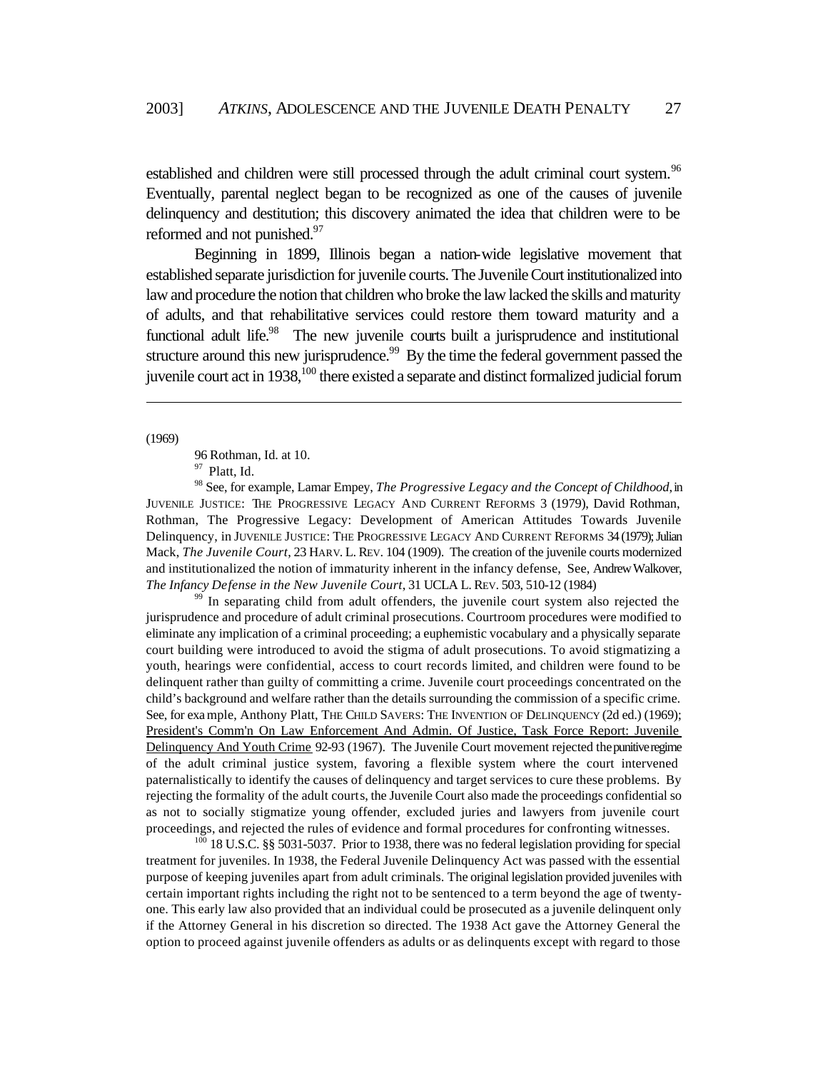established and children were still processed through the adult criminal court system.[96] Eventually, parental neglect began to be recognized as one of the causes of juvenile delinquency and destitution; this discovery animated the idea that children were to be reformed and not punished.[97]

Beginning in 1899, Illinois began a nation-wide legislative movement that established separate jurisdiction for juvenile courts. The Juvenile Court institutionalized into law and procedure the notion that children who broke the law lacked the skills and maturity of adults, and that rehabilitative services could restore them toward maturity and a functional adult life.[98] The new juvenile courts built a jurisprudence and institutional structure around this new jurisprudence.[99] By the time the federal government passed the juvenile court act in 1938,[100] there existed a separate and distinct formalized judicial forum

---

(1969)

96 Rothman, Id. at 10.

[97] Platt, Id.

[98] See, for example, Lamar Empey, *The Progressive Legacy and the Concept of Childhood*, in JUVENILE JUSTICE: THE PROGRESSIVE LEGACY AND CURRENT REFORMS 3 (1979), David Rothman, Rothman, The Progressive Legacy: Development of American Attitudes Towards Juvenile Delinquency, in JUVENILE JUSTICE: THE PROGRESSIVE LEGACY AND CURRENT REFORMS 34 (1979); Julian Mack, *The Juvenile Court*, 23 HARV. L. REV. 104 (1909). The creation of the juvenile courts modernized and institutionalized the notion of immaturity inherent in the infancy defense, See, Andrew Walkover, *The Infancy Defense in the New Juvenile Court*, 31 UCLA L. REV. 503, 510-12 (1984)

[99] In separating child from adult offenders, the juvenile court system also rejected the jurisprudence and procedure of adult criminal prosecutions. Courtroom procedures were modified to eliminate any implication of a criminal proceeding; a euphemistic vocabulary and a physically separate court building were introduced to avoid the stigma of adult prosecutions. To avoid stigmatizing a youth, hearings were confidential, access to court records limited, and children were found to be delinquent rather than guilty of committing a crime. Juvenile court proceedings concentrated on the child's background and welfare rather than the details surrounding the commission of a specific crime. See, for example, Anthony Platt, THE CHILD SAVERS: THE INVENTION OF DELINQUENCY (2d ed.) (1969); President's Comm'n On Law Enforcement And Admin. Of Justice, Task Force Report: Juvenile Delinquency And Youth Crime 92-93 (1967). The Juvenile Court movement rejected the punitive regime of the adult criminal justice system, favoring a flexible system where the court intervened paternalistically to identify the causes of delinquency and target services to cure these problems. By rejecting the formality of the adult courts, the Juvenile Court also made the proceedings confidential so as not to socially stigmatize young offender, excluded juries and lawyers from juvenile court proceedings, and rejected the rules of evidence and formal procedures for confronting witnesses.

[100] 18 U.S.C. §§ 5031-5037. Prior to 1938, there was no federal legislation providing for special treatment for juveniles. In 1938, the Federal Juvenile Delinquency Act was passed with the essential purpose of keeping juveniles apart from adult criminals. The original legislation provided juveniles with certain important rights including the right not to be sentenced to a term beyond the age of twenty-one. This early law also provided that an individual could be prosecuted as a juvenile delinquent only if the Attorney General in his discretion so directed. The 1938 Act gave the Attorney General the option to proceed against juvenile offenders as adults or as delinquents except with regard to those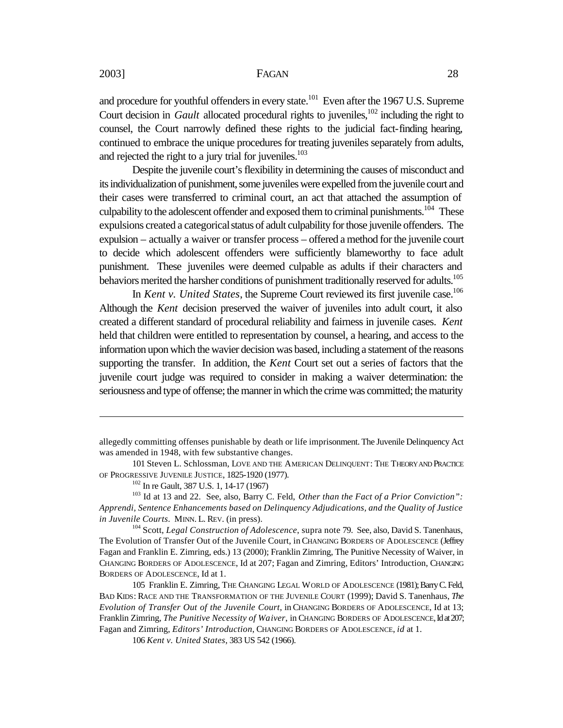and procedure for youthful offenders in every state.[101] Even after the 1967 U.S. Supreme Court decision in *Gault* allocated procedural rights to juveniles,[102] including the right to counsel, the Court narrowly defined these rights to the judicial fact-finding hearing, continued to embrace the unique procedures for treating juveniles separately from adults, and rejected the right to a jury trial for juveniles.[103]

Despite the juvenile court's flexibility in determining the causes of misconduct and its individualization of punishment, some juveniles were expelled from the juvenile court and their cases were transferred to criminal court, an act that attached the assumption of culpability to the adolescent offender and exposed them to criminal punishments.[104] These expulsions created a categorical status of adult culpability for those juvenile offenders. The expulsion – actually a waiver or transfer process – offered a method for the juvenile court to decide which adolescent offenders were sufficiently blameworthy to face adult punishment. These juveniles were deemed culpable as adults if their characters and behaviors merited the harsher conditions of punishment traditionally reserved for adults.[105]

In *Kent v. United States*, the Supreme Court reviewed its first juvenile case.[106] Although the *Kent* decision preserved the waiver of juveniles into adult court, it also created a different standard of procedural reliability and fairness in juvenile cases. *Kent* held that children were entitled to representation by counsel, a hearing, and access to the information upon which the wavier decision was based, including a statement of the reasons supporting the transfer. In addition, the *Kent* Court set out a series of factors that the juvenile court judge was required to consider in making a waiver determination: the seriousness and type of offense; the manner in which the crime was committed; the maturity

---

allegedly committing offenses punishable by death or life imprisonment. The Juvenile Delinquency Act was amended in 1948, with few substantive changes.

101 Steven L. Schlossman, LOVE AND THE AMERICAN DELINQUENT: THE THEORY AND PRACTICE OF PROGRESSIVE JUVENILE JUSTICE, 1825-1920 (1977).

102 In re Gault, 387 U.S. 1, 14-17 (1967)

103 Id at 13 and 22. See, also, Barry C. Feld, *Other than the Fact of a Prior Conviction": Apprendi, Sentence Enhancements based on Delinquency Adjudications, and the Quality of Justice in Juvenile Courts*. MINN. L. REV. (in press).

104 Scott, *Legal Construction of Adolescence*, supra note 79. See, also, David S. Tanenhaus, The Evolution of Transfer Out of the Juvenile Court, in CHANGING BORDERS OF ADOLESCENCE (Jeffrey Fagan and Franklin E. Zimring, eds.) 13 (2000); Franklin Zimring, The Punitive Necessity of Waiver, in CHANGING BORDERS OF ADOLESCENCE, Id at 207; Fagan and Zimring, Editors' Introduction, CHANGING BORDERS OF ADOLESCENCE, Id at 1.

105 Franklin E. Zimring, THE CHANGING LEGAL WORLD OF ADOLESCENCE (1981); Barry C. Feld, BAD KIDS: RACE AND THE TRANSFORMATION OF THE JUVENILE COURT (1999); David S. Tanenhaus, *The Evolution of Transfer Out of the Juvenile Court*, in CHANGING BORDERS OF ADOLESCENCE, Id at 13; Franklin Zimring, *The Punitive Necessity of Waiver*, in CHANGING BORDERS OF ADOLESCENCE, Id at 207; Fagan and Zimring, *Editors' Introduction*, CHANGING BORDERS OF ADOLESCENCE, *id* at 1.

106 *Kent v. United States*, 383 US 542 (1966).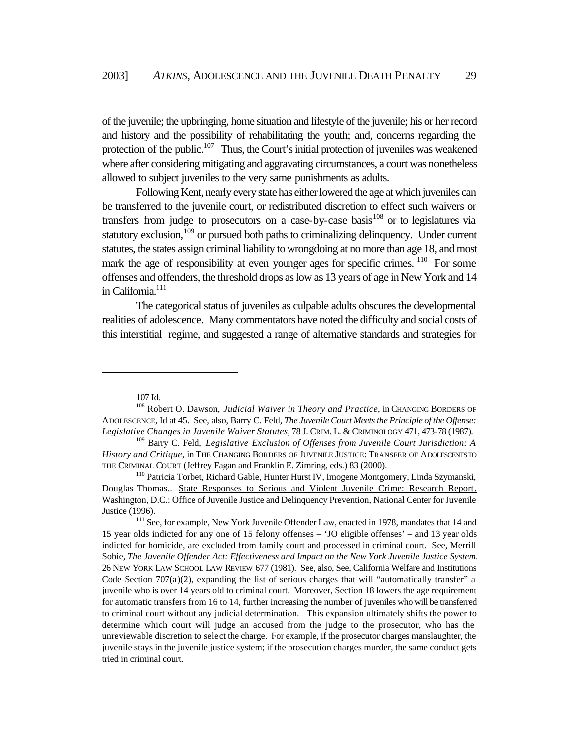of the juvenile; the upbringing, home situation and lifestyle of the juvenile; his or her record and history and the possibility of rehabilitating the youth; and, concerns regarding the protection of the public.[107] Thus, the Court's initial protection of juveniles was weakened where after considering mitigating and aggravating circumstances, a court was nonetheless allowed to subject juveniles to the very same punishments as adults.

Following Kent, nearly every state has either lowered the age at which juveniles can be transferred to the juvenile court, or redistributed discretion to effect such waivers or transfers from judge to prosecutors on a case-by-case basis[108] or to legislatures via statutory exclusion,[109] or pursued both paths to criminalizing delinquency. Under current statutes, the states assign criminal liability to wrongdoing at no more than age 18, and most mark the age of responsibility at even younger ages for specific crimes.[110] For some offenses and offenders, the threshold drops as low as 13 years of age in New York and 14 in California.[111]

The categorical status of juveniles as culpable adults obscures the developmental realities of adolescence. Many commentators have noted the difficulty and social costs of this interstitial regime, and suggested a range of alternative standards and strategies for

---

107 Id.

[108] Robert O. Dawson, *Judicial Waiver in Theory and Practice*, in CHANGING BORDERS OF ADOLESCENCE, Id at 45. See, also, Barry C. Feld, *The Juvenile Court Meets the Principle of the Offense: Legislative Changes in Juvenile Waiver Statutes*, 78 J. CRIM. L. & CRIMINOLOGY 471, 473-78 (1987).

[109] Barry C. Feld, *Legislative Exclusion of Offenses from Juvenile Court Jurisdiction: A History and Critique*, in THE CHANGING BORDERS OF JUVENILE JUSTICE: TRANSFER OF ADOLESCENTS TO THE CRIMINAL COURT (Jeffrey Fagan and Franklin E. Zimring, eds.) 83 (2000).

[110] Patricia Torbet, Richard Gable, Hunter Hurst IV, Imogene Montgomery, Linda Szymanski, Douglas Thomas.. State Responses to Serious and Violent Juvenile Crime: Research Report. Washington, D.C.: Office of Juvenile Justice and Delinquency Prevention, National Center for Juvenile Justice (1996).

[111] See, for example, New York Juvenile Offender Law, enacted in 1978, mandates that 14 and 15 year olds indicted for any one of 15 felony offenses – 'JO eligible offenses' – and 13 year olds indicted for homicide, are excluded from family court and processed in criminal court. See, Merrill Sobie, *The Juvenile Offender Act: Effectiveness and Impact on the New York Juvenile Justice System*. 26 NEW YORK LAW SCHOOL LAW REVIEW 677 (1981). See, also, See, California Welfare and Institutions Code Section 707(a)(2), expanding the list of serious charges that will "automatically transfer" a juvenile who is over 14 years old to criminal court. Moreover, Section 18 lowers the age requirement for automatic transfers from 16 to 14, further increasing the number of juveniles who will be transferred to criminal court without any judicial determination. This expansion ultimately shifts the power to determine which court will judge an accused from the judge to the prosecutor, who has the unreviewable discretion to select the charge. For example, if the prosecutor charges manslaughter, the juvenile stays in the juvenile justice system; if the prosecution charges murder, the same conduct gets tried in criminal court.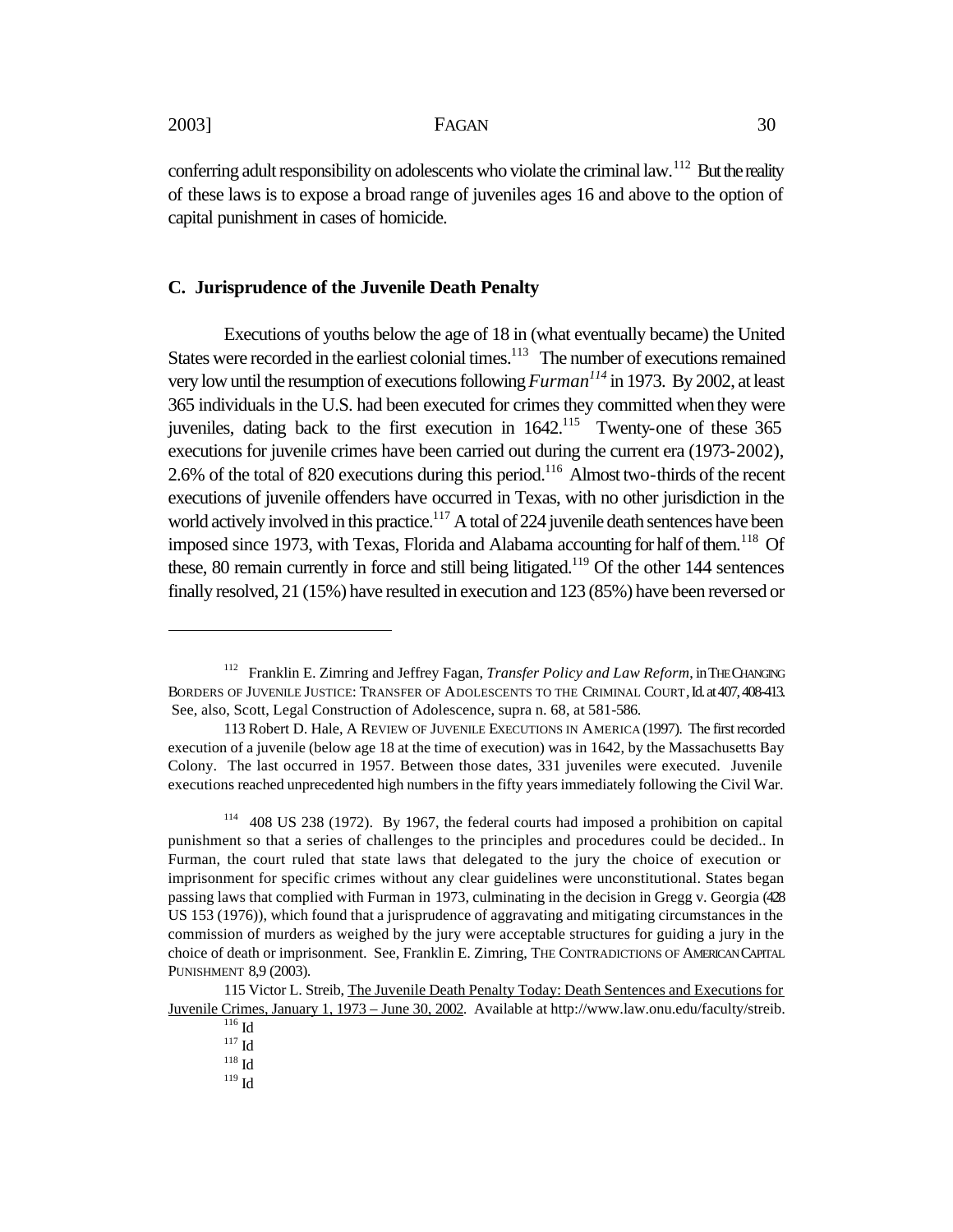conferring adult responsibility on adolescents who violate the criminal law.[112] But the reality of these laws is to expose a broad range of juveniles ages 16 and above to the option of capital punishment in cases of homicide.

### C. Jurisprudence of the Juvenile Death Penalty

Executions of youths below the age of 18 in (what eventually became) the United States were recorded in the earliest colonial times.[113] The number of executions remained very low until the resumption of executions following *Furman*[114] in 1973. By 2002, at least 365 individuals in the U.S. had been executed for crimes they committed when they were juveniles, dating back to the first execution in 1642.[115] Twenty-one of these 365 executions for juvenile crimes have been carried out during the current era (1973-2002), 2.6% of the total of 820 executions during this period.[116] Almost two-thirds of the recent executions of juvenile offenders have occurred in Texas, with no other jurisdiction in the world actively involved in this practice.[117] A total of 224 juvenile death sentences have been imposed since 1973, with Texas, Florida and Alabama accounting for half of them.[118] Of these, 80 remain currently in force and still being litigated.[119] Of the other 144 sentences finally resolved, 21 (15%) have resulted in execution and 123 (85%) have been reversed or

---

[112] Franklin E. Zimring and Jeffrey Fagan, *Transfer Policy and Law Reform*, in THE CHANGING BORDERS OF JUVENILE JUSTICE: TRANSFER OF ADOLESCENTS TO THE CRIMINAL COURT, Id. at 407, 408-413. See, also, Scott, Legal Construction of Adolescence, supra n. 68, at 581-586.

113 Robert D. Hale, A REVIEW OF JUVENILE EXECUTIONS IN AMERICA (1997). The first recorded execution of a juvenile (below age 18 at the time of execution) was in 1642, by the Massachusetts Bay Colony. The last occurred in 1957. Between those dates, 331 juveniles were executed. Juvenile executions reached unprecedented high numbers in the fifty years immediately following the Civil War.

[114] 408 US 238 (1972). By 1967, the federal courts had imposed a prohibition on capital punishment so that a series of challenges to the principles and procedures could be decided.. In Furman, the court ruled that state laws that delegated to the jury the choice of execution or imprisonment for specific crimes without any clear guidelines were unconstitutional. States began passing laws that complied with Furman in 1973, culminating in the decision in Gregg v. Georgia (428 US 153 (1976)), which found that a jurisprudence of aggravating and mitigating circumstances in the commission of murders as weighed by the jury were acceptable structures for guiding a jury in the choice of death or imprisonment. See, Franklin E. Zimring, THE CONTRADICTIONS OF AMERICAN CAPITAL PUNISHMENT 8,9 (2003).

115 Victor L. Streib, The Juvenile Death Penalty Today: Death Sentences and Executions for Juvenile Crimes, January 1, 1973 – June 30, 2002. Available at http://www.law.onu.edu/faculty/streib.

[116] Id

[117] Id

[118] Id

[119] Id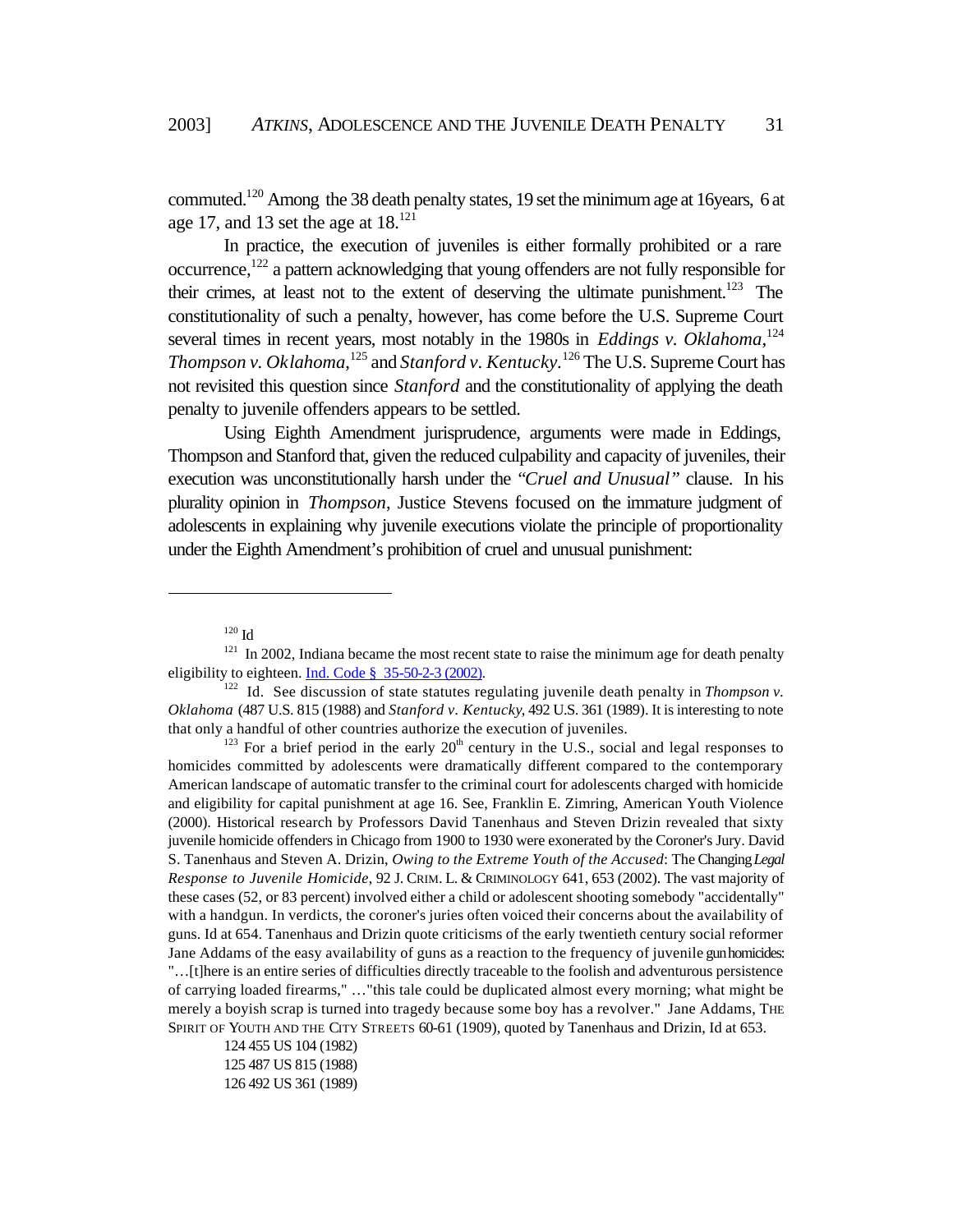commuted.[120] Among the 38 death penalty states, 19 set the minimum age at 16years, 6 at age 17, and 13 set the age at 18.[121]

In practice, the execution of juveniles is either formally prohibited or a rare occurrence,[122] a pattern acknowledging that young offenders are not fully responsible for their crimes, at least not to the extent of deserving the ultimate punishment.[123] The constitutionality of such a penalty, however, has come before the U.S. Supreme Court several times in recent years, most notably in the 1980s in *Eddings v. Oklahoma*,[124] *Thompson v. Oklahoma*,[125] and *Stanford v. Kentucky*.[126] The U.S. Supreme Court has not revisited this question since *Stanford* and the constitutionality of applying the death penalty to juvenile offenders appears to be settled.

Using Eighth Amendment jurisprudence, arguments were made in Eddings, Thompson and Stanford that, given the reduced culpability and capacity of juveniles, their execution was unconstitutionally harsh under the *"Cruel and Unusual"* clause. In his plurality opinion in *Thompson*, Justice Stevens focused on the immature judgment of adolescents in explaining why juvenile executions violate the principle of proportionality under the Eighth Amendment's prohibition of cruel and unusual punishment:

---

[120] Id

[121] In 2002, Indiana became the most recent state to raise the minimum age for death penalty eligibility to eighteen. Ind. Code § 35-50-2-3 (2002).

[122] Id. See discussion of state statutes regulating juvenile death penalty in *Thompson v. Oklahoma* (487 U.S. 815 (1988) and *Stanford v. Kentucky*, 492 U.S. 361 (1989). It is interesting to note that only a handful of other countries authorize the execution of juveniles.

[123] For a brief period in the early 20th century in the U.S., social and legal responses to homicides committed by adolescents were dramatically different compared to the contemporary American landscape of automatic transfer to the criminal court for adolescents charged with homicide and eligibility for capital punishment at age 16. See, Franklin E. Zimring, American Youth Violence (2000). Historical research by Professors David Tanenhaus and Steven Drizin revealed that sixty juvenile homicide offenders in Chicago from 1900 to 1930 were exonerated by the Coroner's Jury. David S. Tanenhaus and Steven A. Drizin, *Owing to the Extreme Youth of the Accused*: The Changing *Legal Response to Juvenile Homicide*, 92 J. CRIM. L. & CRIMINOLOGY 641, 653 (2002). The vast majority of these cases (52, or 83 percent) involved either a child or adolescent shooting somebody "accidentally" with a handgun. In verdicts, the coroner's juries often voiced their concerns about the availability of guns. Id at 654. Tanenhaus and Drizin quote criticisms of the early twentieth century social reformer Jane Addams of the easy availability of guns as a reaction to the frequency of juvenile gun homicides: "…[t]here is an entire series of difficulties directly traceable to the foolish and adventurous persistence of carrying loaded firearms," …"this tale could be duplicated almost every morning; what might be merely a boyish scrap is turned into tragedy because some boy has a revolver." Jane Addams, THE SPIRIT OF YOUTH AND THE CITY STREETS 60-61 (1909), quoted by Tanenhaus and Drizin, Id at 653.

124 455 US 104 (1982)

125 487 US 815 (1988)

126 492 US 361 (1989)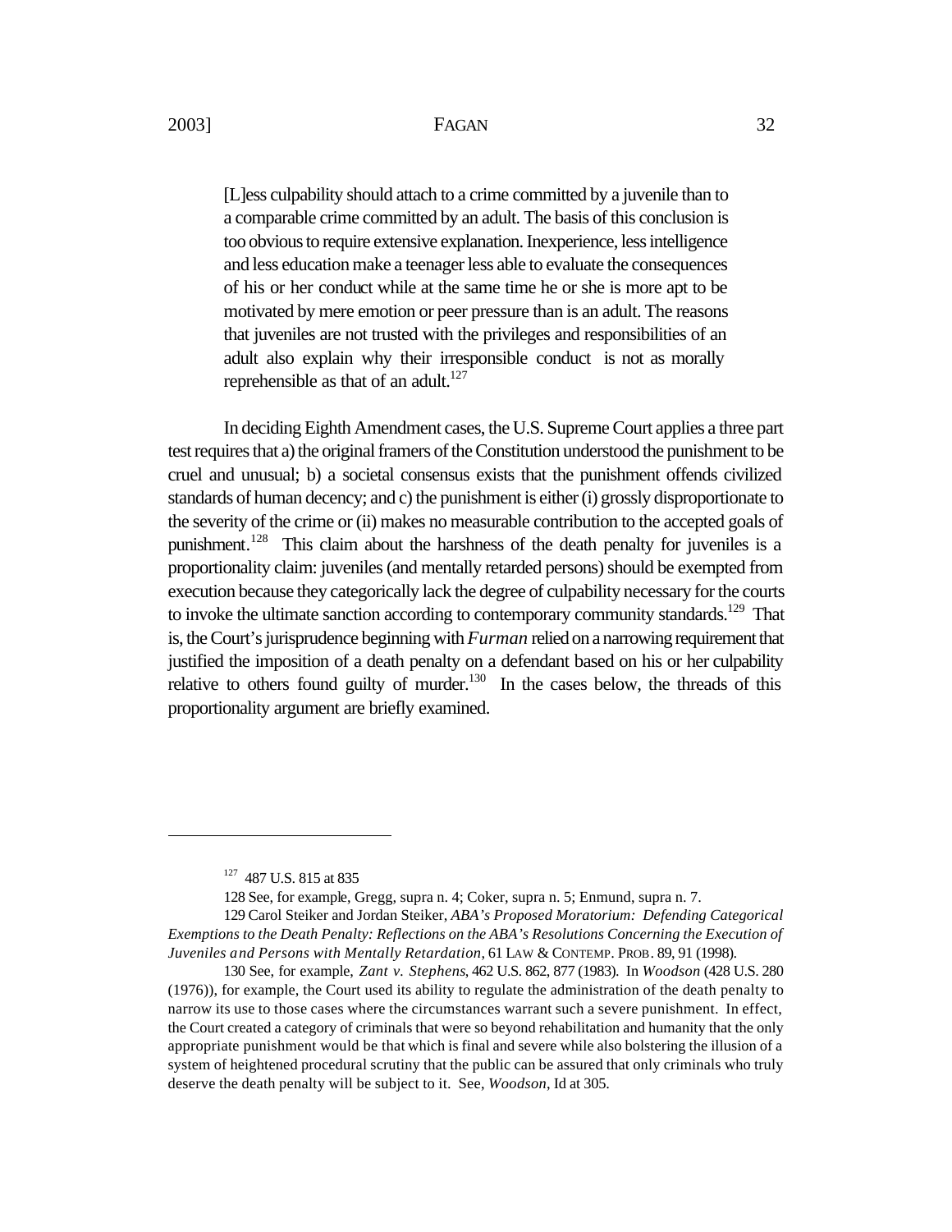> [L]ess culpability should attach to a crime committed by a juvenile than to a comparable crime committed by an adult. The basis of this conclusion is too obvious to require extensive explanation. Inexperience, less intelligence and less education make a teenager less able to evaluate the consequences of his or her conduct while at the same time he or she is more apt to be motivated by mere emotion or peer pressure than is an adult. The reasons that juveniles are not trusted with the privileges and responsibilities of an adult also explain why their irresponsible conduct is not as morally reprehensible as that of an adult.[127]

In deciding Eighth Amendment cases, the U.S. Supreme Court applies a three part test requires that a) the original framers of the Constitution understood the punishment to be cruel and unusual; b) a societal consensus exists that the punishment offends civilized standards of human decency; and c) the punishment is either (i) grossly disproportionate to the severity of the crime or (ii) makes no measurable contribution to the accepted goals of punishment.[128] This claim about the harshness of the death penalty for juveniles is a proportionality claim: juveniles (and mentally retarded persons) should be exempted from execution because they categorically lack the degree of culpability necessary for the courts to invoke the ultimate sanction according to contemporary community standards.[129] That is, the Court's jurisprudence beginning with *Furman* relied on a narrowing requirement that justified the imposition of a death penalty on a defendant based on his or her culpability relative to others found guilty of murder.[130] In the cases below, the threads of this proportionality argument are briefly examined.

---

[127] 487 U.S. 815 at 835

128 See, for example, Gregg, supra n. 4; Coker, supra n. 5; Enmund, supra n. 7.

129 Carol Steiker and Jordan Steiker, *ABA's Proposed Moratorium: Defending Categorical Exemptions to the Death Penalty: Reflections on the ABA's Resolutions Concerning the Execution of Juveniles and Persons with Mentally Retardation*, 61 LAW & CONTEMP. PROB. 89, 91 (1998).

130 See, for example, *Zant v. Stephens*, 462 U.S. 862, 877 (1983). In *Woodson* (428 U.S. 280 (1976)), for example, the Court used its ability to regulate the administration of the death penalty to narrow its use to those cases where the circumstances warrant such a severe punishment. In effect, the Court created a category of criminals that were so beyond rehabilitation and humanity that the only appropriate punishment would be that which is final and severe while also bolstering the illusion of a system of heightened procedural scrutiny that the public can be assured that only criminals who truly deserve the death penalty will be subject to it. See, *Woodson*, Id at 305.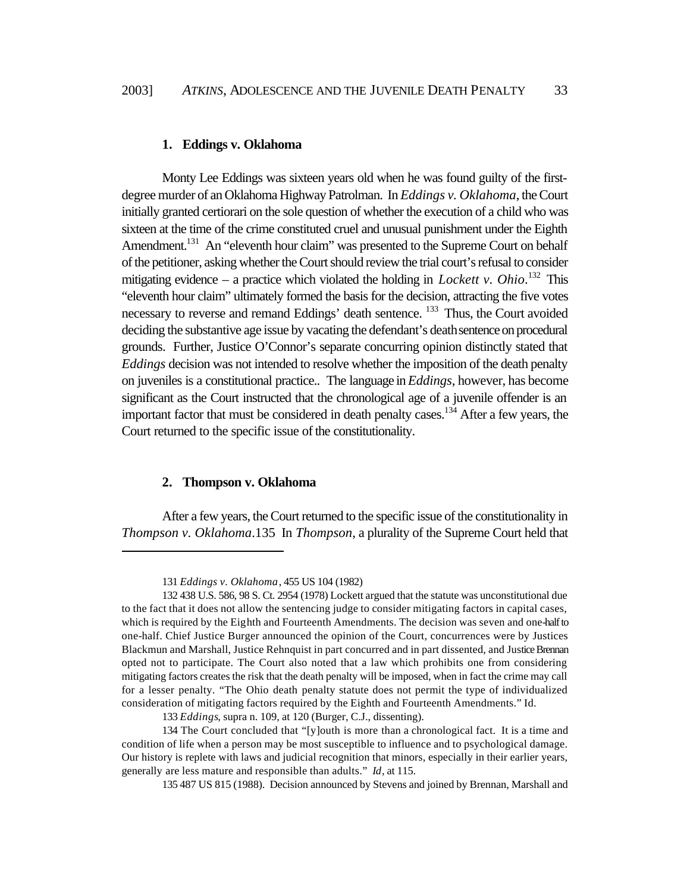### 1. Eddings v. Oklahoma

Monty Lee Eddings was sixteen years old when he was found guilty of the first-degree murder of an Oklahoma Highway Patrolman. In *Eddings v. Oklahoma*, the Court initially granted certiorari on the sole question of whether the execution of a child who was sixteen at the time of the crime constituted cruel and unusual punishment under the Eighth Amendment.[131] An "eleventh hour claim" was presented to the Supreme Court on behalf of the petitioner, asking whether the Court should review the trial court's refusal to consider mitigating evidence – a practice which violated the holding in *Lockett v. Ohio*.[132] This "eleventh hour claim" ultimately formed the basis for the decision, attracting the five votes necessary to reverse and remand Eddings' death sentence.[133] Thus, the Court avoided deciding the substantive age issue by vacating the defendant's death sentence on procedural grounds. Further, Justice O'Connor's separate concurring opinion distinctly stated that *Eddings* decision was not intended to resolve whether the imposition of the death penalty on juveniles is a constitutional practice.. The language in *Eddings*, however, has become significant as the Court instructed that the chronological age of a juvenile offender is an important factor that must be considered in death penalty cases.[134] After a few years, the Court returned to the specific issue of the constitutionality.

### 2. Thompson v. Oklahoma

After a few years, the Court returned to the specific issue of the constitutionality in *Thompson v. Oklahoma*.135 In *Thompson*, a plurality of the Supreme Court held that

---

131 *Eddings v. Oklahoma*, 455 US 104 (1982)

132 438 U.S. 586, 98 S. Ct. 2954 (1978) Lockett argued that the statute was unconstitutional due to the fact that it does not allow the sentencing judge to consider mitigating factors in capital cases, which is required by the Eighth and Fourteenth Amendments. The decision was seven and one-half to one-half. Chief Justice Burger announced the opinion of the Court, concurrences were by Justices Blackmun and Marshall, Justice Rehnquist in part concurred and in part dissented, and Justice Brennan opted not to participate. The Court also noted that a law which prohibits one from considering mitigating factors creates the risk that the death penalty will be imposed, when in fact the crime may call for a lesser penalty. "The Ohio death penalty statute does not permit the type of individualized consideration of mitigating factors required by the Eighth and Fourteenth Amendments." Id.

133 *Eddings*, supra n. 109, at 120 (Burger, C.J., dissenting).

134 The Court concluded that "[y]outh is more than a chronological fact. It is a time and condition of life when a person may be most susceptible to influence and to psychological damage. Our history is replete with laws and judicial recognition that minors, especially in their earlier years, generally are less mature and responsible than adults." *Id*, at 115.

135 487 US 815 (1988). Decision announced by Stevens and joined by Brennan, Marshall and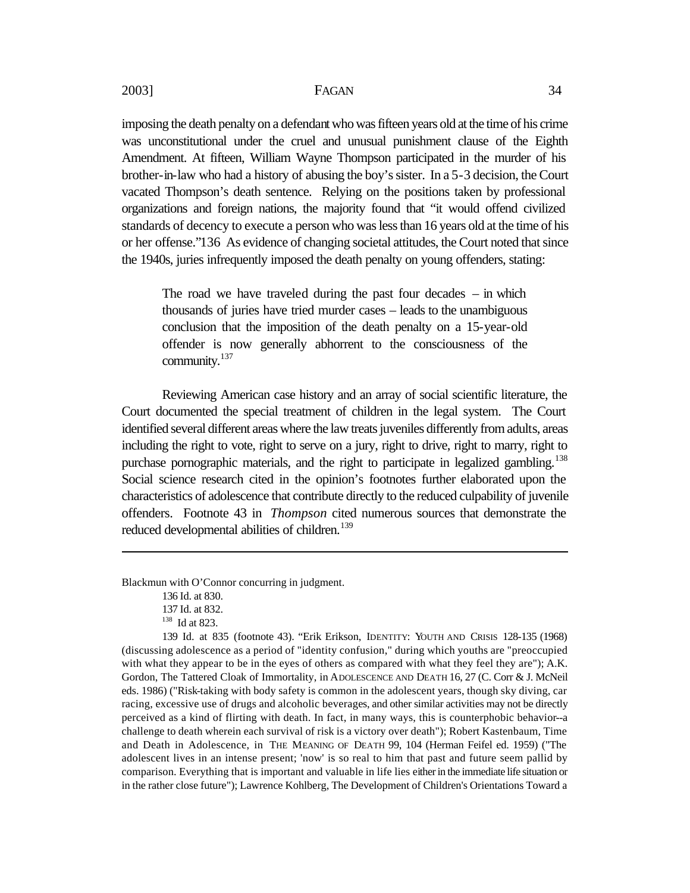imposing the death penalty on a defendant who was fifteen years old at the time of his crime was unconstitutional under the cruel and unusual punishment clause of the Eighth Amendment. At fifteen, William Wayne Thompson participated in the murder of his brother-in-law who had a history of abusing the boy's sister. In a 5-3 decision, the Court vacated Thompson's death sentence. Relying on the positions taken by professional organizations and foreign nations, the majority found that "it would offend civilized standards of decency to execute a person who was less than 16 years old at the time of his or her offense."136 As evidence of changing societal attitudes, the Court noted that since the 1940s, juries infrequently imposed the death penalty on young offenders, stating:

> The road we have traveled during the past four decades – in which thousands of juries have tried murder cases – leads to the unambiguous conclusion that the imposition of the death penalty on a 15-year-old offender is now generally abhorrent to the consciousness of the community.[137]

Reviewing American case history and an array of social scientific literature, the Court documented the special treatment of children in the legal system. The Court identified several different areas where the law treats juveniles differently from adults, areas including the right to vote, right to serve on a jury, right to drive, right to marry, right to purchase pornographic materials, and the right to participate in legalized gambling.[138] Social science research cited in the opinion's footnotes further elaborated upon the characteristics of adolescence that contribute directly to the reduced culpability of juvenile offenders. Footnote 43 in *Thompson* cited numerous sources that demonstrate the reduced developmental abilities of children.[139]

---

Blackmun with O'Connor concurring in judgment.

136 Id. at 830.

137 Id. at 832.

138 Id at 823.

139 Id. at 835 (footnote 43). "Erik Erikson, IDENTITY: YOUTH AND CRISIS 128-135 (1968) (discussing adolescence as a period of "identity confusion," during which youths are "preoccupied with what they appear to be in the eyes of others as compared with what they feel they are"); A.K. Gordon, The Tattered Cloak of Immortality, in ADOLESCENCE AND DEATH 16, 27 (C. Corr & J. McNeil eds. 1986) ("Risk-taking with body safety is common in the adolescent years, though sky diving, car racing, excessive use of drugs and alcoholic beverages, and other similar activities may not be directly perceived as a kind of flirting with death. In fact, in many ways, this is counterphobic behavior--a challenge to death wherein each survival of risk is a victory over death"); Robert Kastenbaum, Time and Death in Adolescence, in THE MEANING OF DEATH 99, 104 (Herman Feifel ed. 1959) ("The adolescent lives in an intense present; 'now' is so real to him that past and future seem pallid by comparison. Everything that is important and valuable in life lies either in the immediate life situation or in the rather close future"); Lawrence Kohlberg, The Development of Children's Orientations Toward a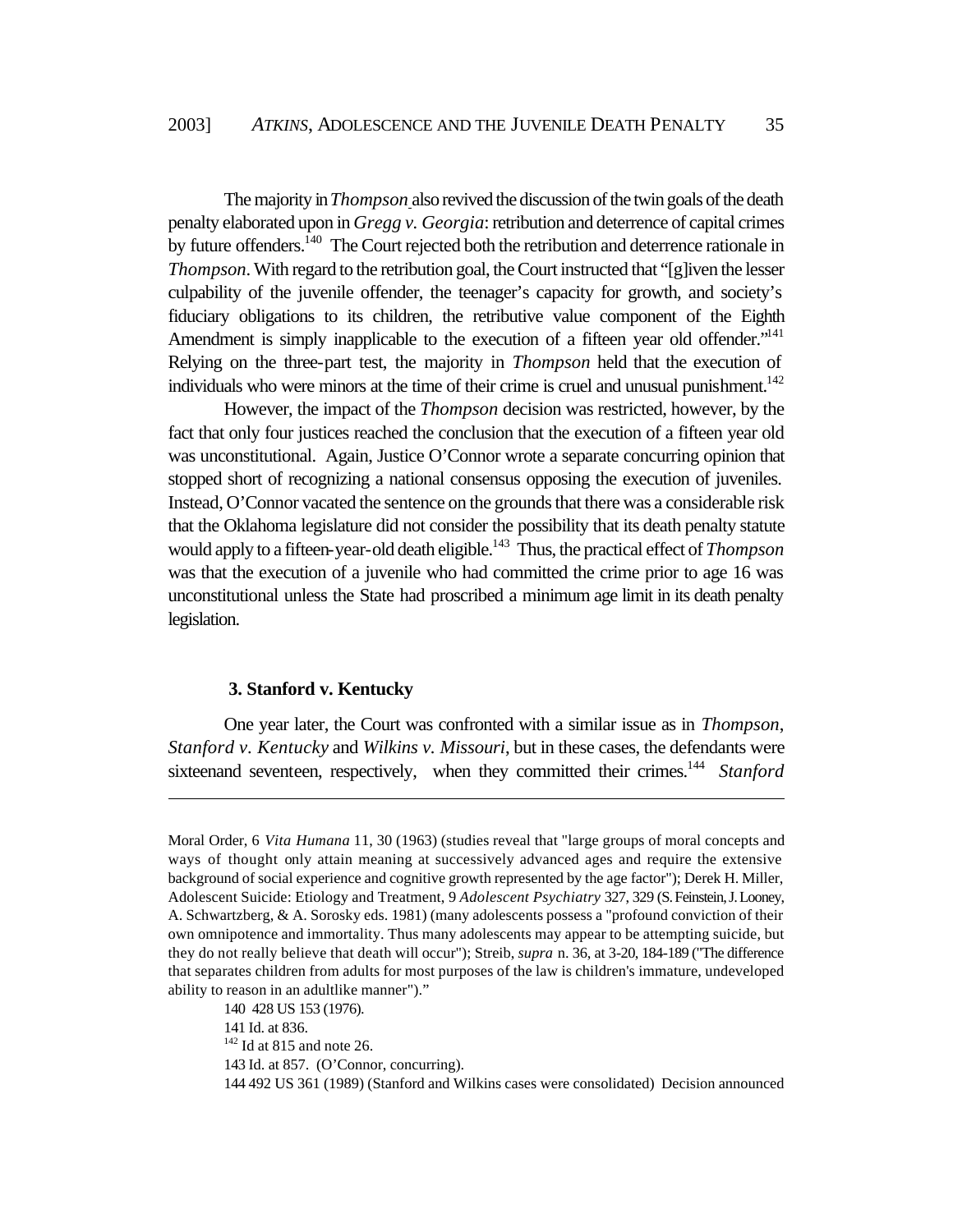The majority in *Thompson* also revived the discussion of the twin goals of the death penalty elaborated upon in *Gregg v. Georgia*: retribution and deterrence of capital crimes by future offenders.[140] The Court rejected both the retribution and deterrence rationale in *Thompson*. With regard to the retribution goal, the Court instructed that "[g]iven the lesser culpability of the juvenile offender, the teenager's capacity for growth, and society's fiduciary obligations to its children, the retributive value component of the Eighth Amendment is simply inapplicable to the execution of a fifteen year old offender."[141] Relying on the three-part test, the majority in *Thompson* held that the execution of individuals who were minors at the time of their crime is cruel and unusual punishment.[142]

However, the impact of the *Thompson* decision was restricted, however, by the fact that only four justices reached the conclusion that the execution of a fifteen year old was unconstitutional. Again, Justice O'Connor wrote a separate concurring opinion that stopped short of recognizing a national consensus opposing the execution of juveniles. Instead, O'Connor vacated the sentence on the grounds that there was a considerable risk that the Oklahoma legislature did not consider the possibility that its death penalty statute would apply to a fifteen-year-old death eligible.[143] Thus, the practical effect of *Thompson* was that the execution of a juvenile who had committed the crime prior to age 16 was unconstitutional unless the State had proscribed a minimum age limit in its death penalty legislation.

### 3. Stanford v. Kentucky

One year later, the Court was confronted with a similar issue as in *Thompson*, *Stanford v. Kentucky* and *Wilkins v. Missouri*, but in these cases, the defendants were sixteenand seventeen, respectively, when they committed their crimes.[144] *Stanford*

---

Moral Order, 6 *Vita Humana* 11, 30 (1963) (studies reveal that "large groups of moral concepts and ways of thought only attain meaning at successively advanced ages and require the extensive background of social experience and cognitive growth represented by the age factor"); Derek H. Miller, Adolescent Suicide: Etiology and Treatment, 9 *Adolescent Psychiatry* 327, 329 (S. Feinstein, J. Looney, A. Schwartzberg, & A. Sorosky eds. 1981) (many adolescents possess a "profound conviction of their own omnipotence and immortality. Thus many adolescents may appear to be attempting suicide, but they do not really believe that death will occur"); Streib, *supra* n. 36, at 3-20, 184-189 ("The difference that separates children from adults for most purposes of the law is children's immature, undeveloped ability to reason in an adultlike manner")."

140 428 US 153 (1976).

141 Id. at 836.

142 Id at 815 and note 26.

143 Id. at 857. (O'Connor, concurring).

144 492 US 361 (1989) (Stanford and Wilkins cases were consolidated) Decision announced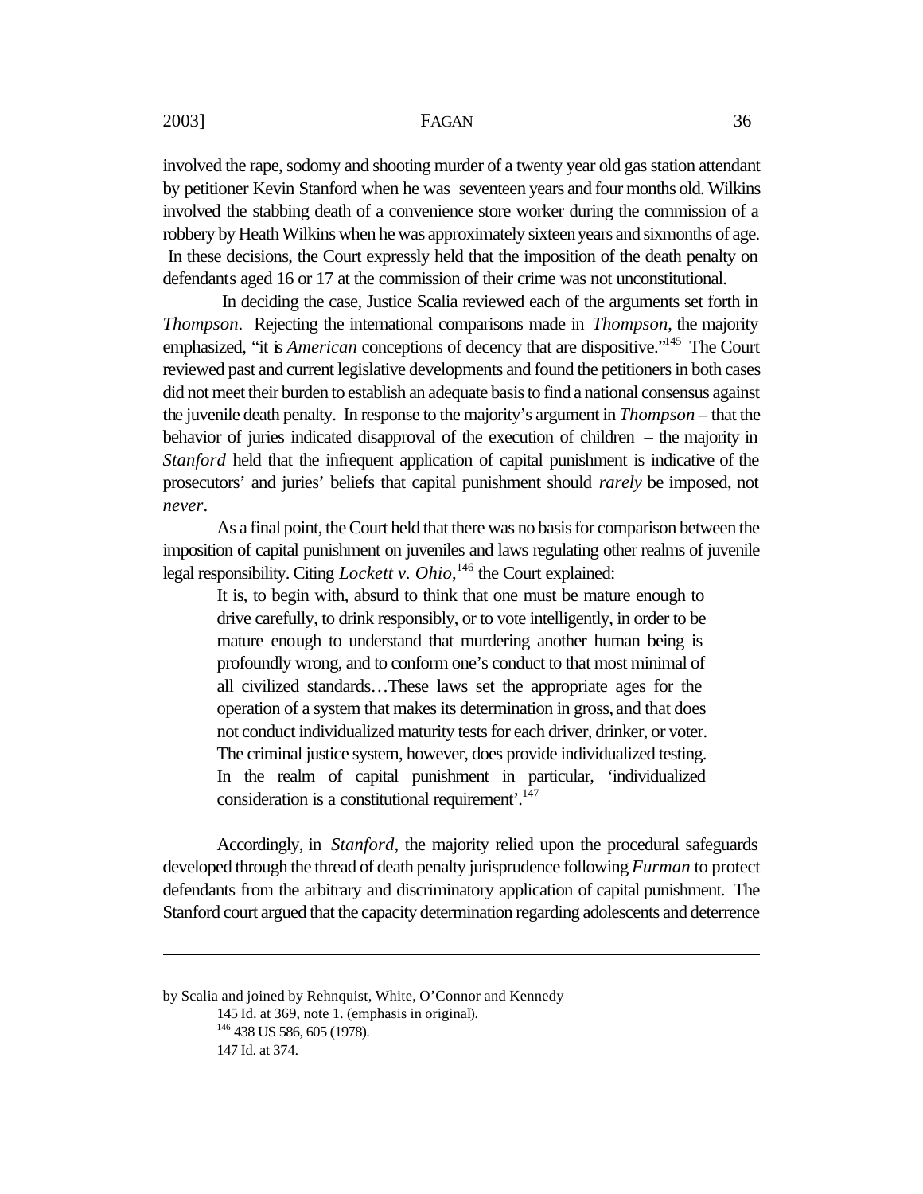involved the rape, sodomy and shooting murder of a twenty year old gas station attendant by petitioner Kevin Stanford when he was seventeen years and four months old. Wilkins involved the stabbing death of a convenience store worker during the commission of a robbery by Heath Wilkins when he was approximately sixteen years and sixmonths of age. In these decisions, the Court expressly held that the imposition of the death penalty on defendants aged 16 or 17 at the commission of their crime was not unconstitutional.

In deciding the case, Justice Scalia reviewed each of the arguments set forth in *Thompson*. Rejecting the international comparisons made in *Thompson*, the majority emphasized, "it is *American* conceptions of decency that are dispositive."[145] The Court reviewed past and current legislative developments and found the petitioners in both cases did not meet their burden to establish an adequate basis to find a national consensus against the juvenile death penalty. In response to the majority's argument in *Thompson* – that the behavior of juries indicated disapproval of the execution of children – the majority in *Stanford* held that the infrequent application of capital punishment is indicative of the prosecutors' and juries' beliefs that capital punishment should *rarely* be imposed, not *never*.

As a final point, the Court held that there was no basis for comparison between the imposition of capital punishment on juveniles and laws regulating other realms of juvenile legal responsibility. Citing *Lockett v. Ohio*,[146] the Court explained:

> It is, to begin with, absurd to think that one must be mature enough to drive carefully, to drink responsibly, or to vote intelligently, in order to be mature enough to understand that murdering another human being is profoundly wrong, and to conform one's conduct to that most minimal of all civilized standards…These laws set the appropriate ages for the operation of a system that makes its determination in gross, and that does not conduct individualized maturity tests for each driver, drinker, or voter. The criminal justice system, however, does provide individualized testing. In the realm of capital punishment in particular, 'individualized consideration is a constitutional requirement'.[147]

Accordingly, in *Stanford*, the majority relied upon the procedural safeguards developed through the thread of death penalty jurisprudence following *Furman* to protect defendants from the arbitrary and discriminatory application of capital punishment. The Stanford court argued that the capacity determination regarding adolescents and deterrence

---

by Scalia and joined by Rehnquist, White, O'Connor and Kennedy

145 Id. at 369, note 1. (emphasis in original).

146 438 US 586, 605 (1978).

147 Id. at 374.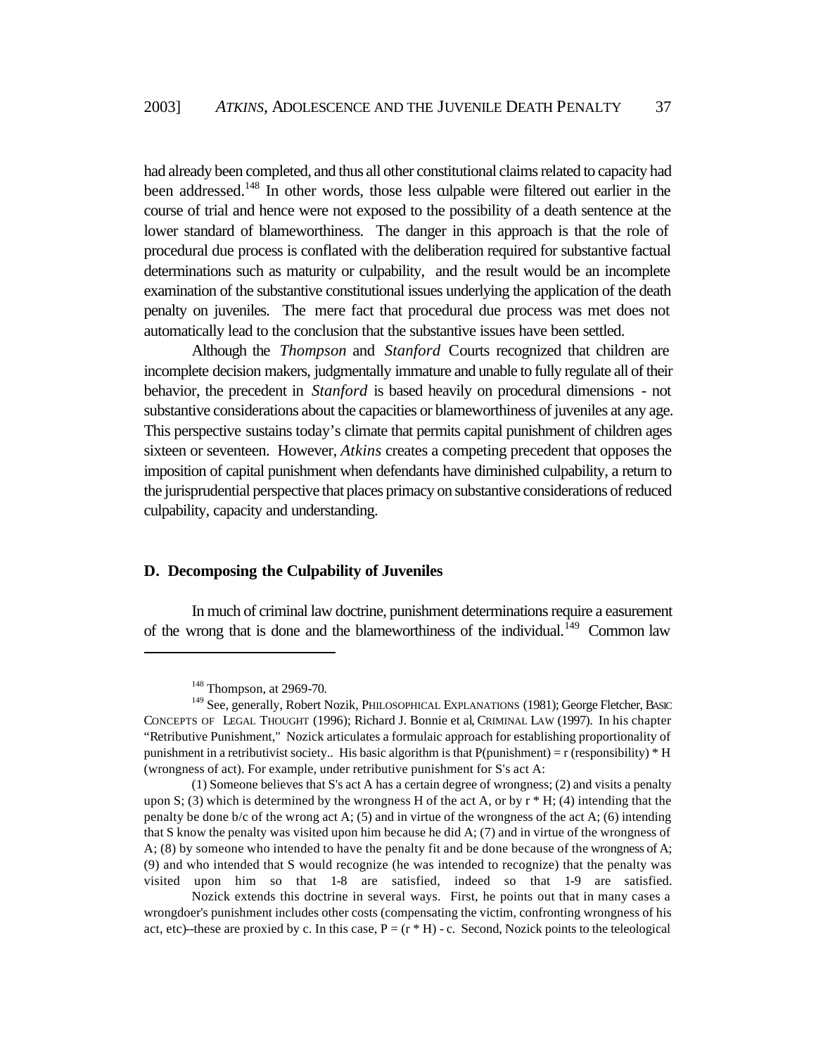had already been completed, and thus all other constitutional claims related to capacity had been addressed.[148] In other words, those less culpable were filtered out earlier in the course of trial and hence were not exposed to the possibility of a death sentence at the lower standard of blameworthiness. The danger in this approach is that the role of procedural due process is conflated with the deliberation required for substantive factual determinations such as maturity or culpability, and the result would be an incomplete examination of the substantive constitutional issues underlying the application of the death penalty on juveniles. The mere fact that procedural due process was met does not automatically lead to the conclusion that the substantive issues have been settled.

Although the *Thompson* and *Stanford* Courts recognized that children are incomplete decision makers, judgmentally immature and unable to fully regulate all of their behavior, the precedent in *Stanford* is based heavily on procedural dimensions - not substantive considerations about the capacities or blameworthiness of juveniles at any age. This perspective sustains today's climate that permits capital punishment of children ages sixteen or seventeen. However, *Atkins* creates a competing precedent that opposes the imposition of capital punishment when defendants have diminished culpability, a return to the jurisprudential perspective that places primacy on substantive considerations of reduced culpability, capacity and understanding.

### D. Decomposing the Culpability of Juveniles

In much of criminal law doctrine, punishment determinations require a easurement of the wrong that is done and the blameworthiness of the individual.[149] Common law

---

[148] Thompson, at 2969-70.

[149] See, generally, Robert Nozik, PHILOSOPHICAL EXPLANATIONS (1981); George Fletcher, BASIC CONCEPTS OF LEGAL THOUGHT (1996); Richard J. Bonnie et al, CRIMINAL LAW (1997). In his chapter "Retributive Punishment," Nozick articulates a formulaic approach for establishing proportionality of punishment in a retributivist society.. His basic algorithm is that P(punishment) = r (responsibility) * H (wrongness of act). For example, under retributive punishment for S's act A:

(1) Someone believes that S's act A has a certain degree of wrongness; (2) and visits a penalty upon S; (3) which is determined by the wrongness H of the act A, or by r * H; (4) intending that the penalty be done b/c of the wrong act A; (5) and in virtue of the wrongness of the act A; (6) intending that S know the penalty was visited upon him because he did A; (7) and in virtue of the wrongness of A; (8) by someone who intended to have the penalty fit and be done because of the wrongness of A; (9) and who intended that S would recognize (he was intended to recognize) that the penalty was visited upon him so that 1-8 are satisfied, indeed so that 1-9 are satisfied.

Nozick extends this doctrine in several ways. First, he points out that in many cases a wrongdoer's punishment includes other costs (compensating the victim, confronting wrongness of his act, etc)--these are proxied by c. In this case, P = (r * H) - c. Second, Nozick points to the teleological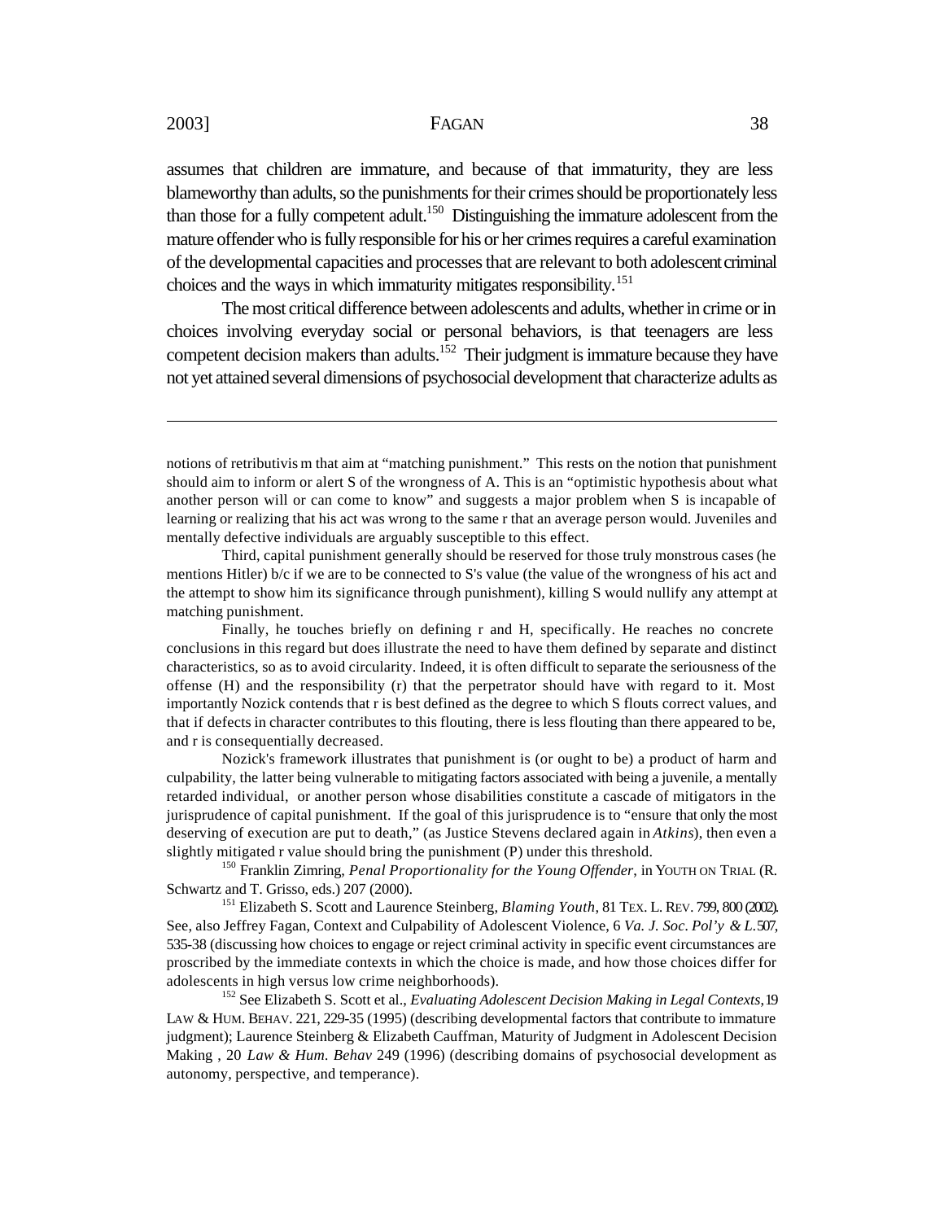assumes that children are immature, and because of that immaturity, they are less blameworthy than adults, so the punishments for their crimes should be proportionately less than those for a fully competent adult.[150] Distinguishing the immature adolescent from the mature offender who is fully responsible for his or her crimes requires a careful examination of the developmental capacities and processes that are relevant to both adolescent criminal choices and the ways in which immaturity mitigates responsibility.[151]

The most critical difference between adolescents and adults, whether in crime or in choices involving everyday social or personal behaviors, is that teenagers are less competent decision makers than adults.[152] Their judgment is immature because they have not yet attained several dimensions of psychosocial development that characterize adults as

---

notions of retributivis m that aim at "matching punishment." This rests on the notion that punishment should aim to inform or alert S of the wrongness of A. This is an "optimistic hypothesis about what another person will or can come to know" and suggests a major problem when S is incapable of learning or realizing that his act was wrong to the same r that an average person would. Juveniles and mentally defective individuals are arguably susceptible to this effect.

Third, capital punishment generally should be reserved for those truly monstrous cases (he mentions Hitler) b/c if we are to be connected to S's value (the value of the wrongness of his act and the attempt to show him its significance through punishment), killing S would nullify any attempt at matching punishment.

Finally, he touches briefly on defining r and H, specifically. He reaches no concrete conclusions in this regard but does illustrate the need to have them defined by separate and distinct characteristics, so as to avoid circularity. Indeed, it is often difficult to separate the seriousness of the offense (H) and the responsibility (r) that the perpetrator should have with regard to it. Most importantly Nozick contends that r is best defined as the degree to which S flouts correct values, and that if defects in character contributes to this flouting, there is less flouting than there appeared to be, and r is consequentially decreased.

Nozick's framework illustrates that punishment is (or ought to be) a product of harm and culpability, the latter being vulnerable to mitigating factors associated with being a juvenile, a mentally retarded individual, or another person whose disabilities constitute a cascade of mitigators in the jurisprudence of capital punishment. If the goal of this jurisprudence is to "ensure that only the most deserving of execution are put to death," (as Justice Stevens declared again in *Atkins*), then even a slightly mitigated r value should bring the punishment (P) under this threshold.

[150] Franklin Zimring, *Penal Proportionality for the Young Offender*, in YOUTH ON TRIAL (R. Schwartz and T. Grisso, eds.) 207 (2000).

[151] Elizabeth S. Scott and Laurence Steinberg, *Blaming Youth*, 81 TEX. L. REV. 799, 800 (2002). See, also Jeffrey Fagan, Context and Culpability of Adolescent Violence, 6 *Va. J. Soc. Pol'y & L.* 507, 535-38 (discussing how choices to engage or reject criminal activity in specific event circumstances are proscribed by the immediate contexts in which the choice is made, and how those choices differ for adolescents in high versus low crime neighborhoods).

[152] See Elizabeth S. Scott et al., *Evaluating Adolescent Decision Making in Legal Contexts*, 19 LAW & HUM. BEHAV. 221, 229-35 (1995) (describing developmental factors that contribute to immature judgment); Laurence Steinberg & Elizabeth Cauffman, Maturity of Judgment in Adolescent Decision Making , 20 *Law & Hum. Behav* 249 (1996) (describing domains of psychosocial development as autonomy, perspective, and temperance).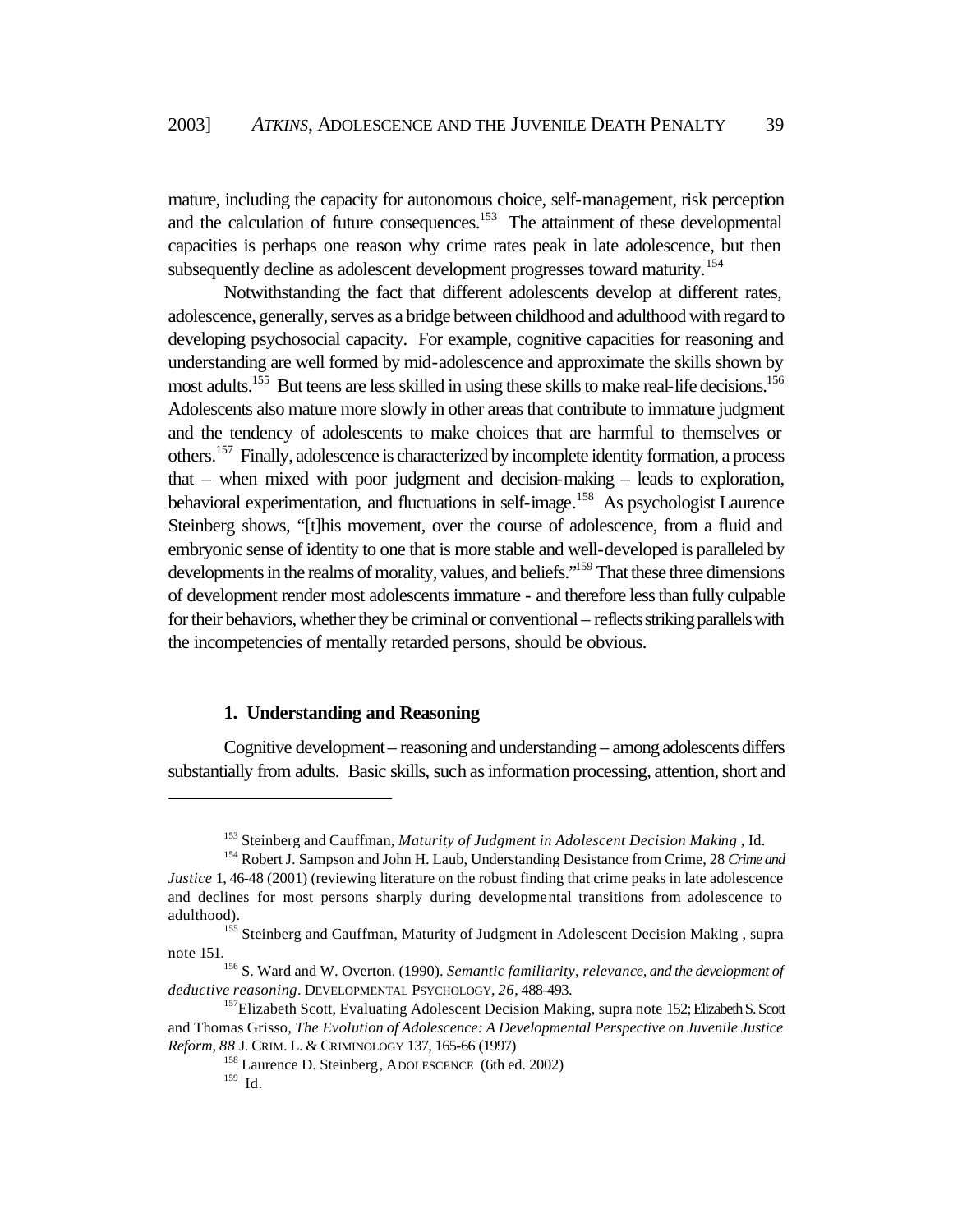mature, including the capacity for autonomous choice, self-management, risk perception and the calculation of future consequences.[153] The attainment of these developmental capacities is perhaps one reason why crime rates peak in late adolescence, but then subsequently decline as adolescent development progresses toward maturity.[154]

Notwithstanding the fact that different adolescents develop at different rates, adolescence, generally, serves as a bridge between childhood and adulthood with regard to developing psychosocial capacity. For example, cognitive capacities for reasoning and understanding are well formed by mid-adolescence and approximate the skills shown by most adults.[155] But teens are less skilled in using these skills to make real-life decisions.[156] Adolescents also mature more slowly in other areas that contribute to immature judgment and the tendency of adolescents to make choices that are harmful to themselves or others.[157] Finally, adolescence is characterized by incomplete identity formation, a process that – when mixed with poor judgment and decision-making – leads to exploration, behavioral experimentation, and fluctuations in self-image.[158] As psychologist Laurence Steinberg shows, "[t]his movement, over the course of adolescence, from a fluid and embryonic sense of identity to one that is more stable and well-developed is paralleled by developments in the realms of morality, values, and beliefs."[159] That these three dimensions of development render most adolescents immature - and therefore less than fully culpable for their behaviors, whether they be criminal or conventional – reflects striking parallels with the incompetencies of mentally retarded persons, should be obvious.

#### 1. Understanding and Reasoning

Cognitive development – reasoning and understanding – among adolescents differs substantially from adults. Basic skills, such as information processing, attention, short and

---

[153] Steinberg and Cauffman, *Maturity of Judgment in Adolescent Decision Making* , Id.

[154] Robert J. Sampson and John H. Laub, Understanding Desistance from Crime, 28 *Crime and Justice* 1, 46-48 (2001) (reviewing literature on the robust finding that crime peaks in late adolescence and declines for most persons sharply during developmental transitions from adolescence to adulthood).

[155] Steinberg and Cauffman, Maturity of Judgment in Adolescent Decision Making , supra note 151.

[156] S. Ward and W. Overton. (1990). *Semantic familiarity, relevance, and the development of deductive reasoning*. DEVELOPMENTAL PSYCHOLOGY, *26*, 488-493.

[157] Elizabeth Scott, Evaluating Adolescent Decision Making, supra note 152; Elizabeth S. Scott and Thomas Grisso, *The Evolution of Adolescence: A Developmental Perspective on Juvenile Justice Reform*, *88* J. CRIM. L. & CRIMINOLOGY 137, 165-66 (1997)

[158] Laurence D. Steinberg, ADOLESCENCE (6th ed. 2002)

[159] Id.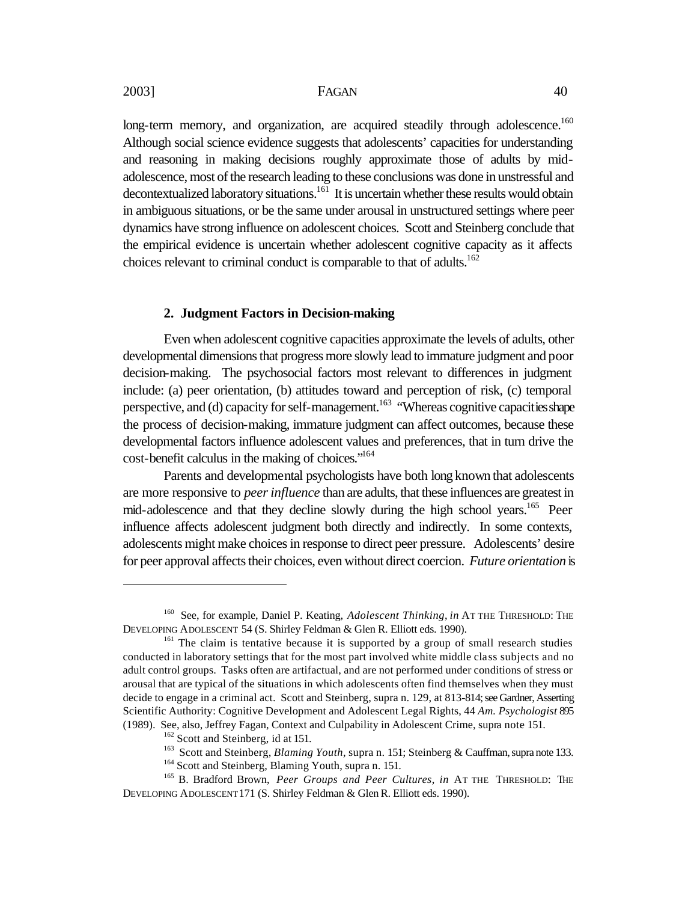long-term memory, and organization, are acquired steadily through adolescence.[160] Although social science evidence suggests that adolescents' capacities for understanding and reasoning in making decisions roughly approximate those of adults by mid-adolescence, most of the research leading to these conclusions was done in unstressful and decontextualized laboratory situations.[161] It is uncertain whether these results would obtain in ambiguous situations, or be the same under arousal in unstructured settings where peer dynamics have strong influence on adolescent choices. Scott and Steinberg conclude that the empirical evidence is uncertain whether adolescent cognitive capacity as it affects choices relevant to criminal conduct is comparable to that of adults.[162]

### 2. Judgment Factors in Decision-making

Even when adolescent cognitive capacities approximate the levels of adults, other developmental dimensions that progress more slowly lead to immature judgment and poor decision-making. The psychosocial factors most relevant to differences in judgment include: (a) peer orientation, (b) attitudes toward and perception of risk, (c) temporal perspective, and (d) capacity for self-management.[163] "Whereas cognitive capacities shape the process of decision-making, immature judgment can affect outcomes, because these developmental factors influence adolescent values and preferences, that in turn drive the cost-benefit calculus in the making of choices."[164]

Parents and developmental psychologists have both long known that adolescents are more responsive to *peer influence* than are adults, that these influences are greatest in mid-adolescence and that they decline slowly during the high school years.[165] Peer influence affects adolescent judgment both directly and indirectly. In some contexts, adolescents might make choices in response to direct peer pressure. Adolescents' desire for peer approval affects their choices, even without direct coercion. *Future orientation* is

---

[160] See, for example, Daniel P. Keating, *Adolescent Thinking*, *in* AT THE THRESHOLD: THE DEVELOPING ADOLESCENT 54 (S. Shirley Feldman & Glen R. Elliott eds. 1990).

[161] The claim is tentative because it is supported by a group of small research studies conducted in laboratory settings that for the most part involved white middle class subjects and no adult control groups. Tasks often are artifactual, and are not performed under conditions of stress or arousal that are typical of the situations in which adolescents often find themselves when they must decide to engage in a criminal act. Scott and Steinberg, supra n. 129, at 813-814; see Gardner, Asserting Scientific Authority: Cognitive Development and Adolescent Legal Rights, 44 *Am. Psychologist* 895 (1989). See, also, Jeffrey Fagan, Context and Culpability in Adolescent Crime, supra note 151.

[162] Scott and Steinberg, id at 151.

[163] Scott and Steinberg, *Blaming Youth*, supra n. 151; Steinberg & Cauffman, supra note 133.

[164] Scott and Steinberg, Blaming Youth, supra n. 151.

[165] B. Bradford Brown, *Peer Groups and Peer Cultures*, *in* AT THE THRESHOLD: THE DEVELOPING ADOLESCENT 171 (S. Shirley Feldman & Glen R. Elliott eds. 1990).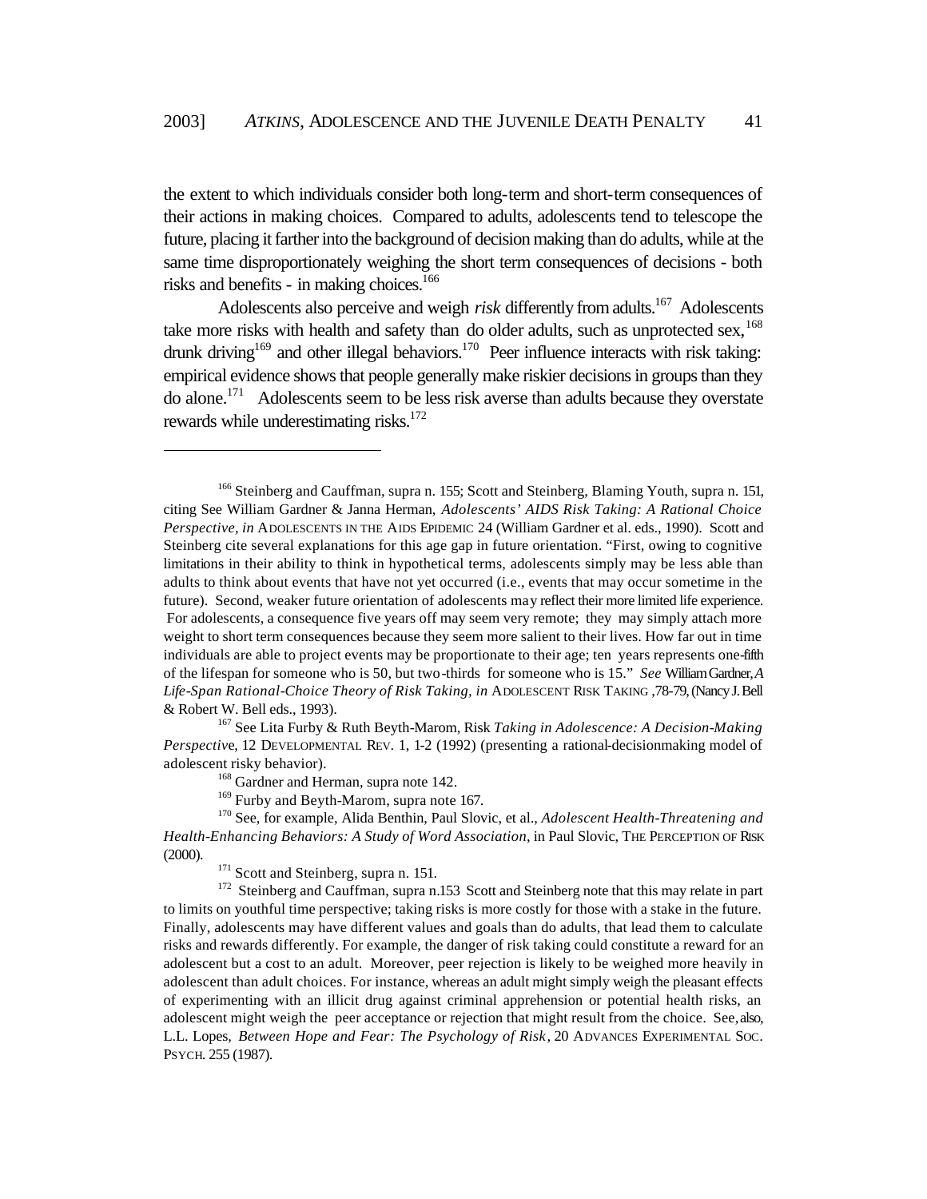the extent to which individuals consider both long-term and short-term consequences of their actions in making choices. Compared to adults, adolescents tend to telescope the future, placing it farther into the background of decision making than do adults, while at the same time disproportionately weighing the short term consequences of decisions - both risks and benefits - in making choices.[166]

Adolescents also perceive and weigh *risk* differently from adults.[167] Adolescents take more risks with health and safety than do older adults, such as unprotected sex,[168] drunk driving[169] and other illegal behaviors.[170] Peer influence interacts with risk taking: empirical evidence shows that people generally make riskier decisions in groups than they do alone.[171] Adolescents seem to be less risk averse than adults because they overstate rewards while underestimating risks.[172]

---

[166] Steinberg and Cauffman, supra n. 155; Scott and Steinberg, Blaming Youth, supra n. 151, citing See William Gardner & Janna Herman, *Adolescents' AIDS Risk Taking: A Rational Choice Perspective*, *in* ADOLESCENTS IN THE AIDS EPIDEMIC 24 (William Gardner et al. eds., 1990). Scott and Steinberg cite several explanations for this age gap in future orientation. "First, owing to cognitive limitations in their ability to think in hypothetical terms, adolescents simply may be less able than adults to think about events that have not yet occurred (i.e., events that may occur sometime in the future). Second, weaker future orientation of adolescents may reflect their more limited life experience. For adolescents, a consequence five years off may seem very remote; they may simply attach more weight to short term consequences because they seem more salient to their lives. How far out in time individuals are able to project events may be proportionate to their age; ten years represents one-fifth of the lifespan for someone who is 50, but two-thirds for someone who is 15." *See* William Gardner, *A Life-Span Rational-Choice Theory of Risk Taking*, *in* ADOLESCENT RISK TAKING ,78-79, (Nancy J. Bell & Robert W. Bell eds., 1993).

[167] See Lita Furby & Ruth Beyth-Marom, Risk *Taking in Adolescence: A Decision-Making Perspectiv*e, 12 DEVELOPMENTAL REV. 1, 1-2 (1992) (presenting a rational-decisionmaking model of adolescent risky behavior).

[168] Gardner and Herman, supra note 142.

[169] Furby and Beyth-Marom, supra note 167.

[170] See, for example, Alida Benthin, Paul Slovic, et al., *Adolescent Health-Threatening and Health-Enhancing Behaviors: A Study of Word Association*, in Paul Slovic, THE PERCEPTION OF RISK (2000).

[171] Scott and Steinberg, supra n. 151.

[172] Steinberg and Cauffman, supra n.153 Scott and Steinberg note that this may relate in part to limits on youthful time perspective; taking risks is more costly for those with a stake in the future. Finally, adolescents may have different values and goals than do adults, that lead them to calculate risks and rewards differently. For example, the danger of risk taking could constitute a reward for an adolescent but a cost to an adult. Moreover, peer rejection is likely to be weighed more heavily in adolescent than adult choices. For instance, whereas an adult might simply weigh the pleasant effects of experimenting with an illicit drug against criminal apprehension or potential health risks, an adolescent might weigh the peer acceptance or rejection that might result from the choice. See, also, L.L. Lopes, *Between Hope and Fear: The Psychology of Risk*, 20 ADVANCES EXPERIMENTAL SOC. PSYCH. 255 (1987).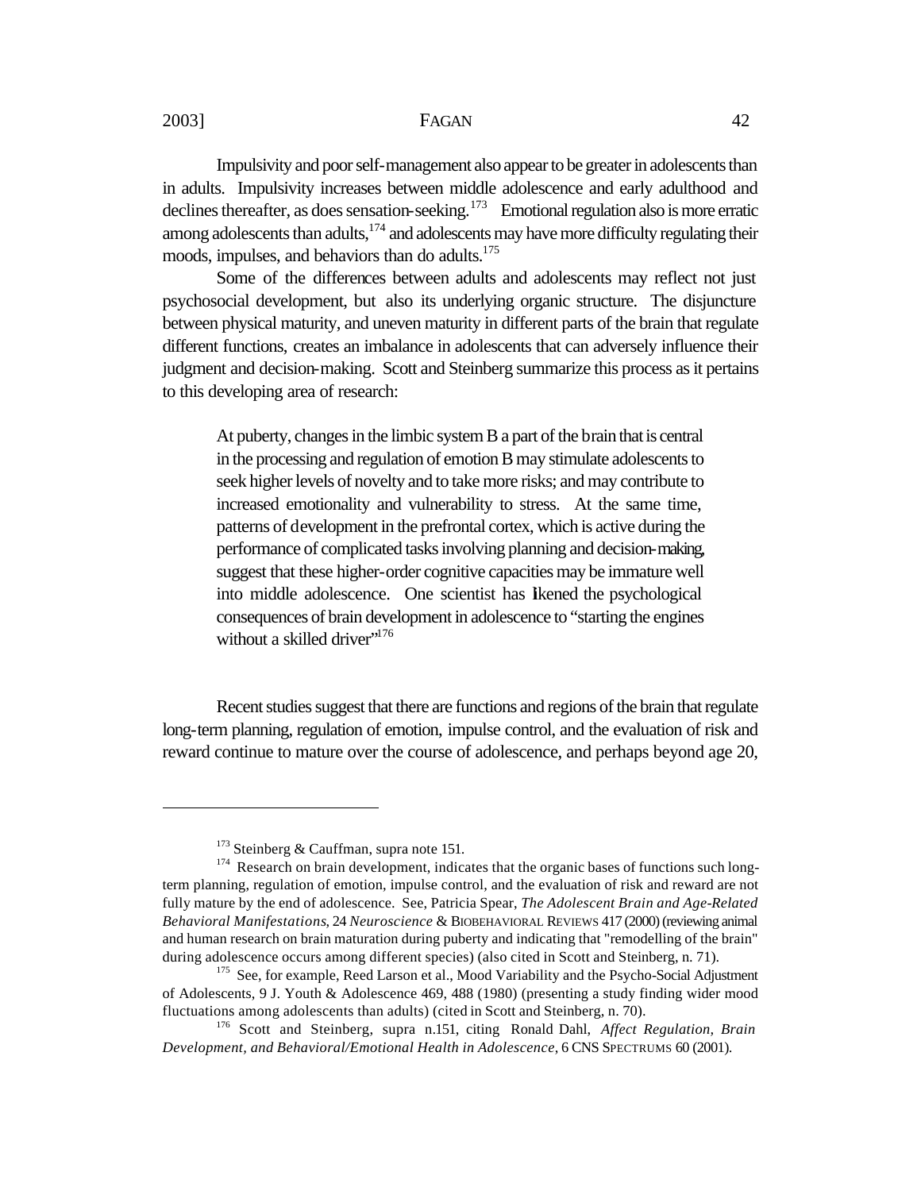Impulsivity and poor self-management also appear to be greater in adolescents than in adults. Impulsivity increases between middle adolescence and early adulthood and declines thereafter, as does sensation-seeking.[173] Emotional regulation also is more erratic among adolescents than adults,[174] and adolescents may have more difficulty regulating their moods, impulses, and behaviors than do adults.[175]

Some of the differences between adults and adolescents may reflect not just psychosocial development, but also its underlying organic structure. The disjuncture between physical maturity, and uneven maturity in different parts of the brain that regulate different functions, creates an imbalance in adolescents that can adversely influence their judgment and decision-making. Scott and Steinberg summarize this process as it pertains to this developing area of research:

> At puberty, changes in the limbic system B a part of the brain that is central in the processing and regulation of emotion B may stimulate adolescents to seek higher levels of novelty and to take more risks; and may contribute to increased emotionality and vulnerability to stress. At the same time, patterns of development in the prefrontal cortex, which is active during the performance of complicated tasks involving planning and decision-making, suggest that these higher-order cognitive capacities may be immature well into middle adolescence. One scientist has likened the psychological consequences of brain development in adolescence to "starting the engines without a skilled driver"[176]

Recent studies suggest that there are functions and regions of the brain that regulate long-term planning, regulation of emotion, impulse control, and the evaluation of risk and reward continue to mature over the course of adolescence, and perhaps beyond age 20,

---

[173] Steinberg & Cauffman, supra note 151.

[174] Research on brain development, indicates that the organic bases of functions such long-term planning, regulation of emotion, impulse control, and the evaluation of risk and reward are not fully mature by the end of adolescence. See, Patricia Spear, *The Adolescent Brain and Age-Related Behavioral Manifestations*, 24 *Neuroscience* & BIOBEHAVIORAL REVIEWS 417 (2000) (reviewing animal and human research on brain maturation during puberty and indicating that "remodelling of the brain" during adolescence occurs among different species) (also cited in Scott and Steinberg, n. 71).

[175] See, for example, Reed Larson et al., Mood Variability and the Psycho-Social Adjustment of Adolescents, 9 J. Youth & Adolescence 469, 488 (1980) (presenting a study finding wider mood fluctuations among adolescents than adults) (cited in Scott and Steinberg, n. 70).

[176] Scott and Steinberg, supra n.151, citing Ronald Dahl, *Affect Regulation, Brain Development, and Behavioral/Emotional Health in Adolescence*, 6 CNS SPECTRUMS 60 (2001).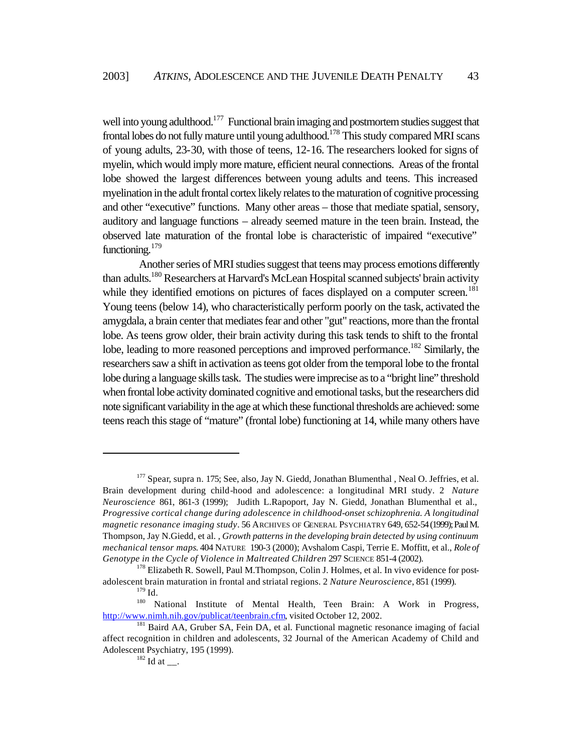well into young adulthood.[177] Functional brain imaging and postmortem studies suggest that frontal lobes do not fully mature until young adulthood.[178] This study compared MRI scans of young adults, 23-30, with those of teens, 12-16. The researchers looked for signs of myelin, which would imply more mature, efficient neural connections. Areas of the frontal lobe showed the largest differences between young adults and teens. This increased myelination in the adult frontal cortex likely relates to the maturation of cognitive processing and other "executive" functions. Many other areas – those that mediate spatial, sensory, auditory and language functions – already seemed mature in the teen brain. Instead, the observed late maturation of the frontal lobe is characteristic of impaired "executive" functioning.[179]

Another series of MRI studies suggest that teens may process emotions differently than adults.[180] Researchers at Harvard's McLean Hospital scanned subjects' brain activity while they identified emotions on pictures of faces displayed on a computer screen.[181] Young teens (below 14), who characteristically perform poorly on the task, activated the amygdala, a brain center that mediates fear and other "gut" reactions, more than the frontal lobe. As teens grow older, their brain activity during this task tends to shift to the frontal lobe, leading to more reasoned perceptions and improved performance.[182] Similarly, the researchers saw a shift in activation as teens got older from the temporal lobe to the frontal lobe during a language skills task. The studies were imprecise as to a "bright line" threshold when frontal lobe activity dominated cognitive and emotional tasks, but the researchers did note significant variability in the age at which these functional thresholds are achieved: some teens reach this stage of "mature" (frontal lobe) functioning at 14, while many others have

---

[177] Spear, supra n. 175; See, also, Jay N. Giedd, Jonathan Blumenthal , Neal O. Jeffries, et al. Brain development during child-hood and adolescence: a longitudinal MRI study. 2 *Nature Neuroscience* 861, 861-3 (1999); Judith L.Rapoport, Jay N. Giedd, Jonathan Blumenthal et al., *Progressive cortical change during adolescence in childhood-onset schizophrenia. A longitudinal magnetic resonance imaging study*. 56 ARCHIVES OF GENERAL PSYCHIATRY 649, 652-54 (1999); Paul M. Thompson, Jay N.Giedd, et al. , *Growth patterns in the developing brain detected by using continuum mechanical tensor maps*. 404 NATURE 190-3 (2000); Avshalom Caspi, Terrie E. Moffitt, et al., *Role of Genotype in the Cycle of Violence in Maltreated Children* 297 SCIENCE 851-4 (2002).

[178] Elizabeth R. Sowell, Paul M.Thompson, Colin J. Holmes, et al. In vivo evidence for post-adolescent brain maturation in frontal and striatal regions. 2 *Nature Neuroscience*, 851 (1999).

[179] Id.

[180] National Institute of Mental Health, Teen Brain: A Work in Progress, http://www.nimh.nih.gov/publicat/teenbrain.cfm, visited October 12, 2002.

[181] Baird AA, Gruber SA, Fein DA, et al. Functional magnetic resonance imaging of facial affect recognition in children and adolescents, 32 Journal of the American Academy of Child and Adolescent Psychiatry, 195 (1999).

[182] Id at __.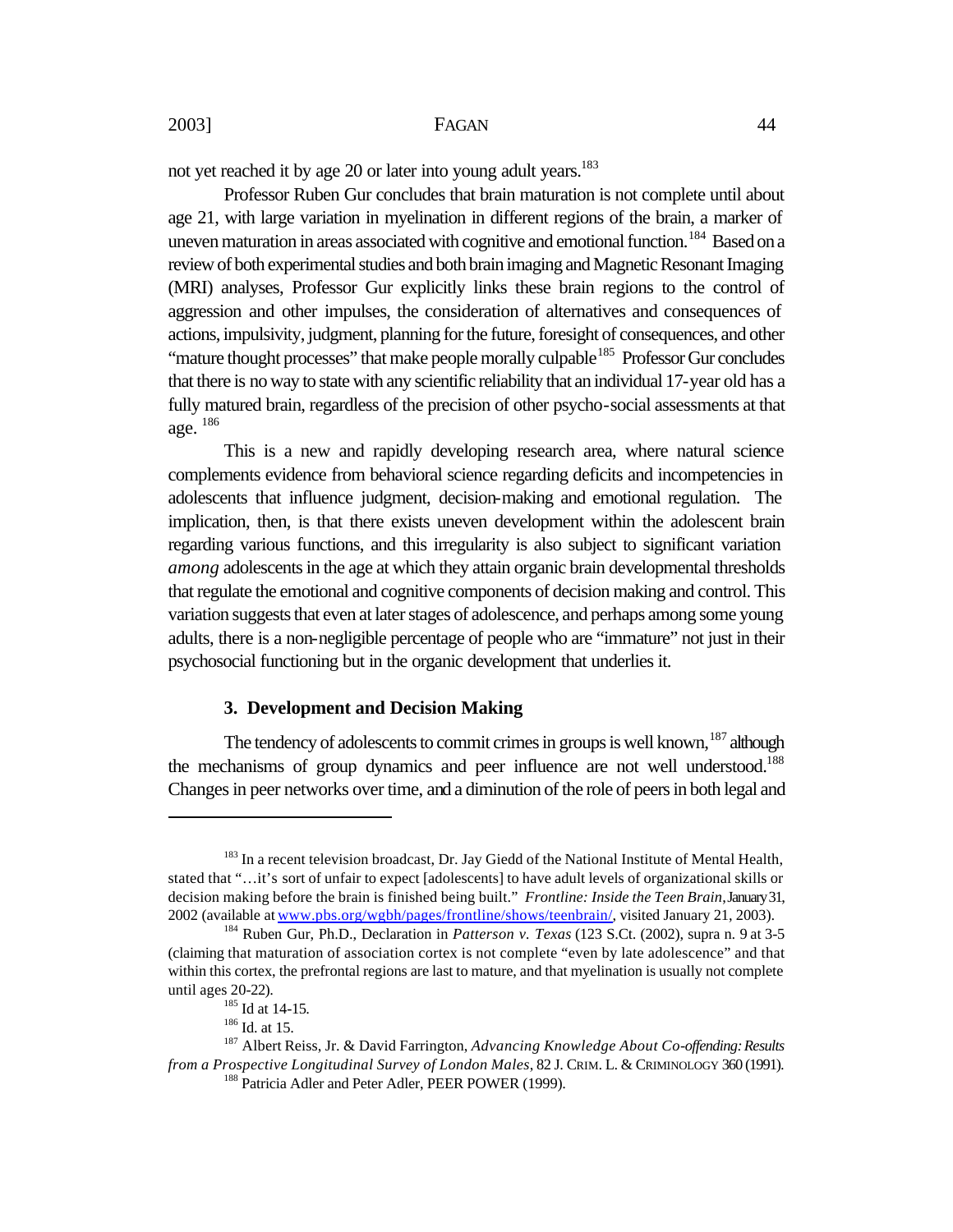not yet reached it by age 20 or later into young adult years.[183]

Professor Ruben Gur concludes that brain maturation is not complete until about age 21, with large variation in myelination in different regions of the brain, a marker of uneven maturation in areas associated with cognitive and emotional function.[184] Based on a review of both experimental studies and both brain imaging and Magnetic Resonant Imaging (MRI) analyses, Professor Gur explicitly links these brain regions to the control of aggression and other impulses, the consideration of alternatives and consequences of actions, impulsivity, judgment, planning for the future, foresight of consequences, and other "mature thought processes" that make people morally culpable[185] Professor Gur concludes that there is no way to state with any scientific reliability that an individual 17-year old has a fully matured brain, regardless of the precision of other psycho-social assessments at that age.[186]

This is a new and rapidly developing research area, where natural science complements evidence from behavioral science regarding deficits and incompetencies in adolescents that influence judgment, decision-making and emotional regulation. The implication, then, is that there exists uneven development within the adolescent brain regarding various functions, and this irregularity is also subject to significant variation *among* adolescents in the age at which they attain organic brain developmental thresholds that regulate the emotional and cognitive components of decision making and control. This variation suggests that even at later stages of adolescence, and perhaps among some young adults, there is a non-negligible percentage of people who are "immature" not just in their psychosocial functioning but in the organic development that underlies it.

### 3. Development and Decision Making

The tendency of adolescents to commit crimes in groups is well known,[187] although the mechanisms of group dynamics and peer influence are not well understood.[188] Changes in peer networks over time, and a diminution of the role of peers in both legal and

---

[183] In a recent television broadcast, Dr. Jay Giedd of the National Institute of Mental Health, stated that "…it's sort of unfair to expect [adolescents] to have adult levels of organizational skills or decision making before the brain is finished being built." *Frontline: Inside the Teen Brain*, January 31, 2002 (available at www.pbs.org/wgbh/pages/frontline/shows/teenbrain/, visited January 21, 2003).

[184] Ruben Gur, Ph.D., Declaration in *Patterson v. Texas* (123 S.Ct. (2002), supra n. 9 at 3-5 (claiming that maturation of association cortex is not complete "even by late adolescence" and that within this cortex, the prefrontal regions are last to mature, and that myelination is usually not complete until ages 20-22).

[185] Id at 14-15.

[186] Id. at 15.

[187] Albert Reiss, Jr. & David Farrington, *Advancing Knowledge About Co-offending: Results from a Prospective Longitudinal Survey of London Males*, 82 J. CRIM. L. & CRIMINOLOGY 360 (1991).

[188] Patricia Adler and Peter Adler, PEER POWER (1999).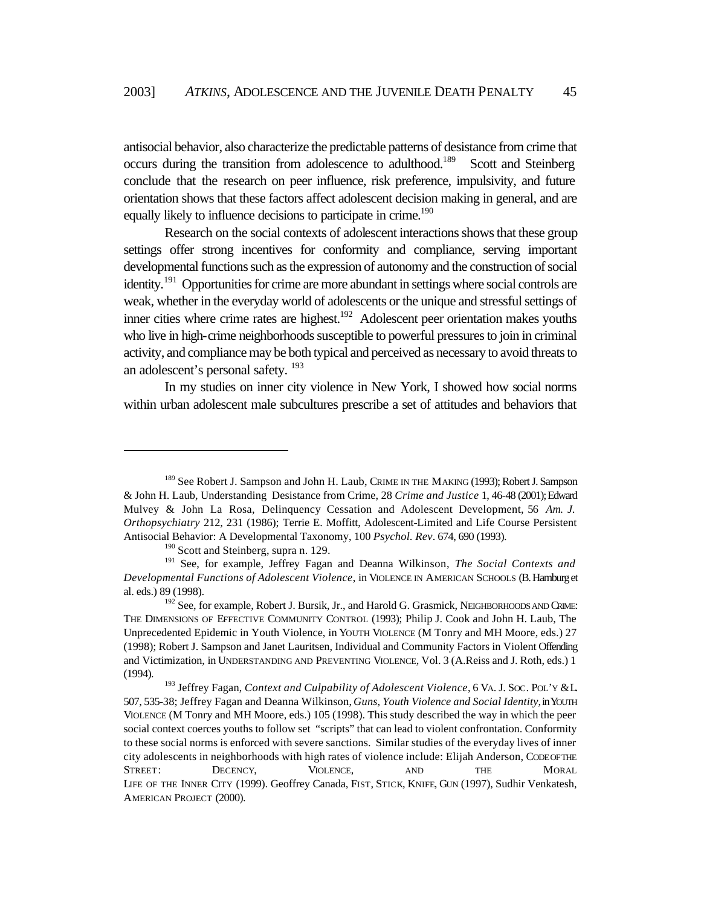antisocial behavior, also characterize the predictable patterns of desistance from crime that occurs during the transition from adolescence to adulthood.[189] Scott and Steinberg conclude that the research on peer influence, risk preference, impulsivity, and future orientation shows that these factors affect adolescent decision making in general, and are equally likely to influence decisions to participate in crime.[190]

Research on the social contexts of adolescent interactions shows that these group settings offer strong incentives for conformity and compliance, serving important developmental functions such as the expression of autonomy and the construction of social identity.[191] Opportunities for crime are more abundant in settings where social controls are weak, whether in the everyday world of adolescents or the unique and stressful settings of inner cities where crime rates are highest.[192] Adolescent peer orientation makes youths who live in high-crime neighborhoods susceptible to powerful pressures to join in criminal activity, and compliance may be both typical and perceived as necessary to avoid threats to an adolescent's personal safety.[193]

In my studies on inner city violence in New York, I showed how social norms within urban adolescent male subcultures prescribe a set of attitudes and behaviors that

---

[189] See Robert J. Sampson and John H. Laub, CRIME IN THE MAKING (1993); Robert J. Sampson & John H. Laub, Understanding Desistance from Crime, 28 *Crime and Justice* 1, 46-48 (2001); Edward Mulvey & John La Rosa, Delinquency Cessation and Adolescent Development, 56 *Am. J. Orthopsychiatry* 212, 231 (1986); Terrie E. Moffitt, Adolescent-Limited and Life Course Persistent Antisocial Behavior: A Developmental Taxonomy, 100 *Psychol. Rev*. 674, 690 (1993).

[190] Scott and Steinberg, supra n. 129.

[191] See, for example, Jeffrey Fagan and Deanna Wilkinson, *The Social Contexts and Developmental Functions of Adolescent Violence*, in VIOLENCE IN AMERICAN SCHOOLS (B. Hamburg et al. eds.) 89 (1998).

[192] See, for example, Robert J. Bursik, Jr., and Harold G. Grasmick, NEIGHBORHOODS AND CRIME: THE DIMENSIONS OF EFFECTIVE COMMUNITY CONTROL (1993); Philip J. Cook and John H. Laub, The Unprecedented Epidemic in Youth Violence, in YOUTH VIOLENCE (M Tonry and MH Moore, eds.) 27 (1998); Robert J. Sampson and Janet Lauritsen, Individual and Community Factors in Violent Offending and Victimization, in UNDERSTANDING AND PREVENTING VIOLENCE, Vol. 3 (A.Reiss and J. Roth, eds.) 1 (1994).

[193] Jeffrey Fagan, *Context and Culpability of Adolescent Violence*, 6 VA. J. SOC. POL'Y & L. 507, 535-38; Jeffrey Fagan and Deanna Wilkinson, *Guns, Youth Violence and Social Identity*, in YOUTH VIOLENCE (M Tonry and MH Moore, eds.) 105 (1998). This study described the way in which the peer social context coerces youths to follow set "scripts" that can lead to violent confrontation. Conformity to these social norms is enforced with severe sanctions. Similar studies of the everyday lives of inner city adolescents in neighborhoods with high rates of violence include: Elijah Anderson, CODE OF THE STREET: DECENCY, VIOLENCE, AND THE MORAL LIFE OF THE INNER CITY (1999). Geoffrey Canada, FIST, STICK, KNIFE, GUN (1997), Sudhir Venkatesh, AMERICAN PROJECT (2000).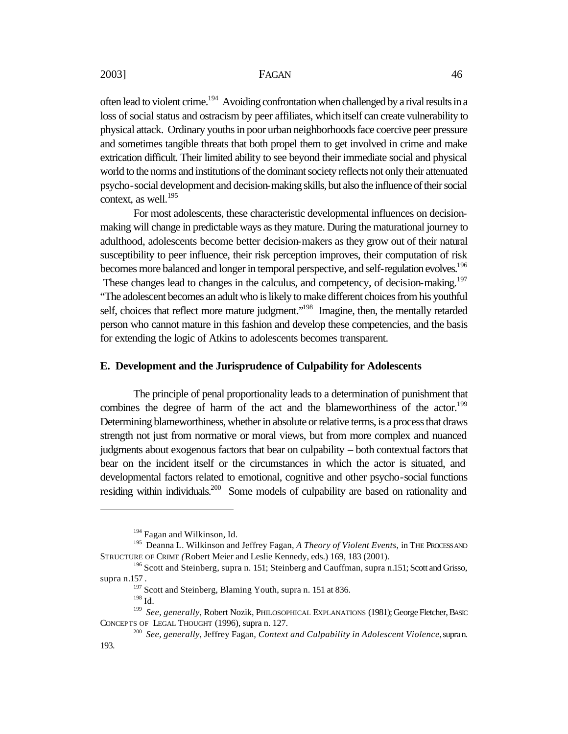often lead to violent crime.[194] Avoiding confrontation when challenged by a rival results in a loss of social status and ostracism by peer affiliates, which itself can create vulnerability to physical attack. Ordinary youths in poor urban neighborhoods face coercive peer pressure and sometimes tangible threats that both propel them to get involved in crime and make extrication difficult. Their limited ability to see beyond their immediate social and physical world to the norms and institutions of the dominant society reflects not only their attenuated psycho-social development and decision-making skills, but also the influence of their social context, as well.[195]

For most adolescents, these characteristic developmental influences on decision-making will change in predictable ways as they mature. During the maturational journey to adulthood, adolescents become better decision-makers as they grow out of their natural susceptibility to peer influence, their risk perception improves, their computation of risk becomes more balanced and longer in temporal perspective, and self-regulation evolves.[196] These changes lead to changes in the calculus, and competency, of decision-making.[197] "The adolescent becomes an adult who is likely to make different choices from his youthful self, choices that reflect more mature judgment."[198] Imagine, then, the mentally retarded person who cannot mature in this fashion and develop these competencies, and the basis for extending the logic of Atkins to adolescents becomes transparent.

### E. Development and the Jurisprudence of Culpability for Adolescents

The principle of penal proportionality leads to a determination of punishment that combines the degree of harm of the act and the blameworthiness of the actor.[199] Determining blameworthiness, whether in absolute or relative terms, is a process that draws strength not just from normative or moral views, but from more complex and nuanced judgments about exogenous factors that bear on culpability – both contextual factors that bear on the incident itself or the circumstances in which the actor is situated, and developmental factors related to emotional, cognitive and other psycho-social functions residing within individuals.[200] Some models of culpability are based on rationality and

---

[194] Fagan and Wilkinson, Id.

[195] Deanna L. Wilkinson and Jeffrey Fagan, *A Theory of Violent Events*, in THE PROCESS AND STRUCTURE OF CRIME (Robert Meier and Leslie Kennedy, eds.) 169, 183 (2001).

[196] Scott and Steinberg, supra n. 151; Steinberg and Cauffman, supra n.151; Scott and Grisso, supra n.157 .

[197] Scott and Steinberg, Blaming Youth, supra n. 151 at 836.

[198] Id.

[199] *See, generally*, Robert Nozik, PHILOSOPHICAL EXPLANATIONS (1981); George Fletcher, BASIC CONCEPTS OF LEGAL THOUGHT (1996), supra n. 127.

[200] *See, generally*, Jeffrey Fagan, *Context and Culpability in Adolescent Violence*, supra n. 193.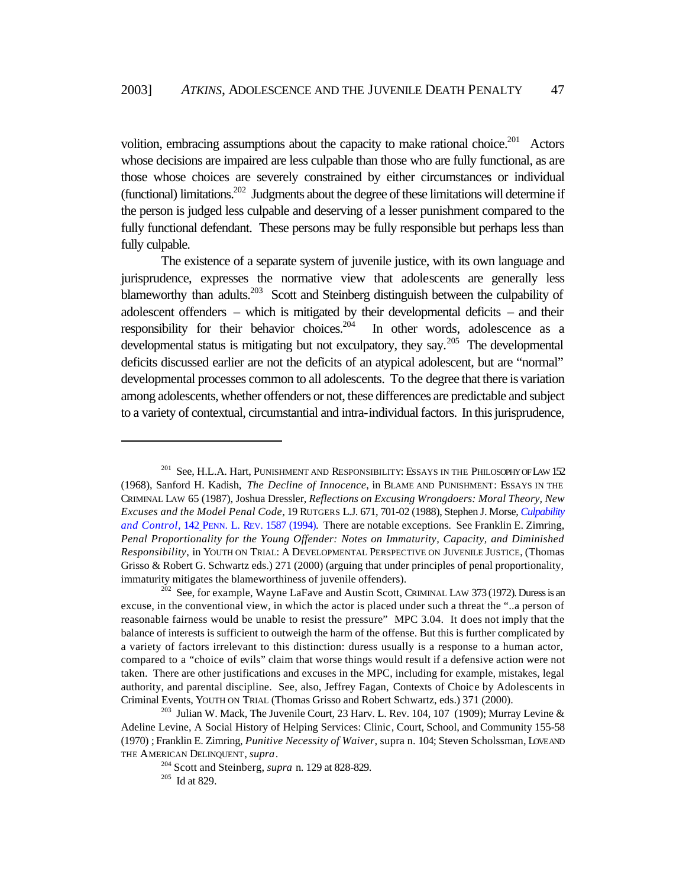volition, embracing assumptions about the capacity to make rational choice.[201] Actors whose decisions are impaired are less culpable than those who are fully functional, as are those whose choices are severely constrained by either circumstances or individual (functional) limitations.[202] Judgments about the degree of these limitations will determine if the person is judged less culpable and deserving of a lesser punishment compared to the fully functional defendant. These persons may be fully responsible but perhaps less than fully culpable.

The existence of a separate system of juvenile justice, with its own language and jurisprudence, expresses the normative view that adolescents are generally less blameworthy than adults.[203] Scott and Steinberg distinguish between the culpability of adolescent offenders – which is mitigated by their developmental deficits – and their responsibility for their behavior choices.[204] In other words, adolescence as a developmental status is mitigating but not exculpatory, they say.[205] The developmental deficits discussed earlier are not the deficits of an atypical adolescent, but are "normal" developmental processes common to all adolescents. To the degree that there is variation among adolescents, whether offenders or not, these differences are predictable and subject to a variety of contextual, circumstantial and intra-individual factors. In this jurisprudence,

---

[201] See, H.L.A. Hart, PUNISHMENT AND RESPONSIBILITY: ESSAYS IN THE PHILOSOPHY OF LAW 152 (1968), Sanford H. Kadish, *The Decline of Innocence*, in BLAME AND PUNISHMENT: ESSAYS IN THE CRIMINAL LAW 65 (1987), Joshua Dressler, *Reflections on Excusing Wrongdoers: Moral Theory, New Excuses and the Model Penal Code*, 19 RUTGERS L.J. 671, 701-02 (1988), Stephen J. Morse, *Culpability and Control*, 142 PENN. L. REV. 1587 (1994). There are notable exceptions. See Franklin E. Zimring, *Penal Proportionality for the Young Offender: Notes on Immaturity, Capacity, and Diminished Responsibility*, in YOUTH ON TRIAL: A DEVELOPMENTAL PERSPECTIVE ON JUVENILE JUSTICE, (Thomas Grisso & Robert G. Schwartz eds.) 271 (2000) (arguing that under principles of penal proportionality, immaturity mitigates the blameworthiness of juvenile offenders).

[202] See, for example, Wayne LaFave and Austin Scott, CRIMINAL LAW 373 (1972). Duress is an excuse, in the conventional view, in which the actor is placed under such a threat the "..a person of reasonable fairness would be unable to resist the pressure" MPC 3.04. It does not imply that the balance of interests is sufficient to outweigh the harm of the offense. But this is further complicated by a variety of factors irrelevant to this distinction: duress usually is a response to a human actor, compared to a "choice of evils" claim that worse things would result if a defensive action were not taken. There are other justifications and excuses in the MPC, including for example, mistakes, legal authority, and parental discipline. See, also, Jeffrey Fagan, Contexts of Choice by Adolescents in Criminal Events, YOUTH ON TRIAL (Thomas Grisso and Robert Schwartz, eds.) 371 (2000).

[203] Julian W. Mack, The Juvenile Court, 23 Harv. L. Rev. 104, 107 (1909); Murray Levine & Adeline Levine, A Social History of Helping Services: Clinic, Court, School, and Community 155-58 (1970) ; Franklin E. Zimring, *Punitive Necessity of Waiver*, supra n. 104; Steven Scholssman, LOVE AND THE AMERICAN DELINQUENT, *supra*.

[204] Scott and Steinberg, *supra* n. 129 at 828-829.

[205] Id at 829.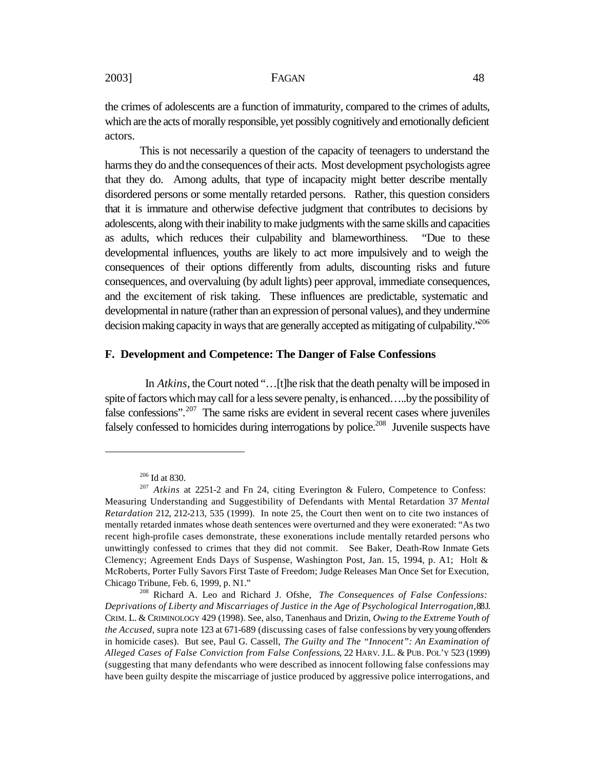the crimes of adolescents are a function of immaturity, compared to the crimes of adults, which are the acts of morally responsible, yet possibly cognitively and emotionally deficient actors.

This is not necessarily a question of the capacity of teenagers to understand the harms they do and the consequences of their acts. Most development psychologists agree that they do. Among adults, that type of incapacity might better describe mentally disordered persons or some mentally retarded persons. Rather, this question considers that it is immature and otherwise defective judgment that contributes to decisions by adolescents, along with their inability to make judgments with the same skills and capacities as adults, which reduces their culpability and blameworthiness. "Due to these developmental influences, youths are likely to act more impulsively and to weigh the consequences of their options differently from adults, discounting risks and future consequences, and overvaluing (by adult lights) peer approval, immediate consequences, and the excitement of risk taking. These influences are predictable, systematic and developmental in nature (rather than an expression of personal values), and they undermine decision making capacity in ways that are generally accepted as mitigating of culpability."[206]

## F. Development and Competence: The Danger of False Confessions

In *Atkins*, the Court noted "…[t]he risk that the death penalty will be imposed in spite of factors which may call for a less severe penalty, is enhanced…..by the possibility of false confessions".[207] The same risks are evident in several recent cases where juveniles falsely confessed to homicides during interrogations by police.[208] Juvenile suspects have

---

[206] Id at 830.

[207] *Atkins* at 2251-2 and Fn 24, citing Everington & Fulero, Competence to Confess: Measuring Understanding and Suggestibility of Defendants with Mental Retardation 37 *Mental Retardation* 212, 212-213, 535 (1999). In note 25, the Court then went on to cite two instances of mentally retarded inmates whose death sentences were overturned and they were exonerated: "As two recent high-profile cases demonstrate, these exonerations include mentally retarded persons who unwittingly confessed to crimes that they did not commit. See Baker, Death-Row Inmate Gets Clemency; Agreement Ends Days of Suspense, Washington Post, Jan. 15, 1994, p. A1; Holt & McRoberts, Porter Fully Savors First Taste of Freedom; Judge Releases Man Once Set for Execution, Chicago Tribune, Feb. 6, 1999, p. N1."

[208] Richard A. Leo and Richard J. Ofshe, *The Consequences of False Confessions: Deprivations of Liberty and Miscarriages of Justice in the Age of Psychological Interrogation*, 88 J. CRIM. L. & CRIMINOLOGY 429 (1998). See, also, Tanenhaus and Drizin, *Owing to the Extreme Youth of the Accused*, supra note 123 at 671-689 (discussing cases of false confessions by very young offenders in homicide cases). But see, Paul G. Cassell, *The Guilty and The "Innocent": An Examination of Alleged Cases of False Conviction from False Confessions*, 22 HARV. J.L. & PUB. POL'Y 523 (1999) (suggesting that many defendants who were described as innocent following false confessions may have been guilty despite the miscarriage of justice produced by aggressive police interrogations, and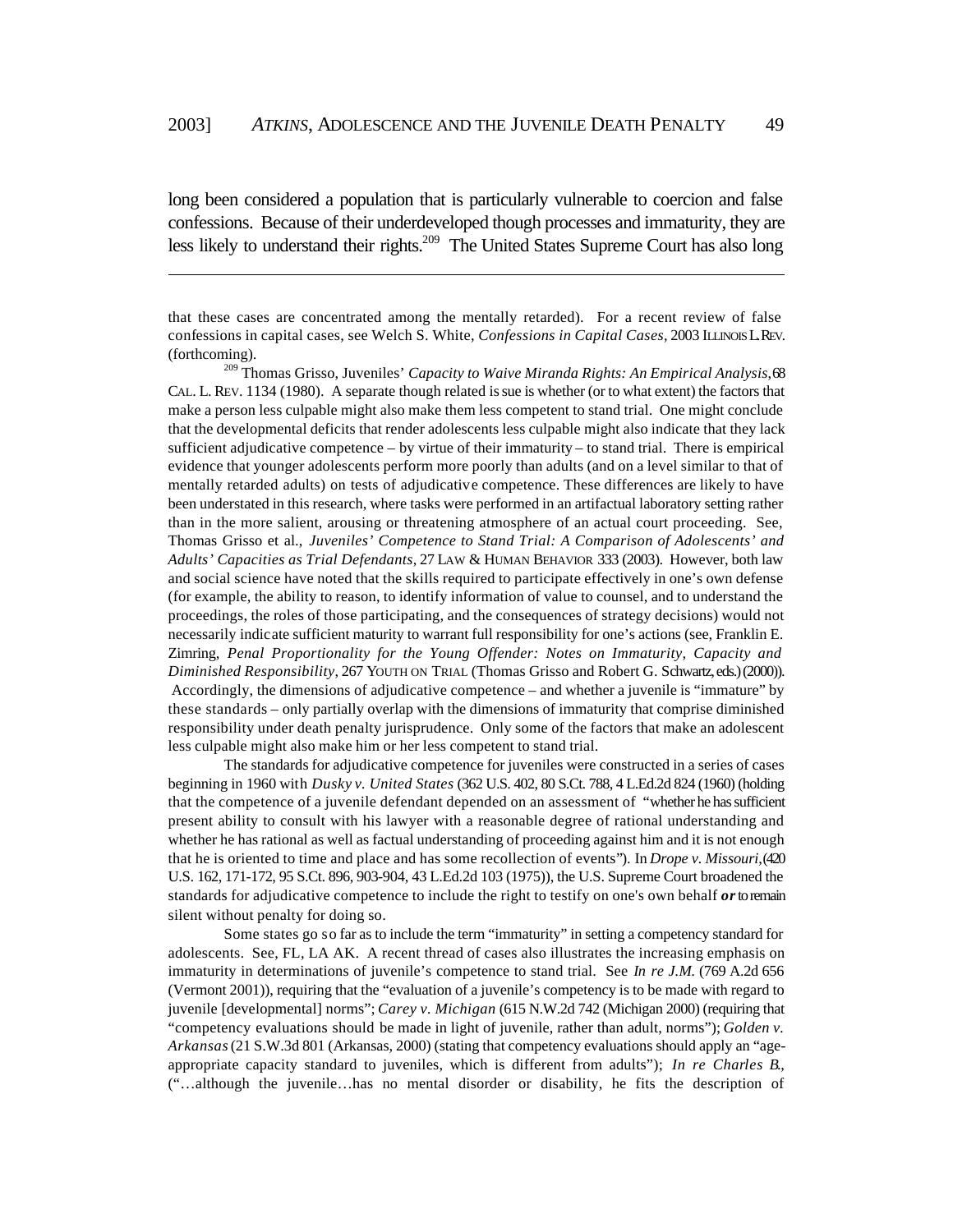long been considered a population that is particularly vulnerable to coercion and false confessions. Because of their underdeveloped though processes and immaturity, they are less likely to understand their rights.[209] The United States Supreme Court has also long

---

that these cases are concentrated among the mentally retarded). For a recent review of false confessions in capital cases, see Welch S. White, *Confessions in Capital Cases*, 2003 ILLINOIS L. REV. (forthcoming).

[209] Thomas Grisso, Juveniles' *Capacity to Waive Miranda Rights: An Empirical Analysis*, 68 CAL. L. REV. 1134 (1980). A separate though related is sue is whether (or to what extent) the factors that make a person less culpable might also make them less competent to stand trial. One might conclude that the developmental deficits that render adolescents less culpable might also indicate that they lack sufficient adjudicative competence – by virtue of their immaturity – to stand trial. There is empirical evidence that younger adolescents perform more poorly than adults (and on a level similar to that of mentally retarded adults) on tests of adjudicative competence. These differences are likely to have been understated in this research, where tasks were performed in an artifactual laboratory setting rather than in the more salient, arousing or threatening atmosphere of an actual court proceeding. See, Thomas Grisso et al., *Juveniles' Competence to Stand Trial: A Comparison of Adolescents' and Adults' Capacities as Trial Defendants*, 27 LAW & HUMAN BEHAVIOR 333 (2003). However, both law and social science have noted that the skills required to participate effectively in one's own defense (for example, the ability to reason, to identify information of value to counsel, and to understand the proceedings, the roles of those participating, and the consequences of strategy decisions) would not necessarily indicate sufficient maturity to warrant full responsibility for one's actions (see, Franklin E. Zimring, *Penal Proportionality for the Young Offender: Notes on Immaturity, Capacity and Diminished Responsibility*, 267 YOUTH ON TRIAL (Thomas Grisso and Robert G. Schwartz, eds.) (2000)). Accordingly, the dimensions of adjudicative competence – and whether a juvenile is "immature" by these standards – only partially overlap with the dimensions of immaturity that comprise diminished responsibility under death penalty jurisprudence. Only some of the factors that make an adolescent less culpable might also make him or her less competent to stand trial.

The standards for adjudicative competence for juveniles were constructed in a series of cases beginning in 1960 with *Dusky v. United States* (362 U.S. 402, 80 S.Ct. 788, 4 L.Ed.2d 824 (1960) (holding that the competence of a juvenile defendant depended on an assessment of "whether he has sufficient present ability to consult with his lawyer with a reasonable degree of rational understanding and whether he has rational as well as factual understanding of proceeding against him and it is not enough that he is oriented to time and place and has some recollection of events"). In *Drope v. Missouri*, (420 U.S. 162, 171-172, 95 S.Ct. 896, 903-904, 43 L.Ed.2d 103 (1975)), the U.S. Supreme Court broadened the standards for adjudicative competence to include the right to testify on one's own behalf ***or*** to remain silent without penalty for doing so.

Some states go so far as to include the term "immaturity" in setting a competency standard for adolescents. See, FL, LA AK. A recent thread of cases also illustrates the increasing emphasis on immaturity in determinations of juvenile's competence to stand trial. See *In re J.M.* (769 A.2d 656 (Vermont 2001)), requiring that the "evaluation of a juvenile's competency is to be made with regard to juvenile [developmental] norms"; *Carey v. Michigan* (615 N.W.2d 742 (Michigan 2000) (requiring that "competency evaluations should be made in light of juvenile, rather than adult, norms"); *Golden v. Arkansas* (21 S.W.3d 801 (Arkansas, 2000) (stating that competency evaluations should apply an "age-appropriate capacity standard to juveniles, which is different from adults"); *In re Charles B.*, ("…although the juvenile…has no mental disorder or disability, he fits the description of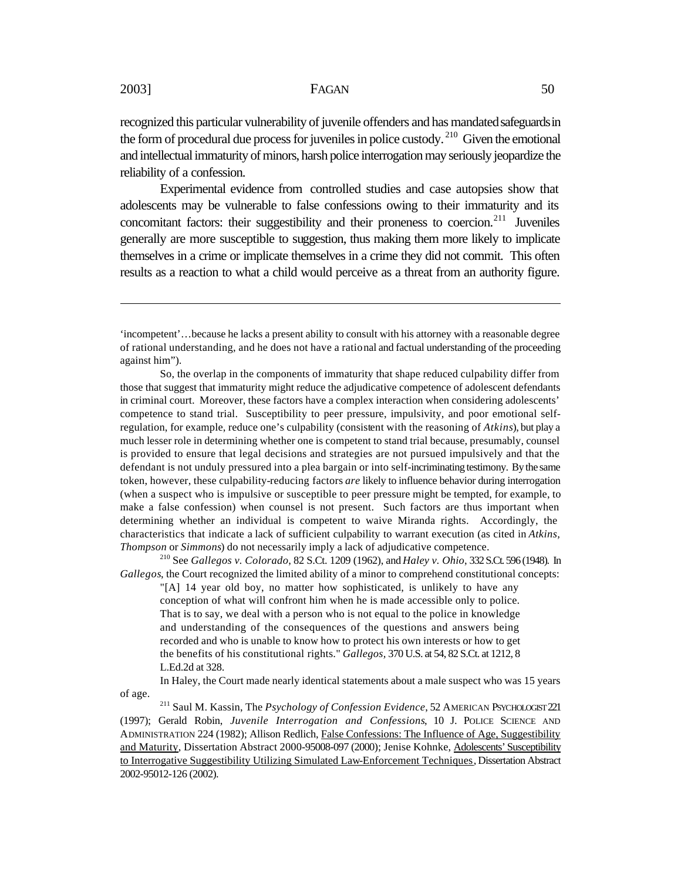recognized this particular vulnerability of juvenile offenders and has mandated safeguards in the form of procedural due process for juveniles in police custody.[210] Given the emotional and intellectual immaturity of minors, harsh police interrogation may seriously jeopardize the reliability of a confession.

Experimental evidence from controlled studies and case autopsies show that adolescents may be vulnerable to false confessions owing to their immaturity and its concomitant factors: their suggestibility and their proneness to coercion.[211] Juveniles generally are more susceptible to suggestion, thus making them more likely to implicate themselves in a crime or implicate themselves in a crime they did not commit. This often results as a reaction to what a child would perceive as a threat from an authority figure.

---

'incompetent'…because he lacks a present ability to consult with his attorney with a reasonable degree of rational understanding, and he does not have a rational and factual understanding of the proceeding against him").

So, the overlap in the components of immaturity that shape reduced culpability differ from those that suggest that immaturity might reduce the adjudicative competence of adolescent defendants in criminal court. Moreover, these factors have a complex interaction when considering adolescents' competence to stand trial. Susceptibility to peer pressure, impulsivity, and poor emotional self-regulation, for example, reduce one's culpability (consistent with the reasoning of *Atkins*), but play a much lesser role in determining whether one is competent to stand trial because, presumably, counsel is provided to ensure that legal decisions and strategies are not pursued impulsively and that the defendant is not unduly pressured into a plea bargain or into self-incriminating testimony. By the same token, however, these culpability-reducing factors *are* likely to influence behavior during interrogation (when a suspect who is impulsive or susceptible to peer pressure might be tempted, for example, to make a false confession) when counsel is not present. Such factors are thus important when determining whether an individual is competent to waive Miranda rights. Accordingly, the characteristics that indicate a lack of sufficient culpability to warrant execution (as cited in *Atkins, Thompson* or *Simmons*) do not necessarily imply a lack of adjudicative competence.

[210] See *Gallegos v. Colorado*, 82 S.Ct. 1209 (1962), and *Haley v. Ohio*, 332 S.Ct. 596 (1948). In *Gallegos*, the Court recognized the limited ability of a minor to comprehend constitutional concepts:

> "[A] 14 year old boy, no matter how sophisticated, is unlikely to have any conception of what will confront him when he is made accessible only to police. That is to say, we deal with a person who is not equal to the police in knowledge and understanding of the consequences of the questions and answers being recorded and who is unable to know how to protect his own interests or how to get the benefits of his constitutional rights." *Gallegos*, 370 U.S. at 54, 82 S.Ct. at 1212, 8 L.Ed.2d at 328.

In Haley, the Court made nearly identical statements about a male suspect who was 15 years of age.

[211] Saul M. Kassin, The *Psychology of Confession Evidence*, 52 AMERICAN PSYCHOLOGIST 221 (1997); Gerald Robin, *Juvenile Interrogation and Confessions*, 10 J. POLICE SCIENCE AND ADMINISTRATION 224 (1982); Allison Redlich, False Confessions: The Influence of Age, Suggestibility and Maturity, Dissertation Abstract 2000-95008-097 (2000); Jenise Kohnke, Adolescents' Susceptibility to Interrogative Suggestibility Utilizing Simulated Law-Enforcement Techniques, Dissertation Abstract 2002-95012-126 (2002).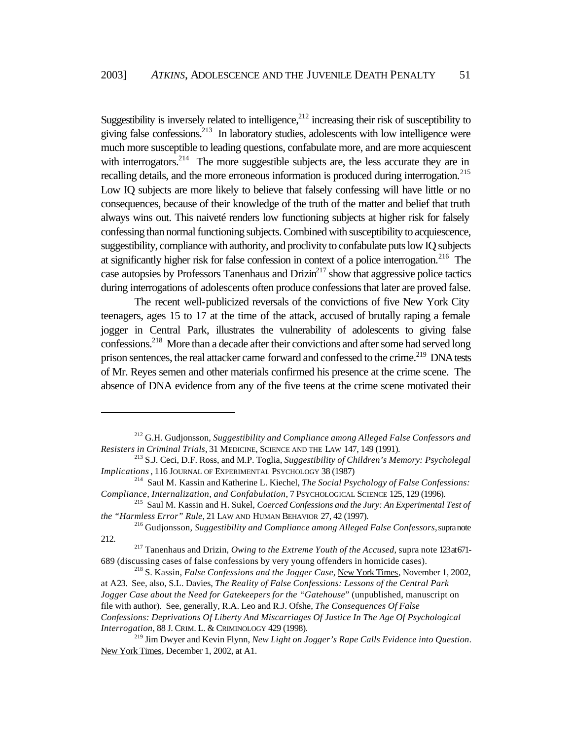Suggestibility is inversely related to intelligence,[212] increasing their risk of susceptibility to giving false confessions.[213] In laboratory studies, adolescents with low intelligence were much more susceptible to leading questions, confabulate more, and are more acquiescent with interrogators.[214] The more suggestible subjects are, the less accurate they are in recalling details, and the more erroneous information is produced during interrogation.[215] Low IQ subjects are more likely to believe that falsely confessing will have little or no consequences, because of their knowledge of the truth of the matter and belief that truth always wins out. This naiveté renders low functioning subjects at higher risk for falsely confessing than normal functioning subjects. Combined with susceptibility to acquiescence, suggestibility, compliance with authority, and proclivity to confabulate puts low IQ subjects at significantly higher risk for false confession in context of a police interrogation.[216] The case autopsies by Professors Tanenhaus and Drizin[217] show that aggressive police tactics during interrogations of adolescents often produce confessions that later are proved false.

The recent well-publicized reversals of the convictions of five New York City teenagers, ages 15 to 17 at the time of the attack, accused of brutally raping a female jogger in Central Park, illustrates the vulnerability of adolescents to giving false confessions.[218] More than a decade after their convictions and after some had served long prison sentences, the real attacker came forward and confessed to the crime.[219] DNA tests of Mr. Reyes semen and other materials confirmed his presence at the crime scene. The absence of DNA evidence from any of the five teens at the crime scene motivated their

---

[212] G.H. Gudjonsson, *Suggestibility and Compliance among Alleged False Confessors and Resisters in Criminal Trials*, 31 MEDICINE, SCIENCE AND THE LAW 147, 149 (1991).

[213] S.J. Ceci, D.F. Ross, and M.P. Toglia, *Suggestibility of Children's Memory: Psycholegal Implications*, 116 JOURNAL OF EXPERIMENTAL PSYCHOLOGY 38 (1987)

[214] Saul M. Kassin and Katherine L. Kiechel, *The Social Psychology of False Confessions: Compliance, Internalization, and Confabulation*, 7 PSYCHOLOGICAL SCIENCE 125, 129 (1996).

[215] Saul M. Kassin and H. Sukel, *Coerced Confessions and the Jury: An Experimental Test of the "Harmless Error" Rule*, 21 LAW AND HUMAN BEHAVIOR 27, 42 (1997).

[216] Gudjonsson, *Suggestibility and Compliance among Alleged False Confessors*, supra note 212.

[217] Tanenhaus and Drizin, *Owing to the Extreme Youth of the Accused*, supra note 123 at 671-689 (discussing cases of false confessions by very young offenders in homicide cases).

[218] S. Kassin, *False Confessions and the Jogger Case*, New York Times, November 1, 2002, at A23. See, also, S.L. Davies, *The Reality of False Confessions: Lessons of the Central Park Jogger Case about the Need for Gatekeepers for the "Gatehouse*" (unpublished, manuscript on file with author). See, generally, R.A. Leo and R.J. Ofshe, *The Consequences Of False Confessions: Deprivations Of Liberty And Miscarriages Of Justice In The Age Of Psychological Interrogation*, 88 J. CRIM. L. & CRIMINOLOGY 429 (1998).

[219] Jim Dwyer and Kevin Flynn, *New Light on Jogger's Rape Calls Evidence into Question*. New York Times, December 1, 2002, at A1.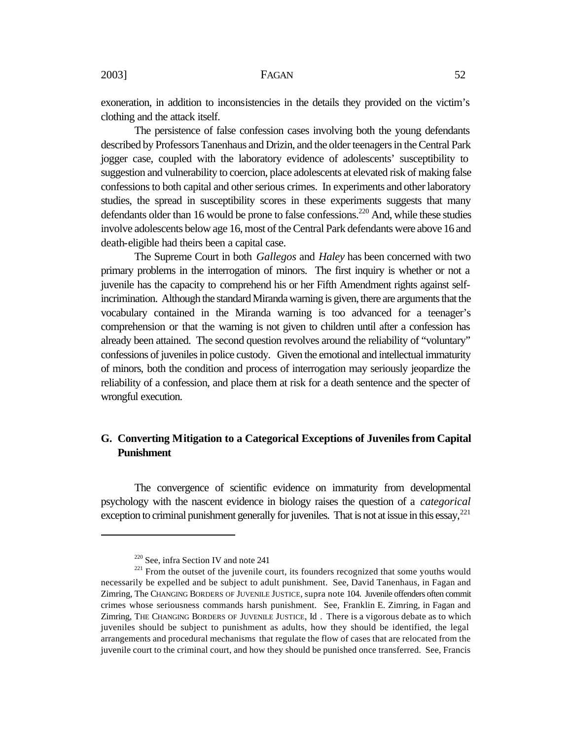exoneration, in addition to inconsistencies in the details they provided on the victim's clothing and the attack itself.

The persistence of false confession cases involving both the young defendants described by Professors Tanenhaus and Drizin, and the older teenagers in the Central Park jogger case, coupled with the laboratory evidence of adolescents' susceptibility to suggestion and vulnerability to coercion, place adolescents at elevated risk of making false confessions to both capital and other serious crimes. In experiments and other laboratory studies, the spread in susceptibility scores in these experiments suggests that many defendants older than 16 would be prone to false confessions.[220] And, while these studies involve adolescents below age 16, most of the Central Park defendants were above 16 and death-eligible had theirs been a capital case.

The Supreme Court in both *Gallegos* and *Haley* has been concerned with two primary problems in the interrogation of minors. The first inquiry is whether or not a juvenile has the capacity to comprehend his or her Fifth Amendment rights against self-incrimination. Although the standard Miranda warning is given, there are arguments that the vocabulary contained in the Miranda warning is too advanced for a teenager's comprehension or that the warning is not given to children until after a confession has already been attained. The second question revolves around the reliability of "voluntary" confessions of juveniles in police custody. Given the emotional and intellectual immaturity of minors, both the condition and process of interrogation may seriously jeopardize the reliability of a confession, and place them at risk for a death sentence and the specter of wrongful execution.

## G. Converting Mitigation to a Categorical Exceptions of Juveniles from Capital Punishment

The convergence of scientific evidence on immaturity from developmental psychology with the nascent evidence in biology raises the question of a *categorical* exception to criminal punishment generally for juveniles. That is not at issue in this essay,[221]

---

[220] See, infra Section IV and note 241

[221] From the outset of the juvenile court, its founders recognized that some youths would necessarily be expelled and be subject to adult punishment. See, David Tanenhaus, in Fagan and Zimring, The CHANGING BORDERS OF JUVENILE JUSTICE, supra note 104. Juvenile offenders often commit crimes whose seriousness commands harsh punishment. See, Franklin E. Zimring, in Fagan and Zimring, THE CHANGING BORDERS OF JUVENILE JUSTICE, Id . There is a vigorous debate as to which juveniles should be subject to punishment as adults, how they should be identified, the legal arrangements and procedural mechanisms that regulate the flow of cases that are relocated from the juvenile court to the criminal court, and how they should be punished once transferred. See, Francis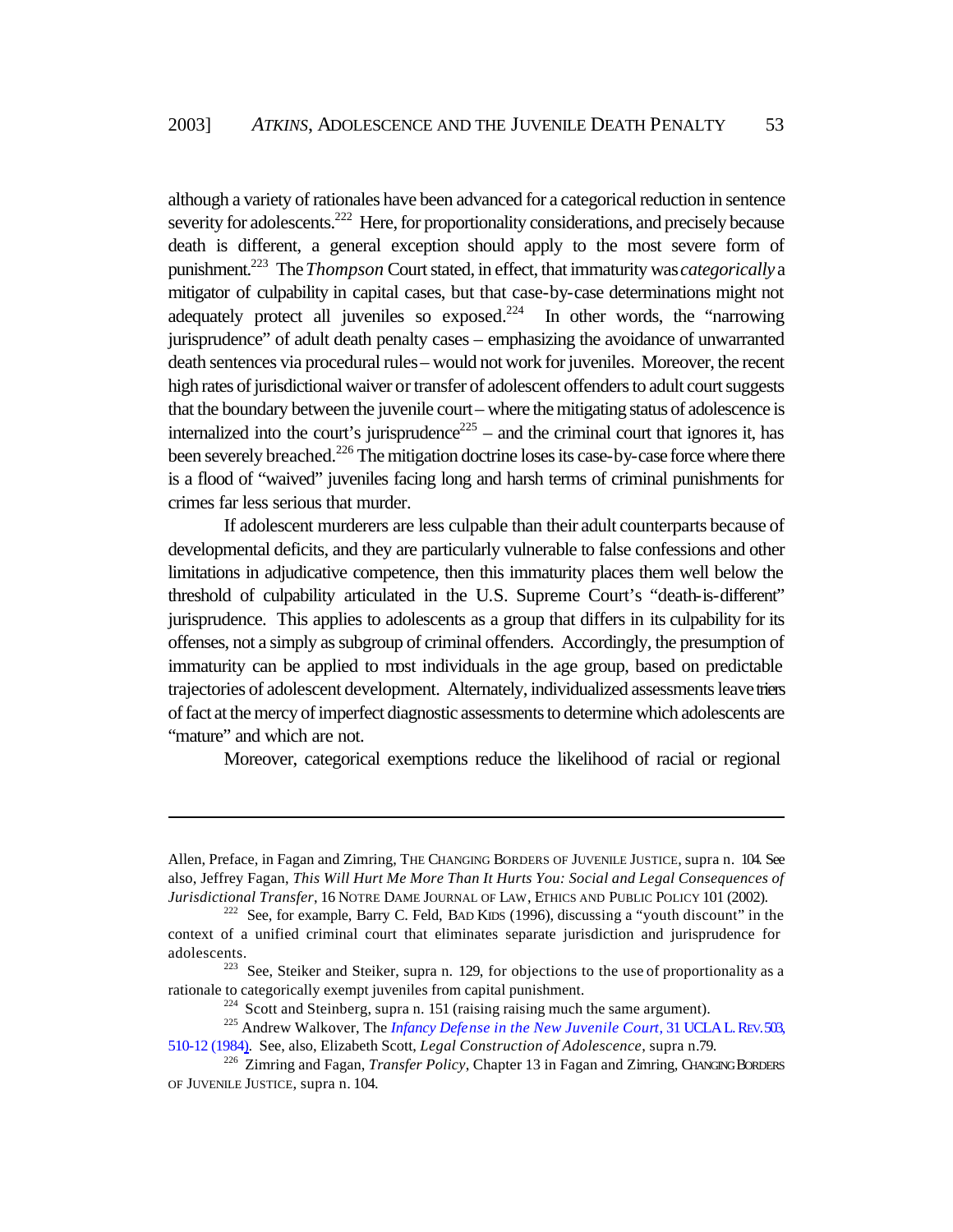although a variety of rationales have been advanced for a categorical reduction in sentence severity for adolescents.[222] Here, for proportionality considerations, and precisely because death is different, a general exception should apply to the most severe form of punishment.[223] The *Thompson* Court stated, in effect, that immaturity was *categorically* a mitigator of culpability in capital cases, but that case-by-case determinations might not adequately protect all juveniles so exposed.[224] In other words, the "narrowing jurisprudence" of adult death penalty cases – emphasizing the avoidance of unwarranted death sentences via procedural rules – would not work for juveniles. Moreover, the recent high rates of jurisdictional waiver or transfer of adolescent offenders to adult court suggests that the boundary between the juvenile court – where the mitigating status of adolescence is internalized into the court's jurisprudence[225] – and the criminal court that ignores it, has been severely breached.[226] The mitigation doctrine loses its case-by-case force where there is a flood of "waived" juveniles facing long and harsh terms of criminal punishments for crimes far less serious that murder.

If adolescent murderers are less culpable than their adult counterparts because of developmental deficits, and they are particularly vulnerable to false confessions and other limitations in adjudicative competence, then this immaturity places them well below the threshold of culpability articulated in the U.S. Supreme Court's "death-is-different" jurisprudence. This applies to adolescents as a group that differs in its culpability for its offenses, not a simply as subgroup of criminal offenders. Accordingly, the presumption of immaturity can be applied to most individuals in the age group, based on predictable trajectories of adolescent development. Alternately, individualized assessments leave triers of fact at the mercy of imperfect diagnostic assessments to determine which adolescents are "mature" and which are not.

Moreover, categorical exemptions reduce the likelihood of racial or regional

---

Allen, Preface, in Fagan and Zimring, THE CHANGING BORDERS OF JUVENILE JUSTICE, supra n. 104. See also, Jeffrey Fagan, *This Will Hurt Me More Than It Hurts You: Social and Legal Consequences of Jurisdictional Transfer*, 16 NOTRE DAME JOURNAL OF LAW, ETHICS AND PUBLIC POLICY 101 (2002).

[222] See, for example, Barry C. Feld, BAD KIDS (1996), discussing a "youth discount" in the context of a unified criminal court that eliminates separate jurisdiction and jurisprudence for adolescents.

[223] See, Steiker and Steiker, supra n. 129, for objections to the use of proportionality as a rationale to categorically exempt juveniles from capital punishment.

[224] Scott and Steinberg, supra n. 151 (raising raising much the same argument).

[225] Andrew Walkover, The *Infancy Defense in the New Juvenile Court*, 31 UCLA L. REV. 503, 510-12 (1984). See, also, Elizabeth Scott, *Legal Construction of Adolescence*, supra n.79.

[226] Zimring and Fagan, *Transfer Policy*, Chapter 13 in Fagan and Zimring, CHANGING BORDERS OF JUVENILE JUSTICE, supra n. 104.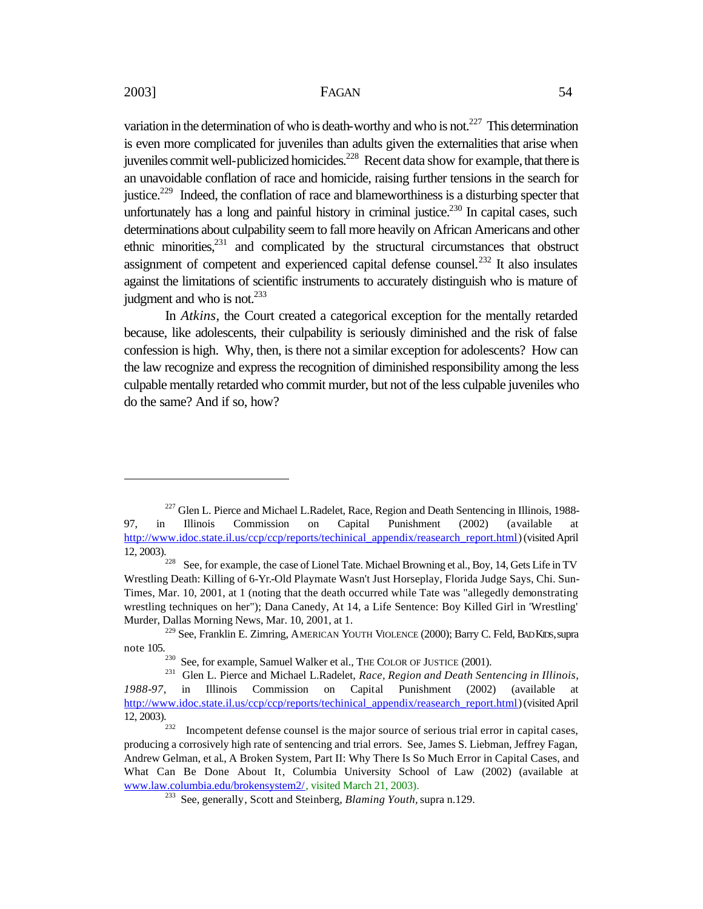variation in the determination of who is death-worthy and who is not.[227] This determination is even more complicated for juveniles than adults given the externalities that arise when juveniles commit well-publicized homicides.[228] Recent data show for example, that there is an unavoidable conflation of race and homicide, raising further tensions in the search for justice.[229] Indeed, the conflation of race and blameworthiness is a disturbing specter that unfortunately has a long and painful history in criminal justice.[230] In capital cases, such determinations about culpability seem to fall more heavily on African Americans and other ethnic minorities,[231] and complicated by the structural circumstances that obstruct assignment of competent and experienced capital defense counsel.[232] It also insulates against the limitations of scientific instruments to accurately distinguish who is mature of judgment and who is not.[233]

In *Atkins*, the Court created a categorical exception for the mentally retarded because, like adolescents, their culpability is seriously diminished and the risk of false confession is high. Why, then, is there not a similar exception for adolescents? How can the law recognize and express the recognition of diminished responsibility among the less culpable mentally retarded who commit murder, but not of the less culpable juveniles who do the same? And if so, how?

---

[227] Glen L. Pierce and Michael L.Radelet, Race, Region and Death Sentencing in Illinois, 1988-97, in Illinois Commission on Capital Punishment (2002) (available at http://www.idoc.state.il.us/ccp/ccp/reports/techinical_appendix/reasearch_report.html) (visited April 12, 2003).

[228] See, for example, the case of Lionel Tate. Michael Browning et al., Boy, 14, Gets Life in TV Wrestling Death: Killing of 6-Yr.-Old Playmate Wasn't Just Horseplay, Florida Judge Says, Chi. Sun-Times, Mar. 10, 2001, at 1 (noting that the death occurred while Tate was "allegedly demonstrating wrestling techniques on her"); Dana Canedy, At 14, a Life Sentence: Boy Killed Girl in 'Wrestling' Murder, Dallas Morning News, Mar. 10, 2001, at 1.

[229] See, Franklin E. Zimring, AMERICAN YOUTH VIOLENCE (2000); Barry C. Feld, BAD KIDS, supra note 105.

[230] See, for example, Samuel Walker et al., THE COLOR OF JUSTICE (2001).

[231] Glen L. Pierce and Michael L.Radelet, *Race, Region and Death Sentencing in Illinois, 1988-97*, in Illinois Commission on Capital Punishment (2002) (available at http://www.idoc.state.il.us/ccp/ccp/reports/techinical_appendix/reasearch_report.html) (visited April 12, 2003).

[232] Incompetent defense counsel is the major source of serious trial error in capital cases, producing a corrosively high rate of sentencing and trial errors. See, James S. Liebman, Jeffrey Fagan, Andrew Gelman, et al., A Broken System, Part II: Why There Is So Much Error in Capital Cases, and What Can Be Done About It, Columbia University School of Law (2002) (available at www.law.columbia.edu/brokensystem2/, visited March 21, 2003).

[233] See, generally, Scott and Steinberg, *Blaming Youth*, supra n.129.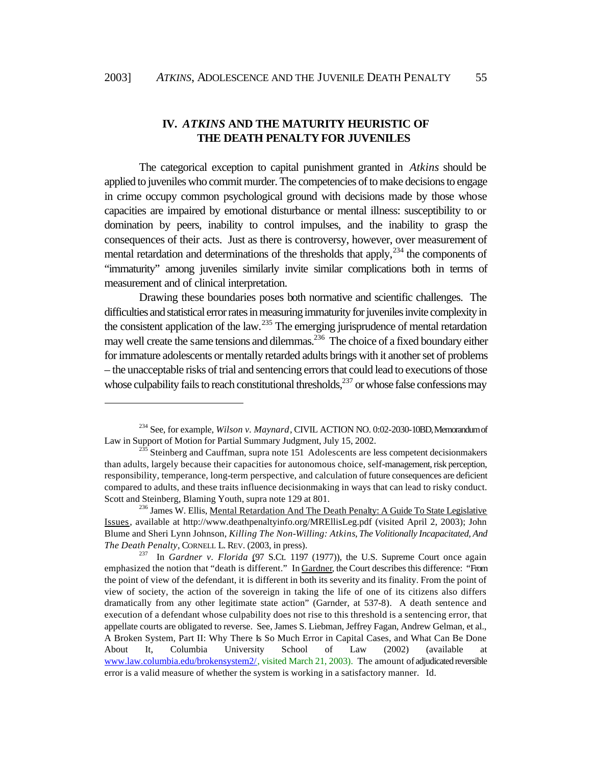## IV. *ATKINS* AND THE MATURITY HEURISTIC OF THE DEATH PENALTY FOR JUVENILES

The categorical exception to capital punishment granted in *Atkins* should be applied to juveniles who commit murder. The competencies of to make decisions to engage in crime occupy common psychological ground with decisions made by those whose capacities are impaired by emotional disturbance or mental illness: susceptibility to or domination by peers, inability to control impulses, and the inability to grasp the consequences of their acts. Just as there is controversy, however, over measurement of mental retardation and determinations of the thresholds that apply,[234] the components of "immaturity" among juveniles similarly invite similar complications both in terms of measurement and of clinical interpretation.

Drawing these boundaries poses both normative and scientific challenges. The difficulties and statistical error rates in measuring immaturity for juveniles invite complexity in the consistent application of the law.[235] The emerging jurisprudence of mental retardation may well create the same tensions and dilemmas.[236] The choice of a fixed boundary either for immature adolescents or mentally retarded adults brings with it another set of problems – the unacceptable risks of trial and sentencing errors that could lead to executions of those whose culpability fails to reach constitutional thresholds,[237] or whose false confessions may

---

[234] See, for example, *Wilson v. Maynard*, CIVIL ACTION NO. 0:02-2030-10BD, Memorandum of Law in Support of Motion for Partial Summary Judgment, July 15, 2002.

[235] Steinberg and Cauffman, supra note 151 Adolescents are less competent decisionmakers than adults, largely because their capacities for autonomous choice, self-management, risk perception, responsibility, temperance, long-term perspective, and calculation of future consequences are deficient compared to adults, and these traits influence decisionmaking in ways that can lead to risky conduct. Scott and Steinberg, Blaming Youth, supra note 129 at 801.

[236] James W. Ellis, Mental Retardation And The Death Penalty: A Guide To State Legislative Issues, available at http://www.deathpenaltyinfo.org/MREllisLeg.pdf (visited April 2, 2003); John Blume and Sheri Lynn Johnson, *Killing The Non-Willing: Atkins, The Volitionally Incapacitated, And The Death Penalty*, CORNELL L. REV. (2003, in press).

[237] In *Gardner v. Florida* (97 S.Ct. 1197 (1977)), the U.S. Supreme Court once again emphasized the notion that "death is different." In Gardner, the Court describes this difference: "From the point of view of the defendant, it is different in both its severity and its finality. From the point of view of society, the action of the sovereign in taking the life of one of its citizens also differs dramatically from any other legitimate state action" (Garnder, at 537-8). A death sentence and execution of a defendant whose culpability does not rise to this threshold is a sentencing error, that appellate courts are obligated to reverse. See, James S. Liebman, Jeffrey Fagan, Andrew Gelman, et al., A Broken System, Part II: Why There Is So Much Error in Capital Cases, and What Can Be Done About It, Columbia University School of Law (2002) (available at www.law.columbia.edu/brokensystem2/, visited March 21, 2003). The amount of adjudicated reversible error is a valid measure of whether the system is working in a satisfactory manner. Id.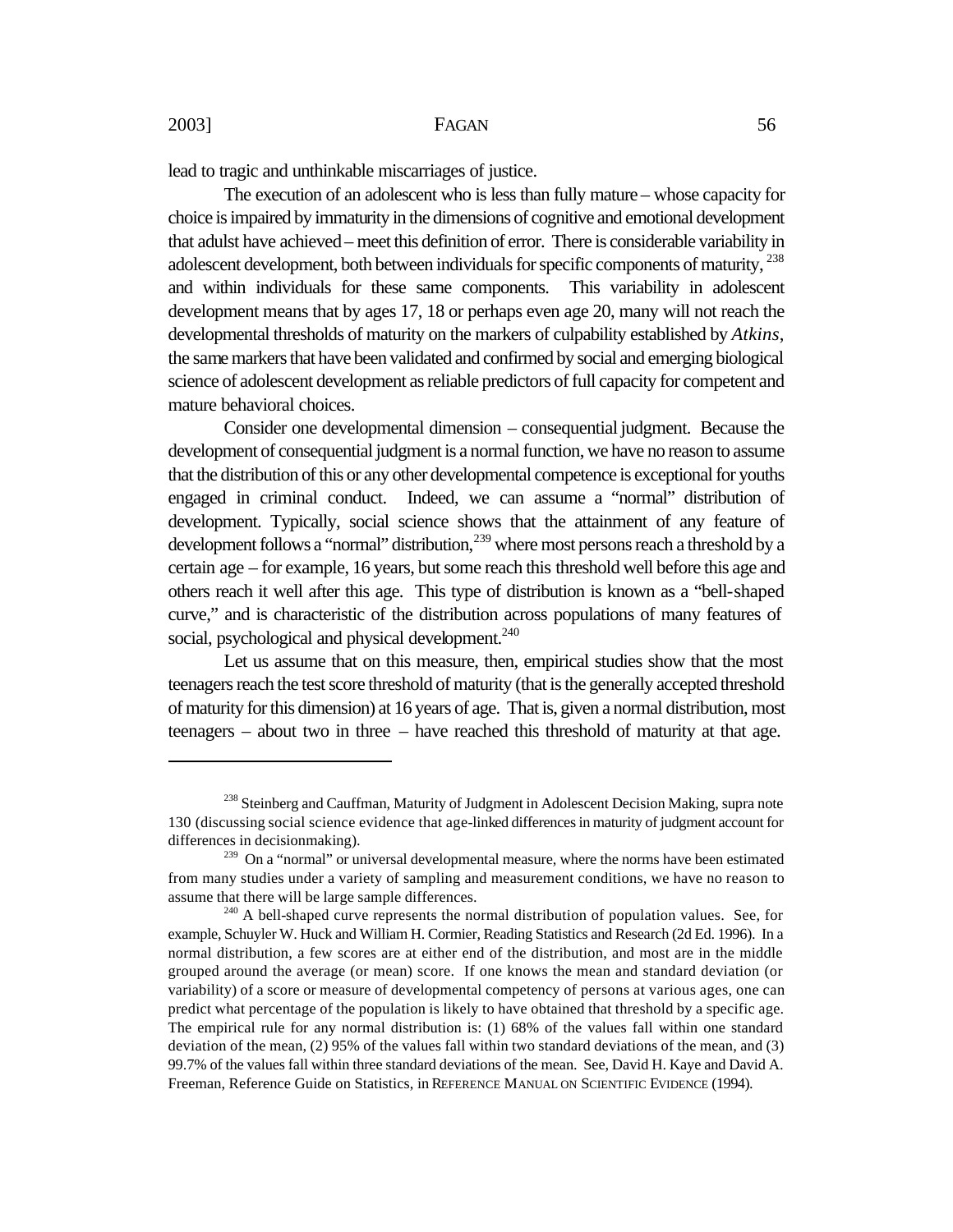lead to tragic and unthinkable miscarriages of justice.

The execution of an adolescent who is less than fully mature – whose capacity for choice is impaired by immaturity in the dimensions of cognitive and emotional development that adulst have achieved – meet this definition of error. There is considerable variability in adolescent development, both between individuals for specific components of maturity, [238] and within individuals for these same components. This variability in adolescent development means that by ages 17, 18 or perhaps even age 20, many will not reach the developmental thresholds of maturity on the markers of culpability established by *Atkins*, the same markers that have been validated and confirmed by social and emerging biological science of adolescent development as reliable predictors of full capacity for competent and mature behavioral choices.

Consider one developmental dimension – consequential judgment. Because the development of consequential judgment is a normal function, we have no reason to assume that the distribution of this or any other developmental competence is exceptional for youths engaged in criminal conduct. Indeed, we can assume a "normal" distribution of development. Typically, social science shows that the attainment of any feature of development follows a "normal" distribution,[239] where most persons reach a threshold by a certain age – for example, 16 years, but some reach this threshold well before this age and others reach it well after this age. This type of distribution is known as a "bell-shaped curve," and is characteristic of the distribution across populations of many features of social, psychological and physical development.[240]

Let us assume that on this measure, then, empirical studies show that the most teenagers reach the test score threshold of maturity (that is the generally accepted threshold of maturity for this dimension) at 16 years of age. That is, given a normal distribution, most teenagers – about two in three – have reached this threshold of maturity at that age.

---

[238] Steinberg and Cauffman, Maturity of Judgment in Adolescent Decision Making, supra note 130 (discussing social science evidence that age-linked differences in maturity of judgment account for differences in decisionmaking).

[239] On a "normal" or universal developmental measure, where the norms have been estimated from many studies under a variety of sampling and measurement conditions, we have no reason to assume that there will be large sample differences.

[240] A bell-shaped curve represents the normal distribution of population values. See, for example, Schuyler W. Huck and William H. Cormier, Reading Statistics and Research (2d Ed. 1996). In a normal distribution, a few scores are at either end of the distribution, and most are in the middle grouped around the average (or mean) score. If one knows the mean and standard deviation (or variability) of a score or measure of developmental competency of persons at various ages, one can predict what percentage of the population is likely to have obtained that threshold by a specific age. The empirical rule for any normal distribution is: (1) 68% of the values fall within one standard deviation of the mean, (2) 95% of the values fall within two standard deviations of the mean, and (3) 99.7% of the values fall within three standard deviations of the mean. See, David H. Kaye and David A. Freeman, Reference Guide on Statistics, in REFERENCE MANUAL ON SCIENTIFIC EVIDENCE (1994).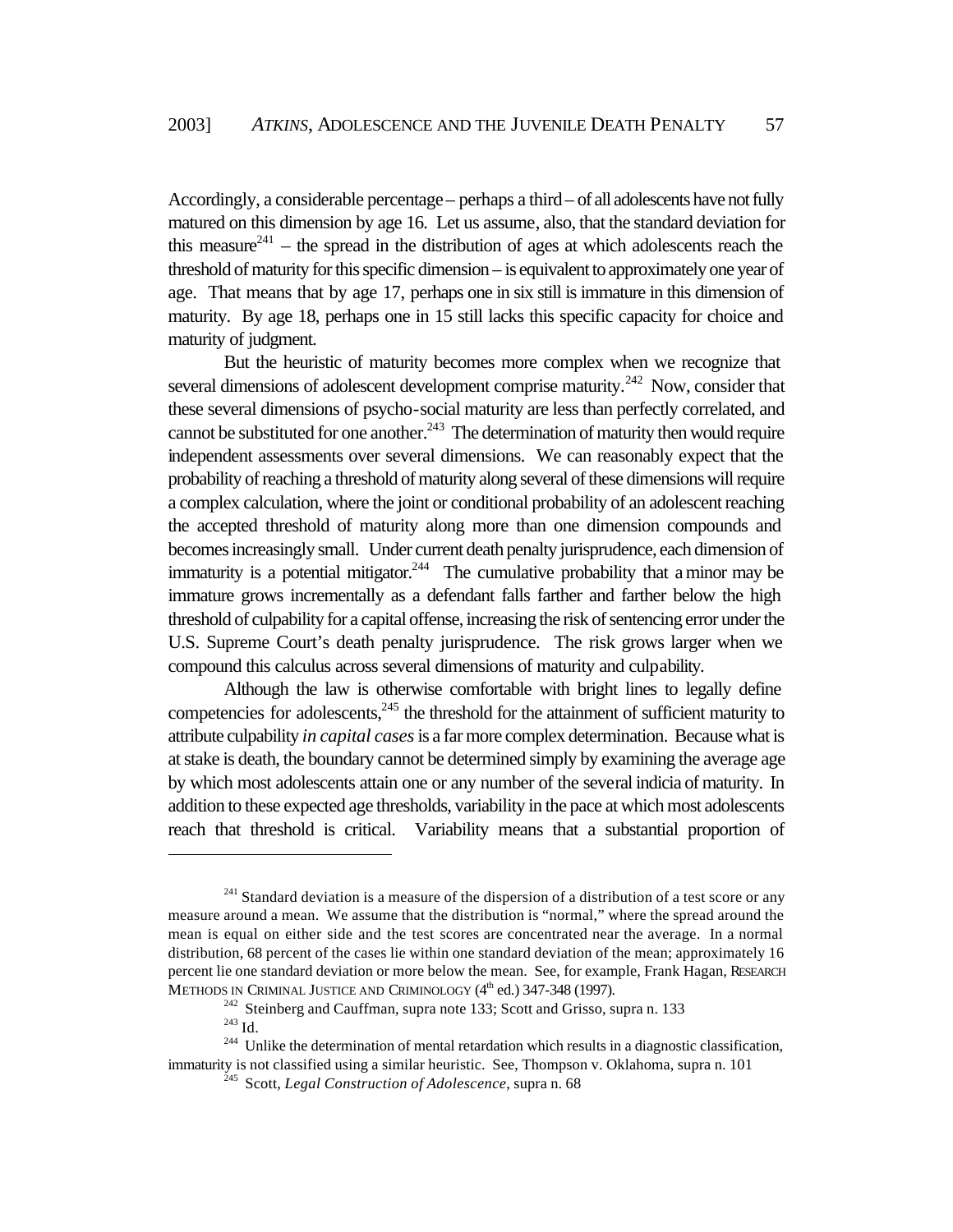Accordingly, a considerable percentage – perhaps a third – of all adolescents have not fully matured on this dimension by age 16. Let us assume, also, that the standard deviation for this measure[241] – the spread in the distribution of ages at which adolescents reach the threshold of maturity for this specific dimension – is equivalent to approximately one year of age. That means that by age 17, perhaps one in six still is immature in this dimension of maturity. By age 18, perhaps one in 15 still lacks this specific capacity for choice and maturity of judgment.

But the heuristic of maturity becomes more complex when we recognize that several dimensions of adolescent development comprise maturity.[242] Now, consider that these several dimensions of psycho-social maturity are less than perfectly correlated, and cannot be substituted for one another.[243] The determination of maturity then would require independent assessments over several dimensions. We can reasonably expect that the probability of reaching a threshold of maturity along several of these dimensions will require a complex calculation, where the joint or conditional probability of an adolescent reaching the accepted threshold of maturity along more than one dimension compounds and becomes increasingly small. Under current death penalty jurisprudence, each dimension of immaturity is a potential mitigator.[244] The cumulative probability that a minor may be immature grows incrementally as a defendant falls farther and farther below the high threshold of culpability for a capital offense, increasing the risk of sentencing error under the U.S. Supreme Court's death penalty jurisprudence. The risk grows larger when we compound this calculus across several dimensions of maturity and culpability.

Although the law is otherwise comfortable with bright lines to legally define competencies for adolescents,[245] the threshold for the attainment of sufficient maturity to attribute culpability *in capital cases* is a far more complex determination. Because what is at stake is death, the boundary cannot be determined simply by examining the average age by which most adolescents attain one or any number of the several indicia of maturity. In addition to these expected age thresholds, variability in the pace at which most adolescents reach that threshold is critical. Variability means that a substantial proportion of

---

[241] Standard deviation is a measure of the dispersion of a distribution of a test score or any measure around a mean. We assume that the distribution is "normal," where the spread around the mean is equal on either side and the test scores are concentrated near the average. In a normal distribution, 68 percent of the cases lie within one standard deviation of the mean; approximately 16 percent lie one standard deviation or more below the mean. See, for example, Frank Hagan, RESEARCH METHODS IN CRIMINAL JUSTICE AND CRIMINOLOGY (4th ed.) 347-348 (1997).

[242] Steinberg and Cauffman, supra note 133; Scott and Grisso, supra n. 133

[243] Id.

[244] Unlike the determination of mental retardation which results in a diagnostic classification, immaturity is not classified using a similar heuristic. See, Thompson v. Oklahoma, supra n. 101

[245] Scott, *Legal Construction of Adolescence*, supra n. 68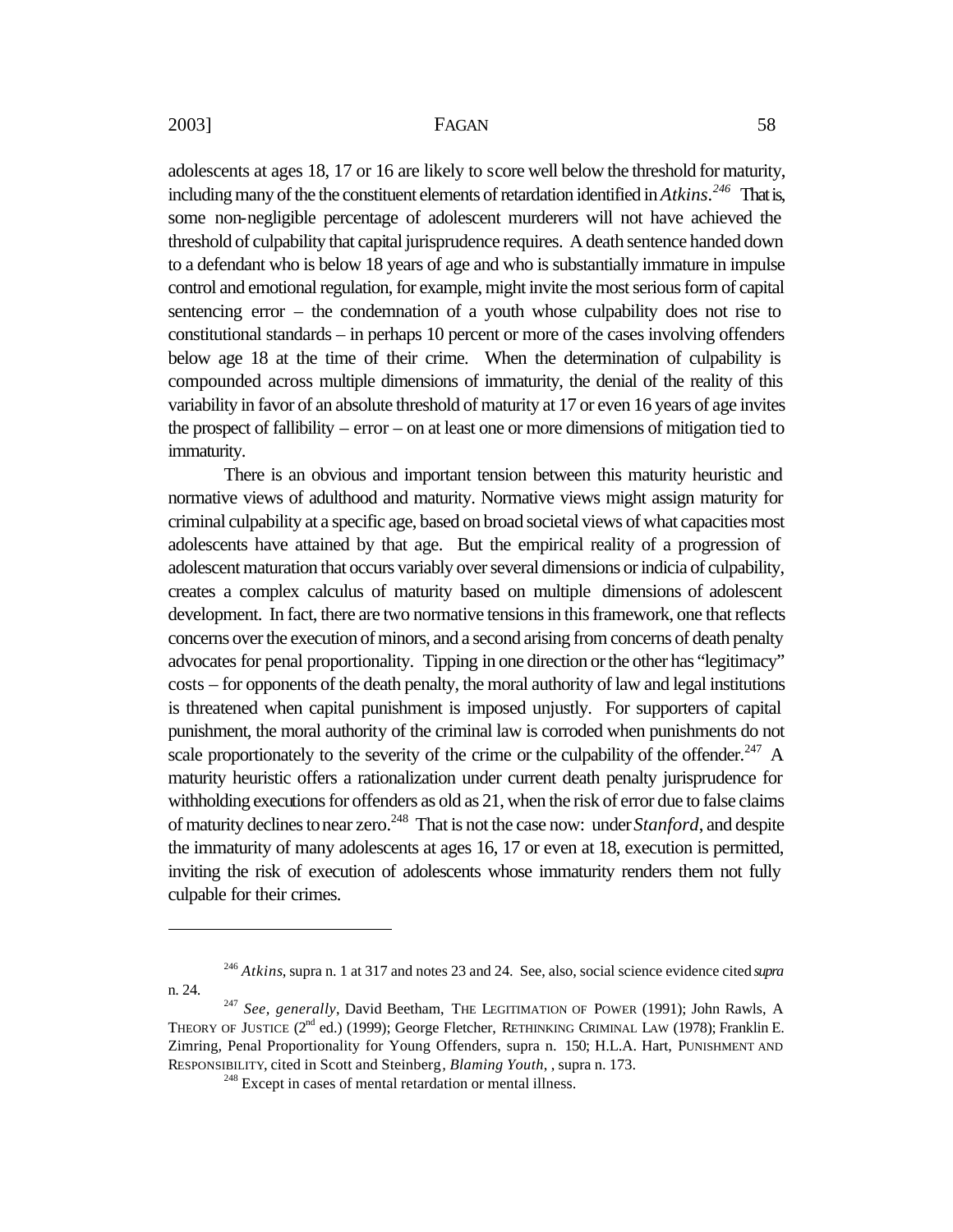adolescents at ages 18, 17 or 16 are likely to score well below the threshold for maturity, including many of the the constituent elements of retardation identified in *Atkins*.[246] That is, some non-negligible percentage of adolescent murderers will not have achieved the threshold of culpability that capital jurisprudence requires. A death sentence handed down to a defendant who is below 18 years of age and who is substantially immature in impulse control and emotional regulation, for example, might invite the most serious form of capital sentencing error – the condemnation of a youth whose culpability does not rise to constitutional standards – in perhaps 10 percent or more of the cases involving offenders below age 18 at the time of their crime. When the determination of culpability is compounded across multiple dimensions of immaturity, the denial of the reality of this variability in favor of an absolute threshold of maturity at 17 or even 16 years of age invites the prospect of fallibility – error – on at least one or more dimensions of mitigation tied to immaturity.

There is an obvious and important tension between this maturity heuristic and normative views of adulthood and maturity. Normative views might assign maturity for criminal culpability at a specific age, based on broad societal views of what capacities most adolescents have attained by that age. But the empirical reality of a progression of adolescent maturation that occurs variably over several dimensions or indicia of culpability, creates a complex calculus of maturity based on multiple dimensions of adolescent development. In fact, there are two normative tensions in this framework, one that reflects concerns over the execution of minors, and a second arising from concerns of death penalty advocates for penal proportionality. Tipping in one direction or the other has "legitimacy" costs – for opponents of the death penalty, the moral authority of law and legal institutions is threatened when capital punishment is imposed unjustly. For supporters of capital punishment, the moral authority of the criminal law is corroded when punishments do not scale proportionately to the severity of the crime or the culpability of the offender.[247] A maturity heuristic offers a rationalization under current death penalty jurisprudence for withholding executions for offenders as old as 21, when the risk of error due to false claims of maturity declines to near zero.[248] That is not the case now: under *Stanford*, and despite the immaturity of many adolescents at ages 16, 17 or even at 18, execution is permitted, inviting the risk of execution of adolescents whose immaturity renders them not fully culpable for their crimes.

---

[246] *Atkins*, supra n. 1 at 317 and notes 23 and 24. See, also, social science evidence cited *supra* n. 24.

[247] *See, generally*, David Beetham, THE LEGITIMATION OF POWER (1991); John Rawls, A THEORY OF JUSTICE (2nd ed.) (1999); George Fletcher, RETHINKING CRIMINAL LAW (1978); Franklin E. Zimring, Penal Proportionality for Young Offenders, supra n. 150; H.L.A. Hart, PUNISHMENT AND RESPONSIBILITY, cited in Scott and Steinberg, *Blaming Youth*, , supra n. 173.

[248] Except in cases of mental retardation or mental illness.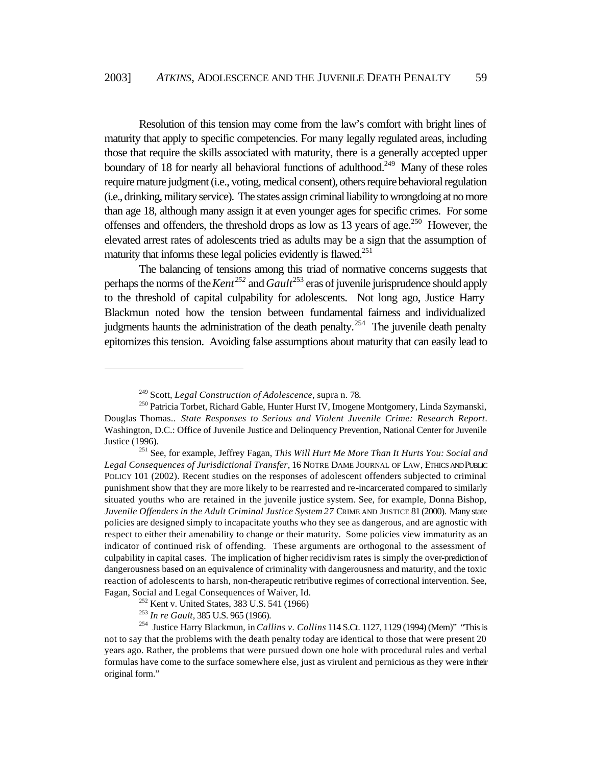Resolution of this tension may come from the law's comfort with bright lines of maturity that apply to specific competencies. For many legally regulated areas, including those that require the skills associated with maturity, there is a generally accepted upper boundary of 18 for nearly all behavioral functions of adulthood.[249] Many of these roles require mature judgment (i.e., voting, medical consent), others require behavioral regulation (i.e., drinking, military service). The states assign criminal liability to wrongdoing at no more than age 18, although many assign it at even younger ages for specific crimes. For some offenses and offenders, the threshold drops as low as 13 years of age.[250] However, the elevated arrest rates of adolescents tried as adults may be a sign that the assumption of maturity that informs these legal policies evidently is flawed.[251]

The balancing of tensions among this triad of normative concerns suggests that perhaps the norms of the *Kent*[252] and *Gault*[253] eras of juvenile jurisprudence should apply to the threshold of capital culpability for adolescents. Not long ago, Justice Harry Blackmun noted how the tension between fundamental fairness and individualized judgments haunts the administration of the death penalty.[254] The juvenile death penalty epitomizes this tension. Avoiding false assumptions about maturity that can easily lead to

---

[249] Scott, *Legal Construction of Adolescence*, supra n. 78.

[250] Patricia Torbet, Richard Gable, Hunter Hurst IV, Imogene Montgomery, Linda Szymanski, Douglas Thomas.. *State Responses to Serious and Violent Juvenile Crime: Research Report*. Washington, D.C.: Office of Juvenile Justice and Delinquency Prevention, National Center for Juvenile Justice (1996).

[251] See, for example, Jeffrey Fagan, *This Will Hurt Me More Than It Hurts You: Social and Legal Consequences of Jurisdictional Transfer*, 16 NOTRE DAME JOURNAL OF LAW, ETHICS AND PUBLIC POLICY 101 (2002). Recent studies on the responses of adolescent offenders subjected to criminal punishment show that they are more likely to be rearrested and re-incarcerated compared to similarly situated youths who are retained in the juvenile justice system. See, for example, Donna Bishop, *Juvenile Offenders in the Adult Criminal Justice System 27* CRIME AND JUSTICE 81 (2000). Many state policies are designed simply to incapacitate youths who they see as dangerous, and are agnostic with respect to either their amenability to change or their maturity. Some policies view immaturity as an indicator of continued risk of offending. These arguments are orthogonal to the assessment of culpability in capital cases. The implication of higher recidivism rates is simply the over-prediction of dangerousness based on an equivalence of criminality with dangerousness and maturity, and the toxic reaction of adolescents to harsh, non-therapeutic retributive regimes of correctional intervention. See, Fagan, Social and Legal Consequences of Waiver, Id.

[252] Kent v. United States, 383 U.S. 541 (1966)

[253] *In re Gault*, 385 U.S. 965 (1966).

[254] Justice Harry Blackmun, in *Callins v. Collins* 114 S.Ct. 1127, 1129 (1994) (Mem)" "This is not to say that the problems with the death penalty today are identical to those that were present 20 years ago. Rather, the problems that were pursued down one hole with procedural rules and verbal formulas have come to the surface somewhere else, just as virulent and pernicious as they were in their original form."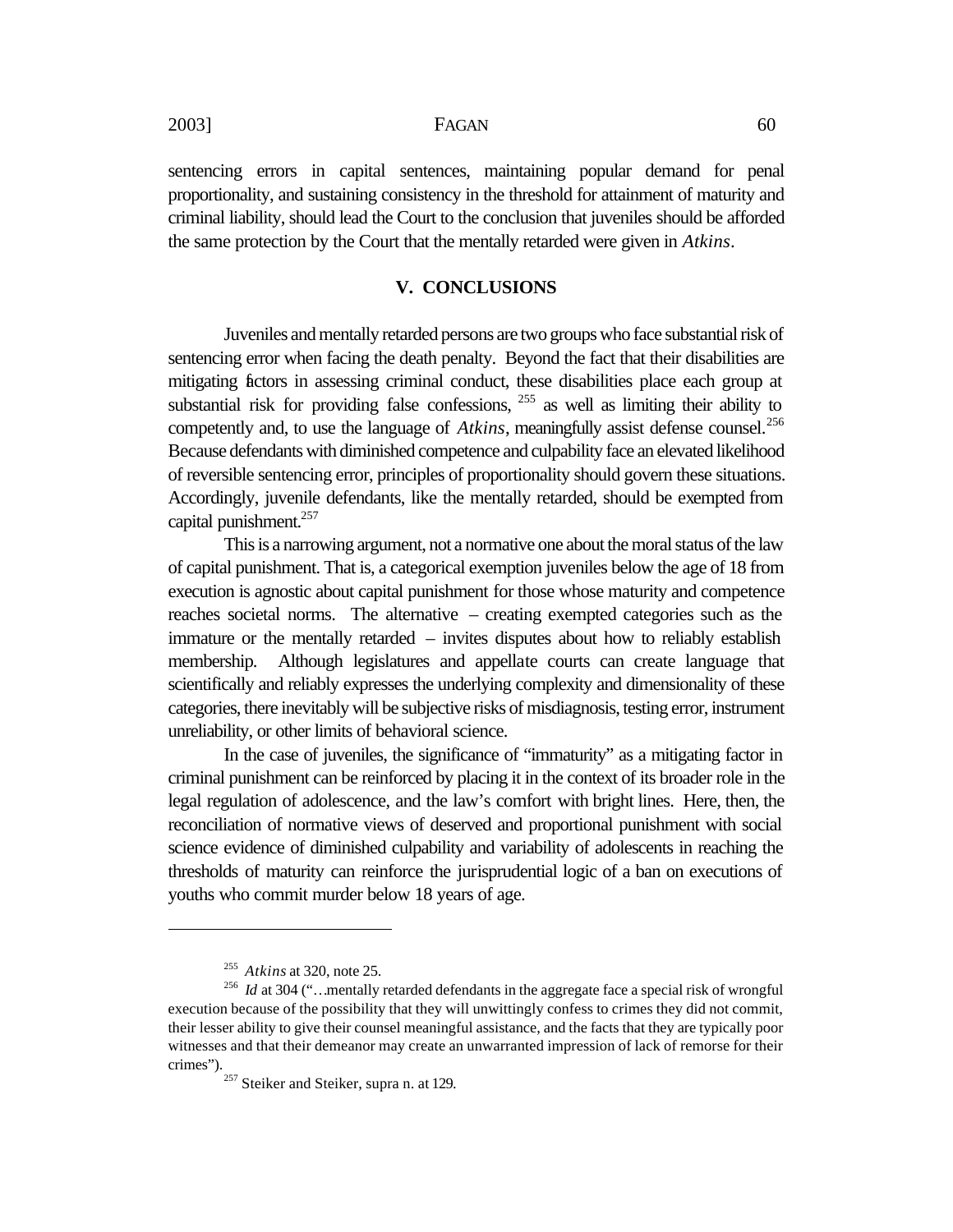sentencing errors in capital sentences, maintaining popular demand for penal proportionality, and sustaining consistency in the threshold for attainment of maturity and criminal liability, should lead the Court to the conclusion that juveniles should be afforded the same protection by the Court that the mentally retarded were given in *Atkins*.

## V. CONCLUSIONS

Juveniles and mentally retarded persons are two groups who face substantial risk of sentencing error when facing the death penalty. Beyond the fact that their disabilities are mitigating factors in assessing criminal conduct, these disabilities place each group at substantial risk for providing false confessions, [255] as well as limiting their ability to competently and, to use the language of *Atkins*, meaningfully assist defense counsel.[256] Because defendants with diminished competence and culpability face an elevated likelihood of reversible sentencing error, principles of proportionality should govern these situations. Accordingly, juvenile defendants, like the mentally retarded, should be exempted from capital punishment.[257]

This is a narrowing argument, not a normative one about the moral status of the law of capital punishment. That is, a categorical exemption juveniles below the age of 18 from execution is agnostic about capital punishment for those whose maturity and competence reaches societal norms. The alternative – creating exempted categories such as the immature or the mentally retarded – invites disputes about how to reliably establish membership. Although legislatures and appellate courts can create language that scientifically and reliably expresses the underlying complexity and dimensionality of these categories, there inevitably will be subjective risks of misdiagnosis, testing error, instrument unreliability, or other limits of behavioral science.

In the case of juveniles, the significance of "immaturity" as a mitigating factor in criminal punishment can be reinforced by placing it in the context of its broader role in the legal regulation of adolescence, and the law's comfort with bright lines. Here, then, the reconciliation of normative views of deserved and proportional punishment with social science evidence of diminished culpability and variability of adolescents in reaching the thresholds of maturity can reinforce the jurisprudential logic of a ban on executions of youths who commit murder below 18 years of age.

---

[255] *Atkins* at 320, note 25.

[256] *Id* at 304 ("…mentally retarded defendants in the aggregate face a special risk of wrongful execution because of the possibility that they will unwittingly confess to crimes they did not commit, their lesser ability to give their counsel meaningful assistance, and the facts that they are typically poor witnesses and that their demeanor may create an unwarranted impression of lack of remorse for their crimes").

[257] Steiker and Steiker, supra n. at 129.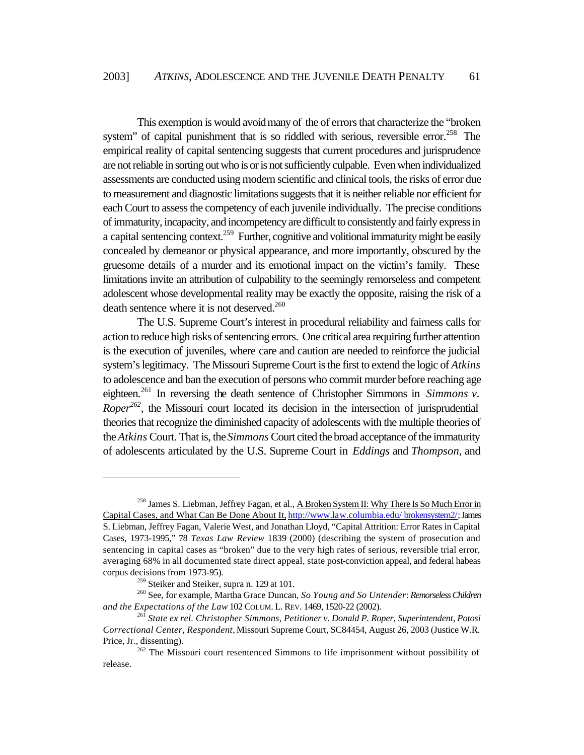This exemption is would avoid many of the of errors that characterize the "broken system" of capital punishment that is so riddled with serious, reversible error.[258] The empirical reality of capital sentencing suggests that current procedures and jurisprudence are not reliable in sorting out who is or is not sufficiently culpable. Even when individualized assessments are conducted using modern scientific and clinical tools, the risks of error due to measurement and diagnostic limitations suggests that it is neither reliable nor efficient for each Court to assess the competency of each juvenile individually. The precise conditions of immaturity, incapacity, and incompetency are difficult to consistently and fairly express in a capital sentencing context.[259] Further, cognitive and volitional immaturity might be easily concealed by demeanor or physical appearance, and more importantly, obscured by the gruesome details of a murder and its emotional impact on the victim's family. These limitations invite an attribution of culpability to the seemingly remorseless and competent adolescent whose developmental reality may be exactly the opposite, raising the risk of a death sentence where it is not deserved.[260]

The U.S. Supreme Court's interest in procedural reliability and fairness calls for action to reduce high risks of sentencing errors. One critical area requiring further attention is the execution of juveniles, where care and caution are needed to reinforce the judicial system's legitimacy. The Missouri Supreme Court is the first to extend the logic of *Atkins* to adolescence and ban the execution of persons who commit murder before reaching age eighteen.[261] In reversing the death sentence of Christopher Simmons in *Simmons v. Roper*[262], the Missouri court located its decision in the intersection of jurisprudential theories that recognize the diminished capacity of adolescents with the multiple theories of the *Atkins* Court. That is, the *Simmons* Court cited the broad acceptance of the immaturity of adolescents articulated by the U.S. Supreme Court in *Eddings* and *Thompson*, and

---

[258] James S. Liebman, Jeffrey Fagan, et al., A Broken System II: Why There Is So Much Error in Capital Cases, and What Can Be Done About It, http://www.law.columbia.edu/ brokensystem2/; James S. Liebman, Jeffrey Fagan, Valerie West, and Jonathan Lloyd, "Capital Attrition: Error Rates in Capital Cases, 1973-1995," 78 *Texas Law Review* 1839 (2000) (describing the system of prosecution and sentencing in capital cases as "broken" due to the very high rates of serious, reversible trial error, averaging 68% in all documented state direct appeal, state post-conviction appeal, and federal habeas corpus decisions from 1973-95).

[259] Steiker and Steiker, supra n. 129 at 101.

[260] See, for example, Martha Grace Duncan, *So Young and So Untender*: *Remorseless Children and the Expectations of the Law* 102 COLUM. L. REV. 1469, 1520-22 (2002).

[261] *State ex rel. Christopher Simmons, Petitioner v. Donald P. Roper, Superintendent, Potosi Correctional Center, Respondent*, Missouri Supreme Court, SC84454, August 26, 2003 (Justice W.R. Price, Jr., dissenting).

[262] The Missouri court resentenced Simmons to life imprisonment without possibility of release.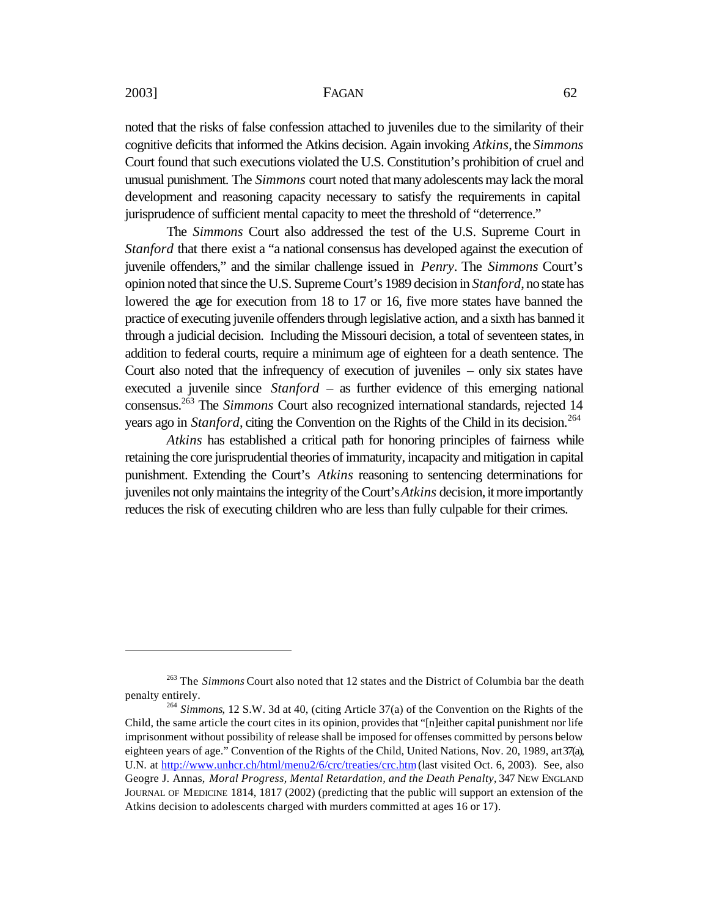noted that the risks of false confession attached to juveniles due to the similarity of their cognitive deficits that informed the Atkins decision. Again invoking *Atkins*, the *Simmons* Court found that such executions violated the U.S. Constitution's prohibition of cruel and unusual punishment. The *Simmons* court noted that many adolescents may lack the moral development and reasoning capacity necessary to satisfy the requirements in capital jurisprudence of sufficient mental capacity to meet the threshold of "deterrence."

The *Simmons* Court also addressed the test of the U.S. Supreme Court in *Stanford* that there exist a "a national consensus has developed against the execution of juvenile offenders," and the similar challenge issued in *Penry*. The *Simmons* Court's opinion noted that since the U.S. Supreme Court's 1989 decision in *Stanford*, no state has lowered the age for execution from 18 to 17 or 16, five more states have banned the practice of executing juvenile offenders through legislative action, and a sixth has banned it through a judicial decision. Including the Missouri decision, a total of seventeen states, in addition to federal courts, require a minimum age of eighteen for a death sentence. The Court also noted that the infrequency of execution of juveniles – only six states have executed a juvenile since *Stanford* – as further evidence of this emerging national consensus.[263] The *Simmons* Court also recognized international standards, rejected 14 years ago in *Stanford*, citing the Convention on the Rights of the Child in its decision.[264]

*Atkins* has established a critical path for honoring principles of fairness while retaining the core jurisprudential theories of immaturity, incapacity and mitigation in capital punishment. Extending the Court's *Atkins* reasoning to sentencing determinations for juveniles not only maintains the integrity of the Court's *Atkins* decision, it more importantly reduces the risk of executing children who are less than fully culpable for their crimes.

---

[263] The *Simmons* Court also noted that 12 states and the District of Columbia bar the death penalty entirely.

[264] *Simmons*, 12 S.W. 3d at 40, (citing Article 37(a) of the Convention on the Rights of the Child, the same article the court cites in its opinion, provides that "[n]either capital punishment nor life imprisonment without possibility of release shall be imposed for offenses committed by persons below eighteen years of age." Convention of the Rights of the Child, United Nations, Nov. 20, 1989, art 37(a), U.N. at http://www.unhcr.ch/html/menu2/6/crc/treaties/crc.htm (last visited Oct. 6, 2003). See, also Geogre J. Annas, *Moral Progress, Mental Retardation, and the Death Penalty*, 347 NEW ENGLAND JOURNAL OF MEDICINE 1814, 1817 (2002) (predicting that the public will support an extension of the Atkins decision to adolescents charged with murders committed at ages 16 or 17).